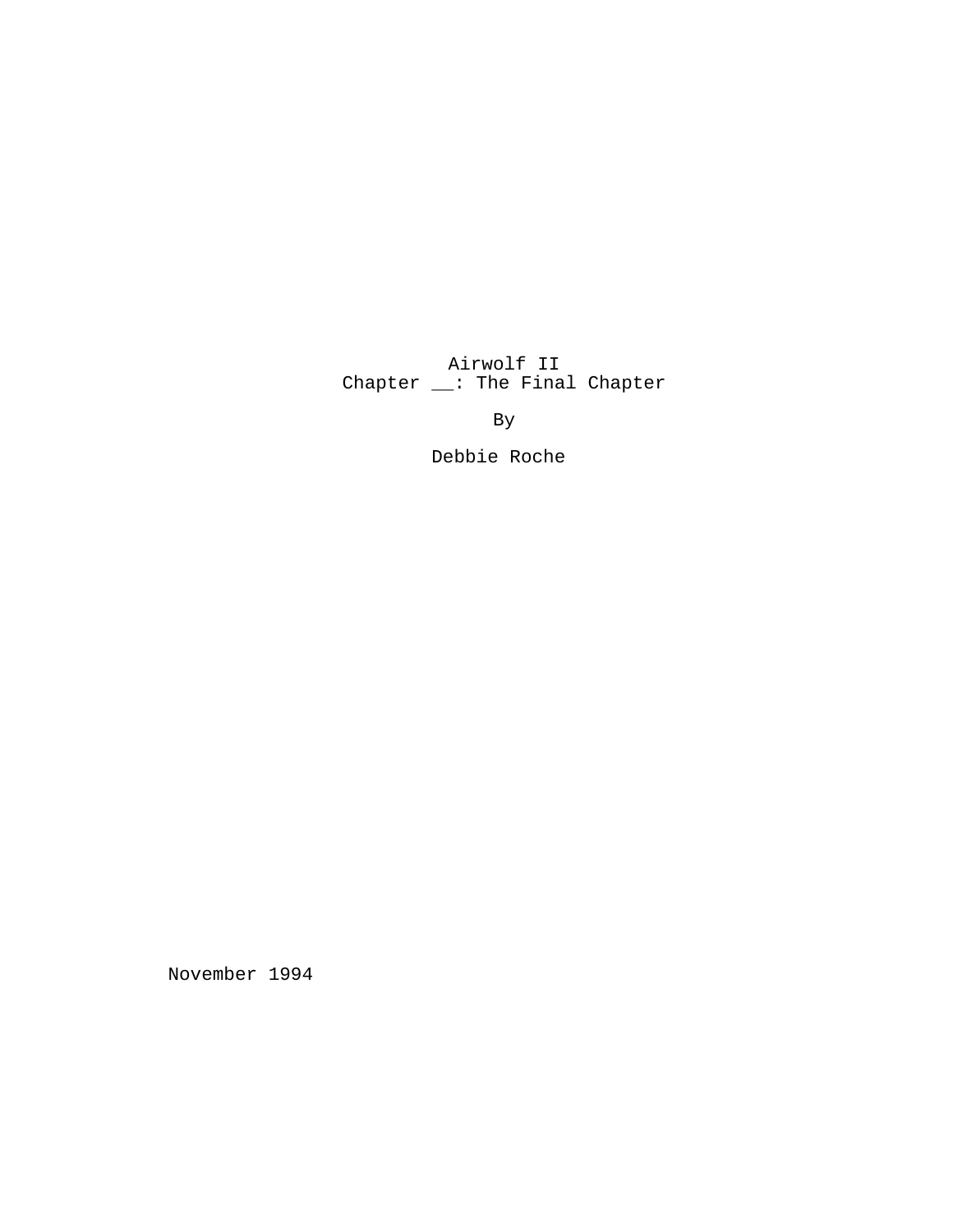# Airwolf II

## Chapter __: The Final Chapter

By

Debbie Roche

November 1994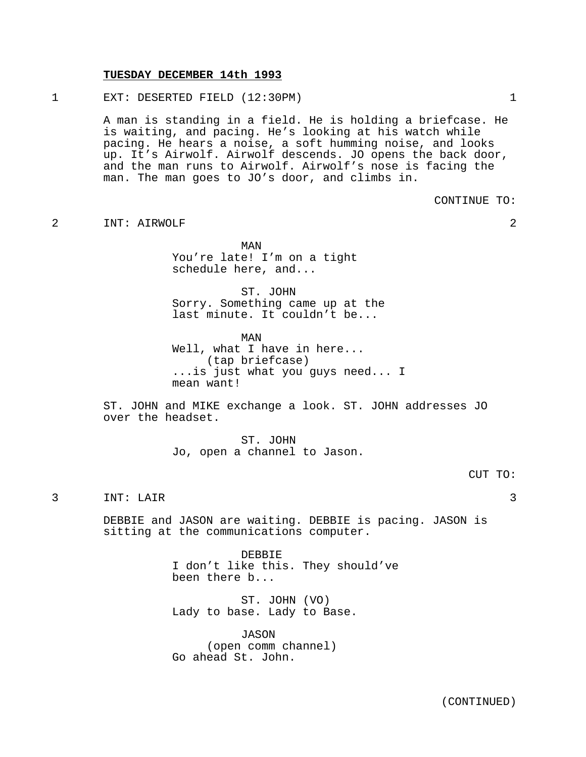**TUESDAY DECEMBER 14th 1993**

1 EXT: DESERTED FIELD (12:30PM) 1

A man is standing in a field. He is holding a briefcase. He is waiting, and pacing. He's looking at his watch while pacing. He hears a noise, a soft humming noise, and looks up. It's Airwolf. Airwolf descends. JO opens the back door, and the man runs to Airwolf. Airwolf's nose is facing the man. The man goes to JO's door, and climbs in.

CONTINUE TO:

2 INT: AIRWOLF 2

MAN
You're late! I'm on a tight schedule here, and...

ST. JOHN
Sorry. Something came up at the last minute. It couldn't be...

MAN
Well, what I have in here...
(tap briefcase)
...is just what you guys need... I mean want!

ST. JOHN and MIKE exchange a look. ST. JOHN addresses JO over the headset.

ST. JOHN
Jo, open a channel to Jason.

CUT TO:

3 INT: LAIR 3

DEBBIE and JASON are waiting. DEBBIE is pacing. JASON is sitting at the communications computer.

DEBBIE
I don't like this. They should've been there b...

ST. JOHN (VO)
Lady to base. Lady to Base.

JASON
(open comm channel)
Go ahead St. John.

(CONTINUED)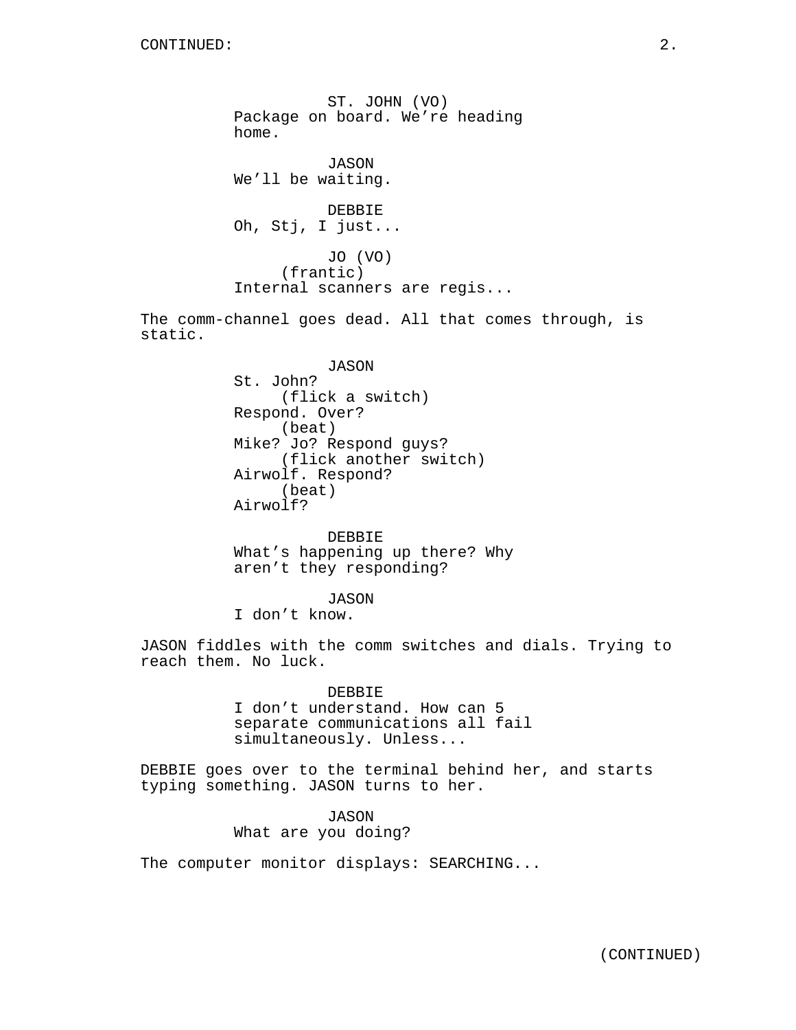CONTINUED:

ST. JOHN (VO)
Package on board. We're heading home.

JASON
We'll be waiting.

DEBBIE
Oh, Stj, I just...

JO (VO)
(frantic)
Internal scanners are regis...

The comm-channel goes dead. All that comes through, is static.

JASON
St. John?
(flick a switch)
Respond. Over?
(beat)
Mike? Jo? Respond guys?
(flick another switch)
Airwolf. Respond?
(beat)
Airwolf?

DEBBIE
What's happening up there? Why aren't they responding?

JASON
I don't know.

JASON fiddles with the comm switches and dials. Trying to reach them. No luck.

DEBBIE
I don't understand. How can 5 separate communications all fail simultaneously. Unless...

DEBBIE goes over to the terminal behind her, and starts typing something. JASON turns to her.

JASON
What are you doing?

The computer monitor displays: SEARCHING...

(CONTINUED)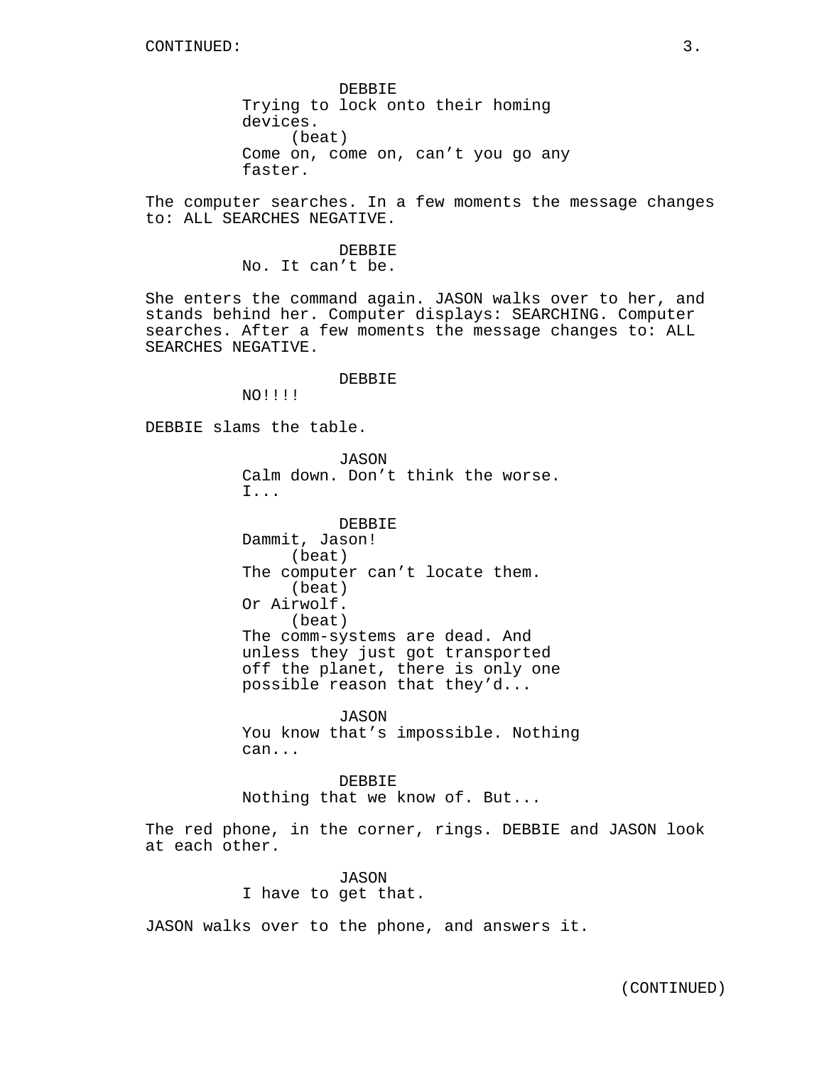CONTINUED:

DEBBIE
Trying to lock onto their homing devices.
(beat)
Come on, come on, can't you go any faster.

The computer searches. In a few moments the message changes to: ALL SEARCHES NEGATIVE.

DEBBIE
No. It can't be.

She enters the command again. JASON walks over to her, and stands behind her. Computer displays: SEARCHING. Computer searches. After a few moments the message changes to: ALL SEARCHES NEGATIVE.

DEBBIE
NO!!!!

DEBBIE slams the table.

JASON
Calm down. Don't think the worse. I...

DEBBIE
Dammit, Jason!
(beat)
The computer can't locate them.
(beat)
Or Airwolf.
(beat)
The comm-systems are dead. And unless they just got transported off the planet, there is only one possible reason that they'd...

JASON
You know that's impossible. Nothing can...

DEBBIE
Nothing that we know of. But...

The red phone, in the corner, rings. DEBBIE and JASON look at each other.

JASON
I have to get that.

JASON walks over to the phone, and answers it.

(CONTINUED)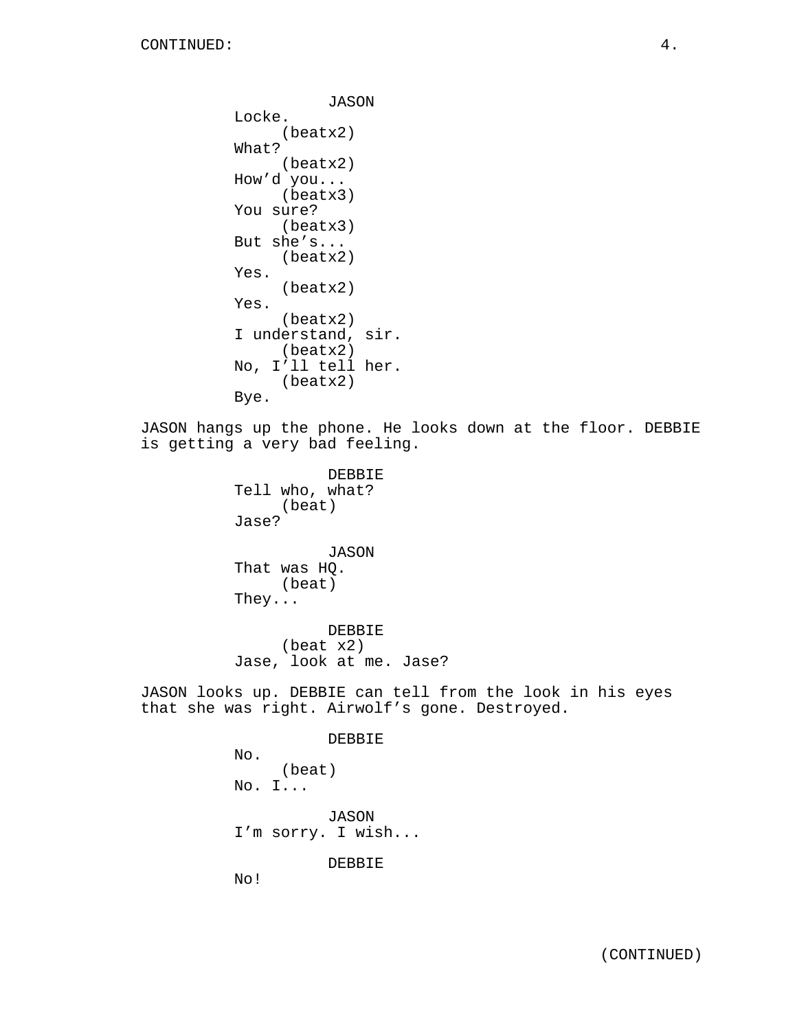CONTINUED:

JASON
Locke.
(beatx2)
What?
(beatx2)
How'd you...
(beatx3)
You sure?
(beatx3)
But she's...
(beatx2)
Yes.
(beatx2)
Yes.
(beatx2)
I understand, sir.
(beatx2)
No, I'll tell her.
(beatx2)
Bye.

JASON hangs up the phone. He looks down at the floor. DEBBIE is getting a very bad feeling.

DEBBIE
Tell who, what?
(beat)
Jase?

JASON
That was HQ.
(beat)
They...

DEBBIE
(beat x2)
Jase, look at me. Jase?

JASON looks up. DEBBIE can tell from the look in his eyes that she was right. Airwolf's gone. Destroyed.

DEBBIE
No.
(beat)
No. I...

JASON
I'm sorry. I wish...

DEBBIE
No!

(CONTINUED)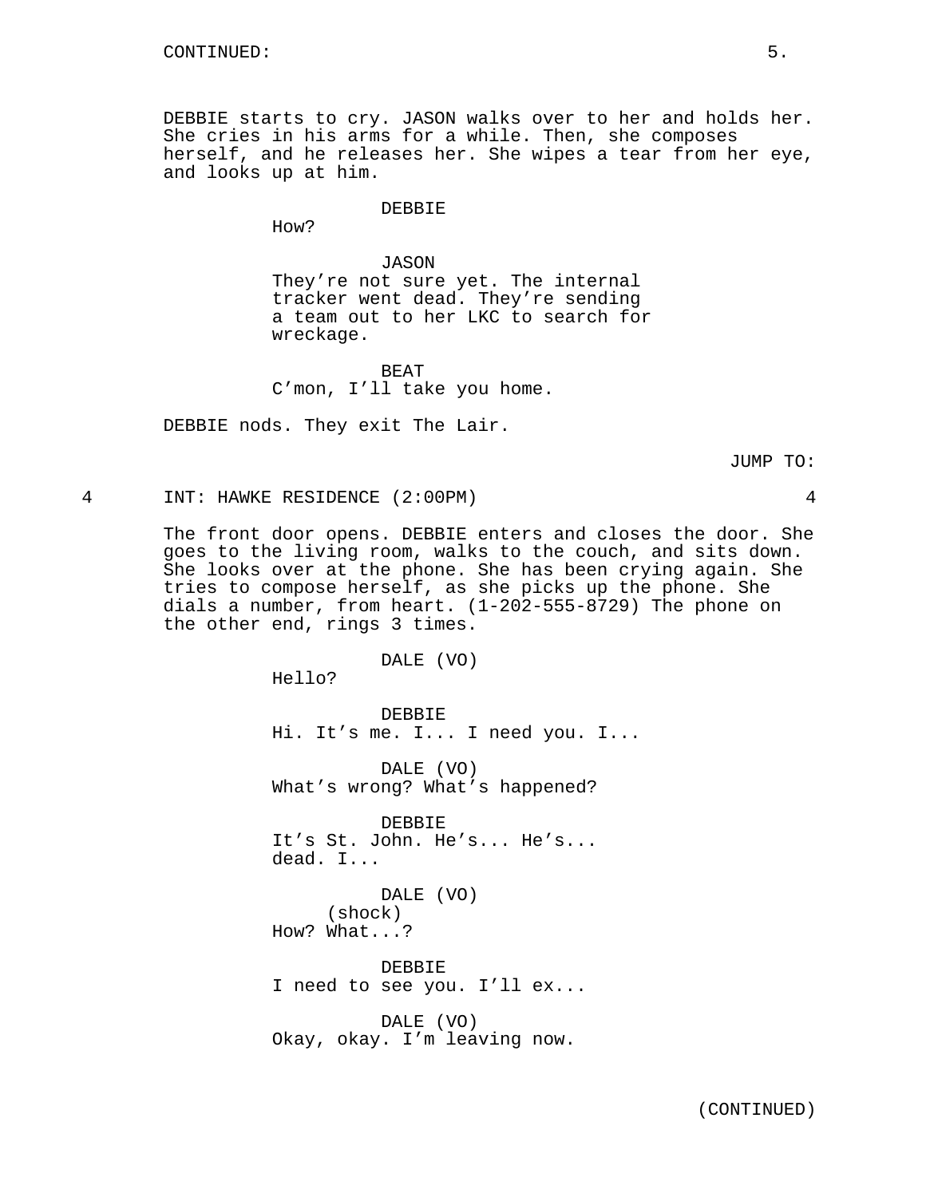DEBBIE starts to cry. JASON walks over to her and holds her. She cries in his arms for a while. Then, she composes herself, and he releases her. She wipes a tear from her eye, and looks up at him.

DEBBIE
How?

JASON
They're not sure yet. The internal tracker went dead. They're sending a team out to her LKC to search for wreckage.

BEAT
C'mon, I'll take you home.

DEBBIE nods. They exit The Lair.

JUMP TO:

4 INT: HAWKE RESIDENCE (2:00PM) 4

The front door opens. DEBBIE enters and closes the door. She goes to the living room, walks to the couch, and sits down. She looks over at the phone. She has been crying again. She tries to compose herself, as she picks up the phone. She dials a number, from heart. (1-202-555-8729) The phone on the other end, rings 3 times.

DALE (VO)
Hello?

DEBBIE
Hi. It's me. I... I need you. I...

DALE (VO)
What's wrong? What's happened?

DEBBIE
It's St. John. He's... He's... dead. I...

DALE (VO)
(shock)
How? What...?

DEBBIE
I need to see you. I'll ex...

DALE (VO)
Okay, okay. I'm leaving now.

(CONTINUED)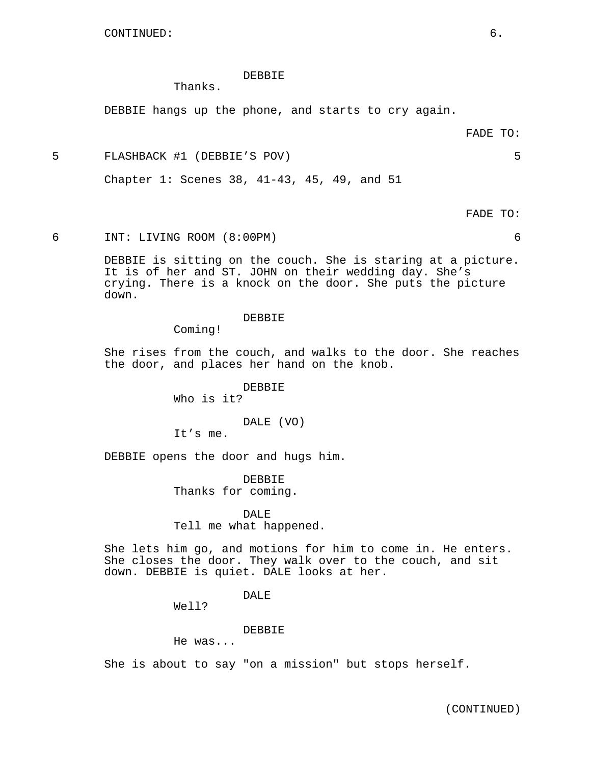CONTINUED:

DEBBIE
Thanks.

DEBBIE hangs up the phone, and starts to cry again.

FADE TO:

5 FLASHBACK #1 (DEBBIE'S POV) 5

Chapter 1: Scenes 38, 41-43, 45, 49, and 51

FADE TO:

6 INT: LIVING ROOM (8:00PM) 6

DEBBIE is sitting on the couch. She is staring at a picture. It is of her and ST. JOHN on their wedding day. She's crying. There is a knock on the door. She puts the picture down.

DEBBIE
Coming!

She rises from the couch, and walks to the door. She reaches the door, and places her hand on the knob.

DEBBIE
Who is it?

DALE (VO)
It's me.

DEBBIE opens the door and hugs him.

DEBBIE
Thanks for coming.

DALE
Tell me what happened.

She lets him go, and motions for him to come in. He enters. She closes the door. They walk over to the couch, and sit down. DEBBIE is quiet. DALE looks at her.

DALE
Well?

DEBBIE
He was...

She is about to say "on a mission" but stops herself.

(CONTINUED)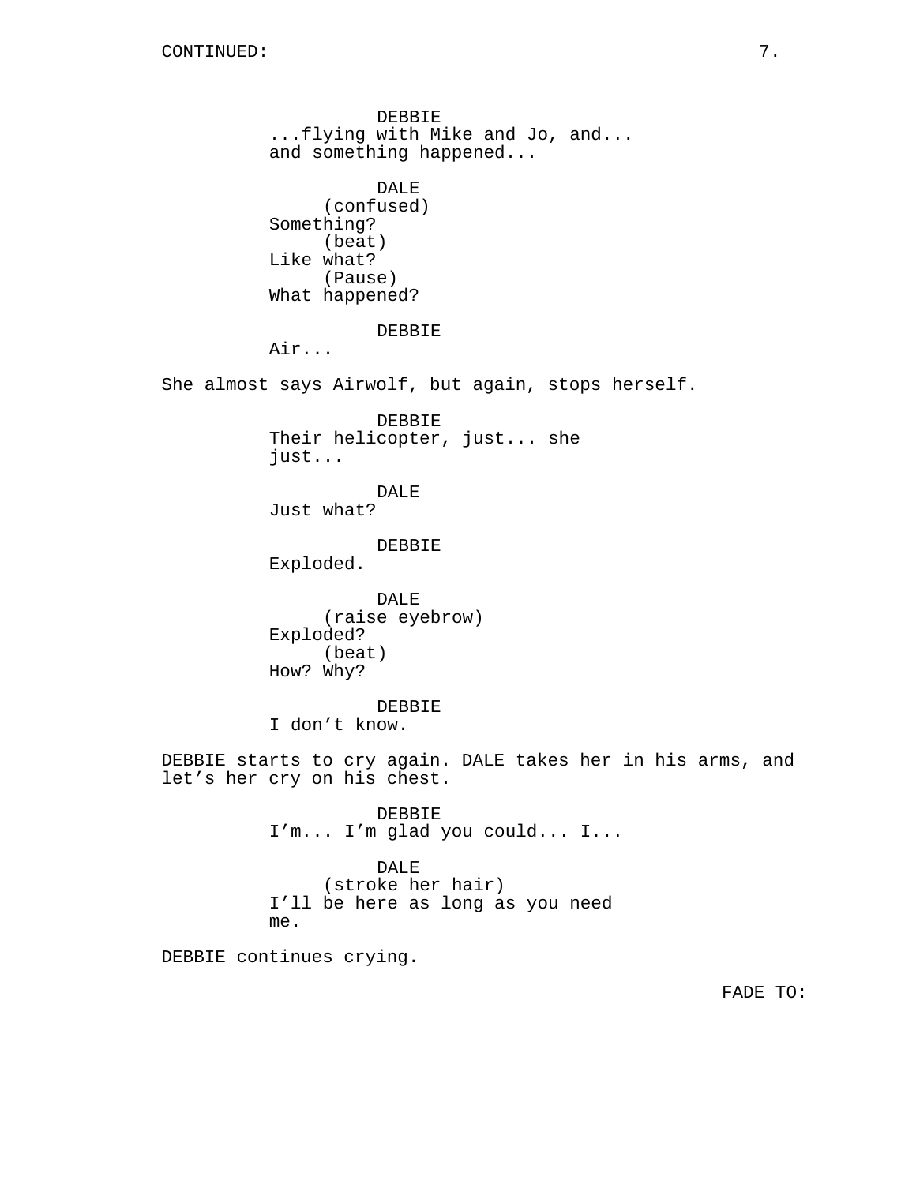DEBBIE
...flying with Mike and Jo, and...
and something happened...

DALE
(confused)
Something?
(beat)
Like what?
(Pause)
What happened?

DEBBIE
Air...

She almost says Airwolf, but again, stops herself.

DEBBIE
Their helicopter, just... she
just...

DALE
Just what?

DEBBIE
Exploded.

DALE
(raise eyebrow)
Exploded?
(beat)
How? Why?

DEBBIE
I don’t know.

DEBBIE starts to cry again. DALE takes her in his arms, and let’s her cry on his chest.

DEBBIE
I’m... I’m glad you could... I...

DALE
(stroke her hair)
I’ll be here as long as you need
me.

DEBBIE continues crying.

FADE TO: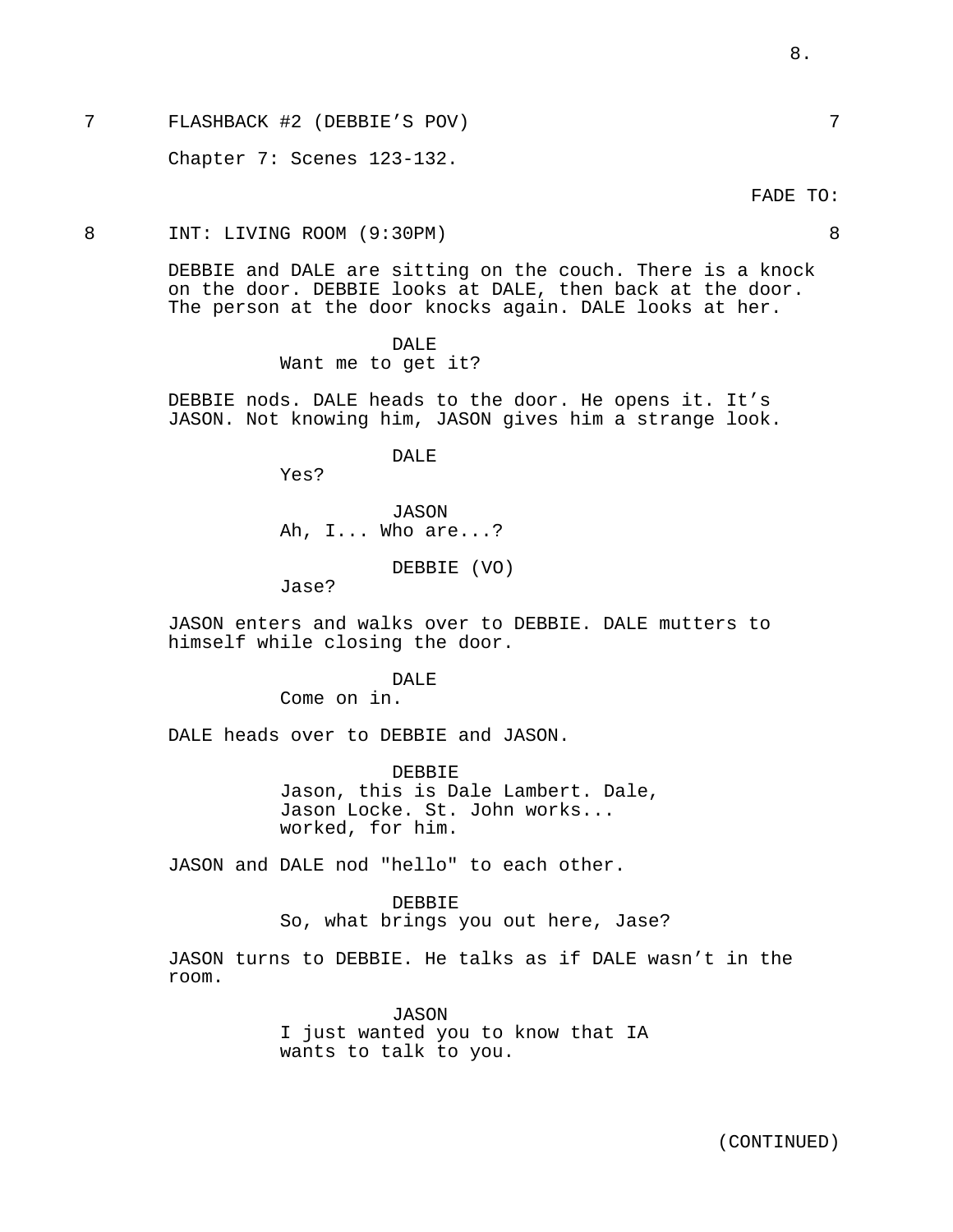7 FLASHBACK #2 (DEBBIE'S POV) 7

Chapter 7: Scenes 123-132.

FADE TO:

8 INT: LIVING ROOM (9:30PM) 8

DEBBIE and DALE are sitting on the couch. There is a knock on the door. DEBBIE looks at DALE, then back at the door. The person at the door knocks again. DALE looks at her.

DALE
Want me to get it?

DEBBIE nods. DALE heads to the door. He opens it. It's JASON. Not knowing him, JASON gives him a strange look.

DALE
Yes?

JASON
Ah, I... Who are...?

DEBBIE (VO)
Jase?

JASON enters and walks over to DEBBIE. DALE mutters to himself while closing the door.

DALE
Come on in.

DALE heads over to DEBBIE and JASON.

DEBBIE
Jason, this is Dale Lambert. Dale, Jason Locke. St. John works... worked, for him.

JASON and DALE nod "hello" to each other.

DEBBIE
So, what brings you out here, Jase?

JASON turns to DEBBIE. He talks as if DALE wasn't in the room.

JASON
I just wanted you to know that IA wants to talk to you.

(CONTINUED)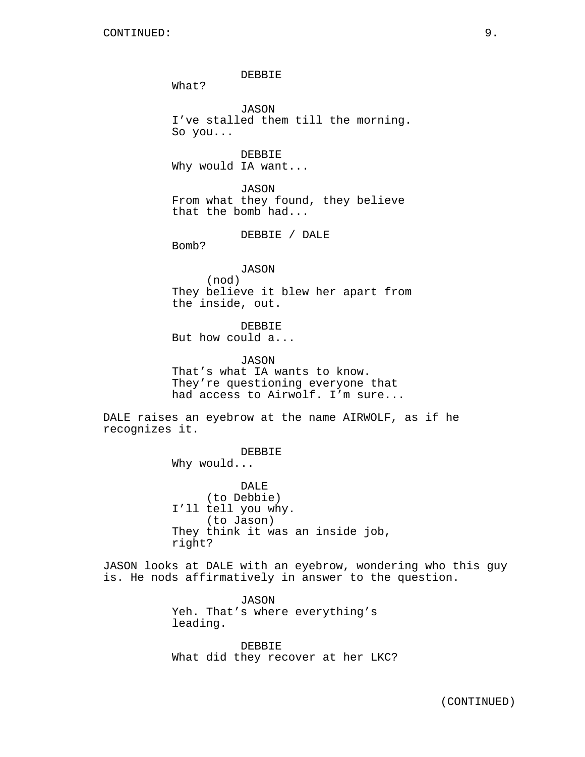CONTINUED:

DEBBIE
What?

JASON
I've stalled them till the morning.
So you...

DEBBIE
Why would IA want...

JASON
From what they found, they believe
that the bomb had...

DEBBIE / DALE
Bomb?

JASON
(nod)
They believe it blew her apart from
the inside, out.

DEBBIE
But how could a...

JASON
That's what IA wants to know.
They're questioning everyone that
had access to Airwolf. I'm sure...

DALE raises an eyebrow at the name AIRWOLF, as if he recognizes it.

DEBBIE
Why would...

DALE
(to Debbie)
I'll tell you why.
(to Jason)
They think it was an inside job,
right?

JASON looks at DALE with an eyebrow, wondering who this guy is. He nods affirmatively in answer to the question.

JASON
Yeh. That's where everything's
leading.

DEBBIE
What did they recover at her LKC?

(CONTINUED)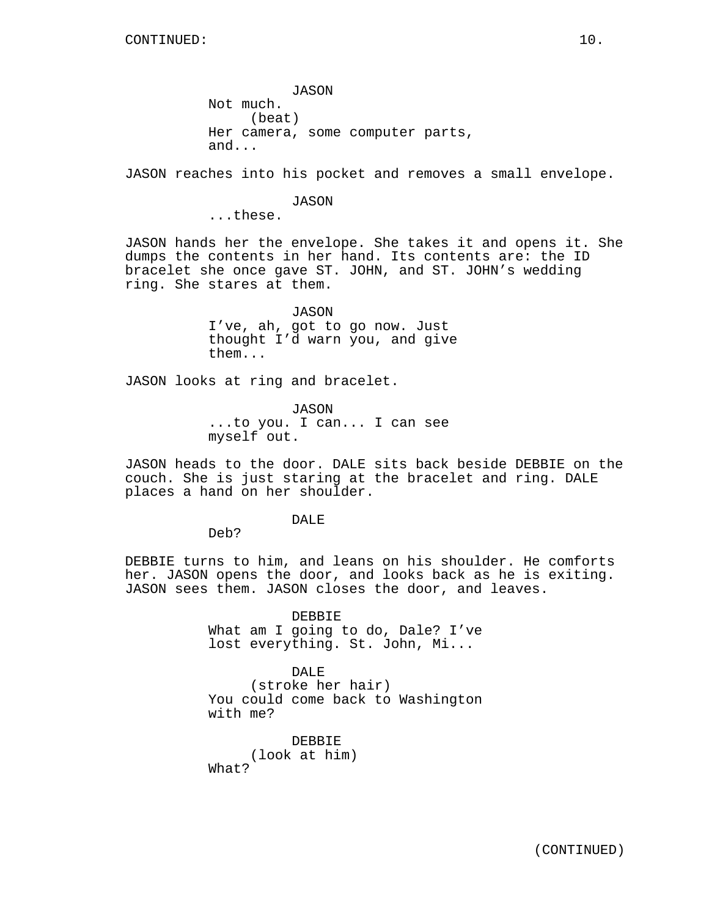CONTINUED:

JASON
Not much.
(beat)
Her camera, some computer parts, and...

JASON reaches into his pocket and removes a small envelope.

JASON
...these.

JASON hands her the envelope. She takes it and opens it. She dumps the contents in her hand. Its contents are: the ID bracelet she once gave ST. JOHN, and ST. JOHN's wedding ring. She stares at them.

JASON
I've, ah, got to go now. Just thought I'd warn you, and give them...

JASON looks at ring and bracelet.

JASON
...to you. I can... I can see myself out.

JASON heads to the door. DALE sits back beside DEBBIE on the couch. She is just staring at the bracelet and ring. DALE places a hand on her shoulder.

DALE
Deb?

DEBBIE turns to him, and leans on his shoulder. He comforts her. JASON opens the door, and looks back as he is exiting. JASON sees them. JASON closes the door, and leaves.

DEBBIE
What am I going to do, Dale? I've lost everything. St. John, Mi...

DALE
(stroke her hair)
You could come back to Washington with me?

DEBBIE
(look at him)
What?

(CONTINUED)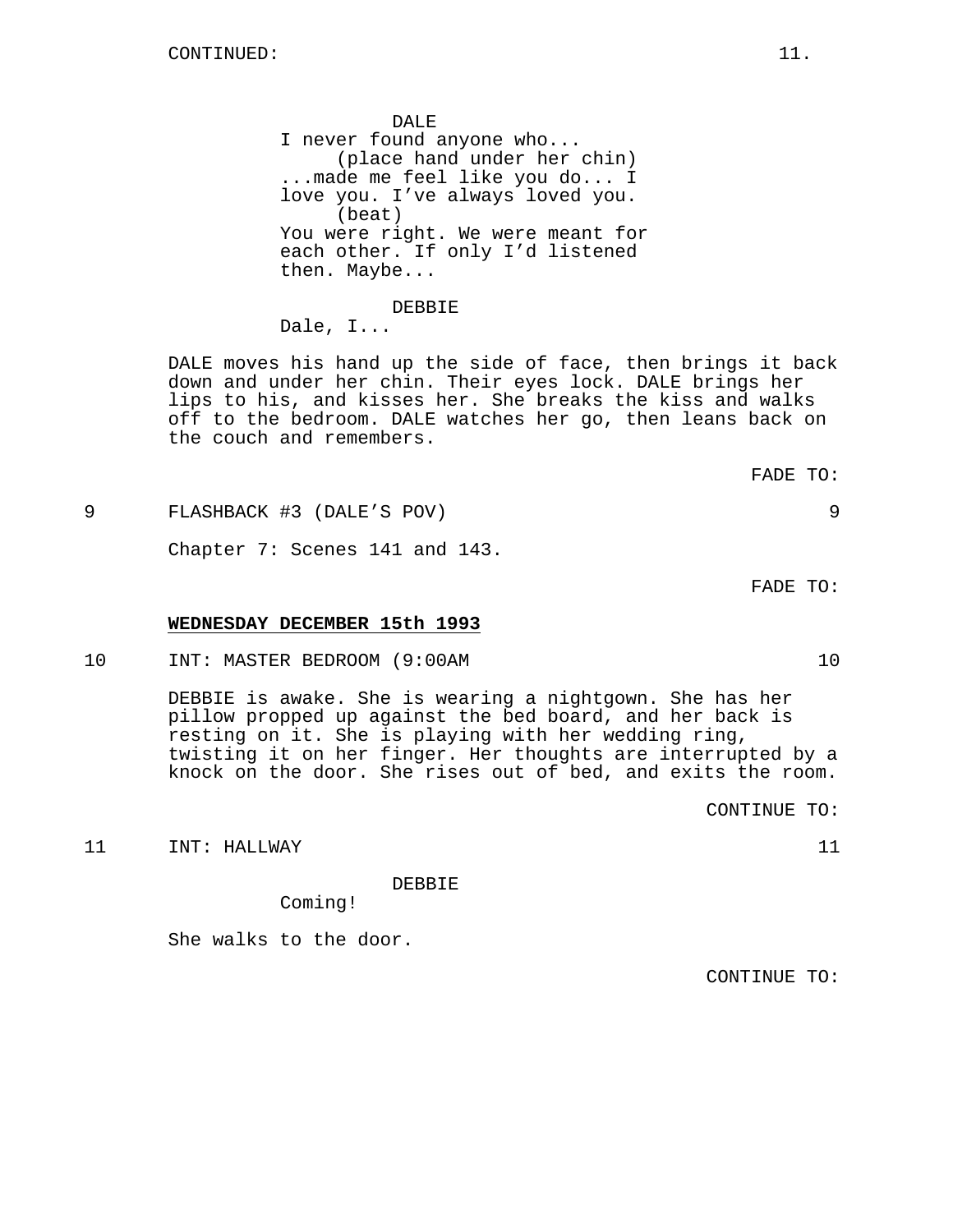DALE
I never found anyone who...
(place hand under her chin)
...made me feel like you do... I love you. I've always loved you.
(beat)
You were right. We were meant for each other. If only I'd listened then. Maybe...

DEBBIE
Dale, I...

DALE moves his hand up the side of face, then brings it back down and under her chin. Their eyes lock. DALE brings her lips to his, and kisses her. She breaks the kiss and walks off to the bedroom. DALE watches her go, then leans back on the couch and remembers.

FADE TO:

9 FLASHBACK #3 (DALE'S POV) 9

Chapter 7: Scenes 141 and 143.

FADE TO:

**WEDNESDAY DECEMBER 15th 1993**

10 INT: MASTER BEDROOM (9:00AM 10

DEBBIE is awake. She is wearing a nightgown. She has her pillow propped up against the bed board, and her back is resting on it. She is playing with her wedding ring, twisting it on her finger. Her thoughts are interrupted by a knock on the door. She rises out of bed, and exits the room.

CONTINUE TO:

11 INT: HALLWAY 11

DEBBIE
Coming!

She walks to the door.

CONTINUE TO: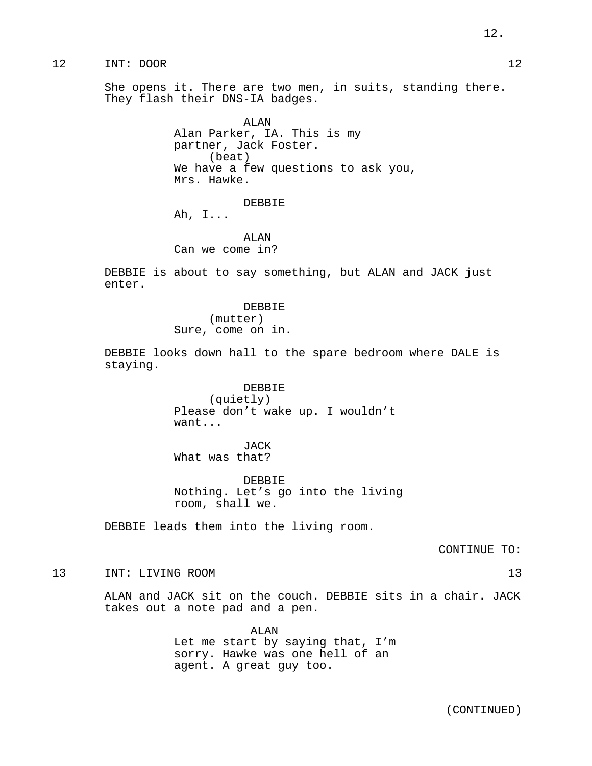12 INT: DOOR 12

She opens it. There are two men, in suits, standing there. They flash their DNS-IA badges.

ALAN
Alan Parker, IA. This is my partner, Jack Foster.
(beat)
We have a few questions to ask you, Mrs. Hawke.

DEBBIE
Ah, I...

ALAN
Can we come in?

DEBBIE is about to say something, but ALAN and JACK just enter.

DEBBIE
(mutter)
Sure, come on in.

DEBBIE looks down hall to the spare bedroom where DALE is staying.

DEBBIE
(quietly)
Please don't wake up. I wouldn't want...

JACK
What was that?

DEBBIE
Nothing. Let's go into the living room, shall we.

DEBBIE leads them into the living room.

CONTINUE TO:

13 INT: LIVING ROOM 13

ALAN and JACK sit on the couch. DEBBIE sits in a chair. JACK takes out a note pad and a pen.

ALAN
Let me start by saying that, I'm sorry. Hawke was one hell of an agent. A great guy too.

(CONTINUED)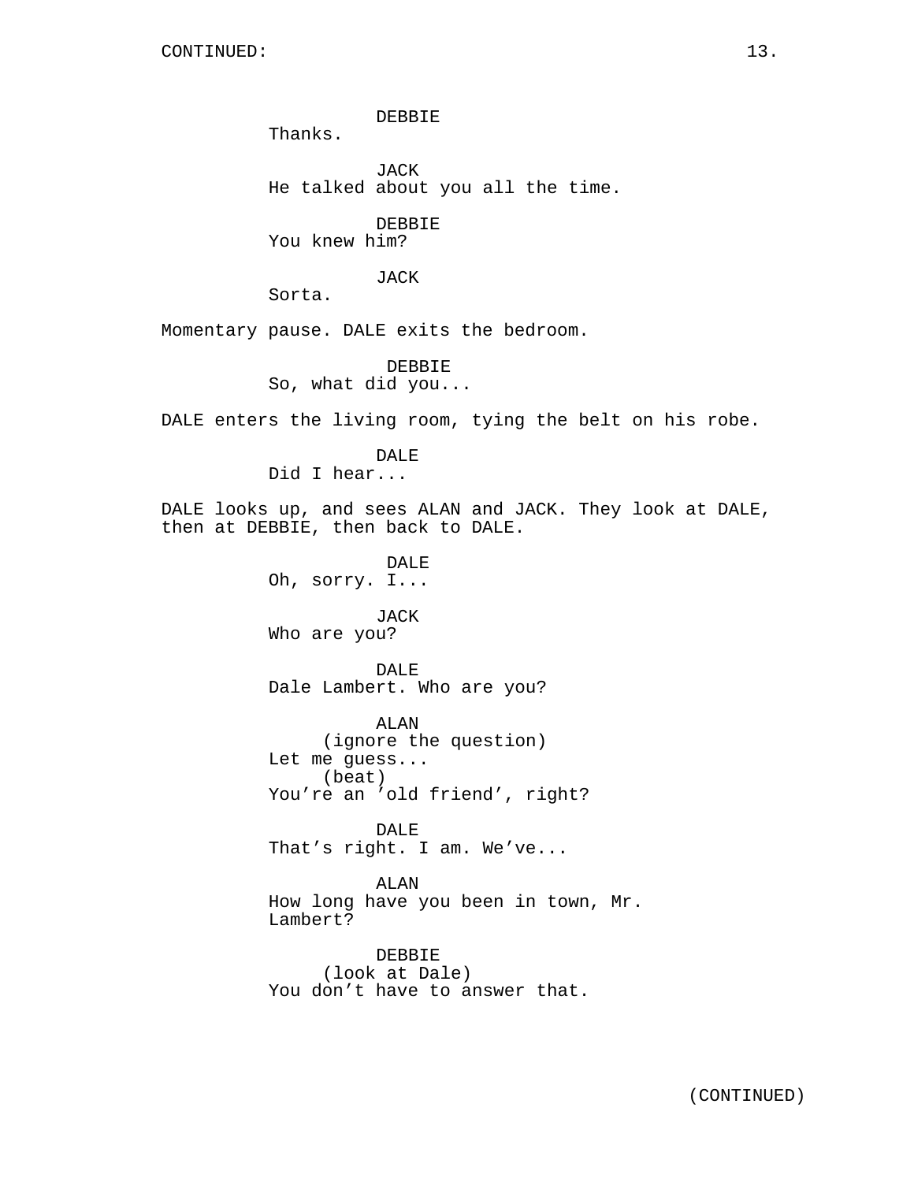DEBBIE
Thanks.

JACK
He talked about you all the time.

DEBBIE
You knew him?

JACK
Sorta.

Momentary pause. DALE exits the bedroom.

DEBBIE
So, what did you...

DALE enters the living room, tying the belt on his robe.

DALE
Did I hear...

DALE looks up, and sees ALAN and JACK. They look at DALE, then at DEBBIE, then back to DALE.

DALE
Oh, sorry. I...

JACK
Who are you?

DALE
Dale Lambert. Who are you?

ALAN
(ignore the question)
Let me guess...
(beat)
You're an 'old friend', right?

DALE
That's right. I am. We've...

ALAN
How long have you been in town, Mr. Lambert?

DEBBIE
(look at Dale)
You don't have to answer that.

(CONTINUED)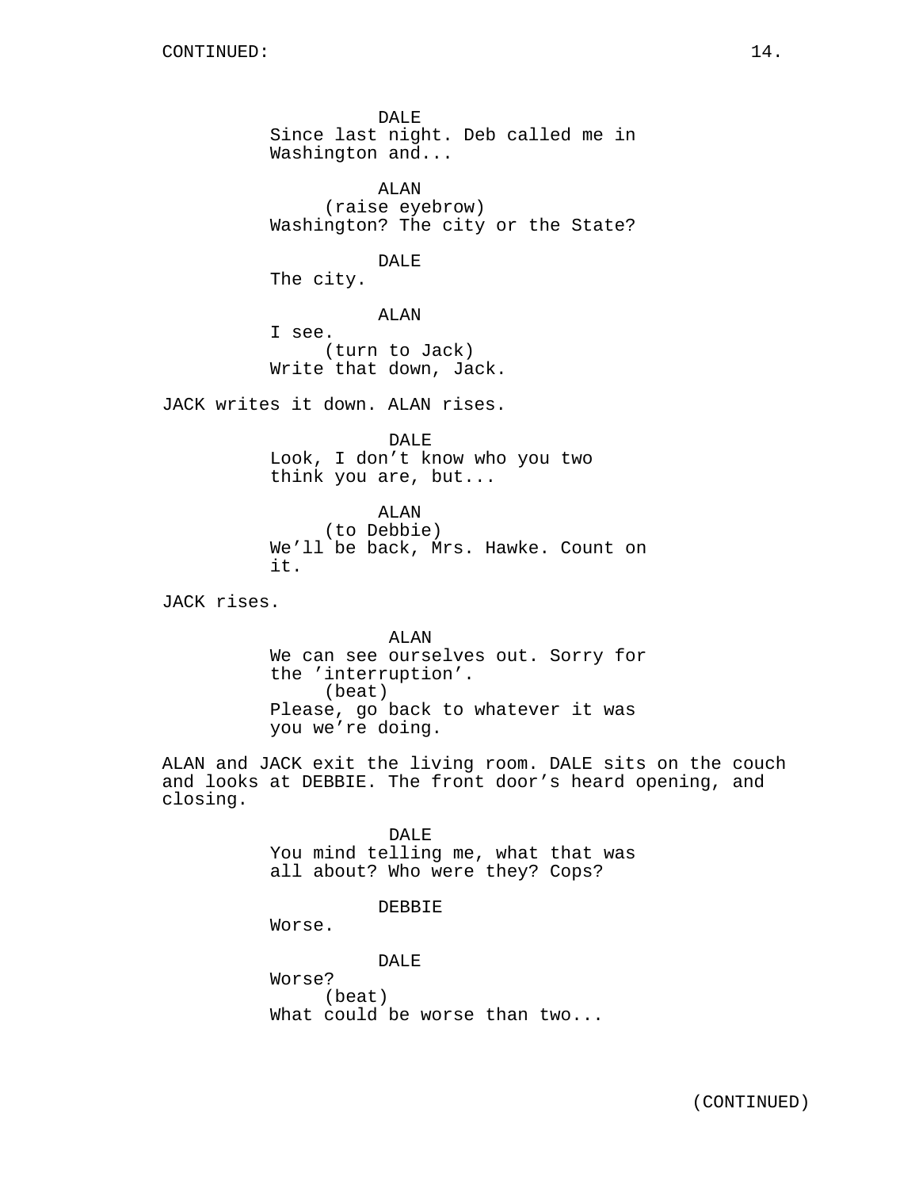DALE
Since last night. Deb called me in Washington and...

ALAN
(raise eyebrow)
Washington? The city or the State?

DALE
The city.

ALAN
I see.
(turn to Jack)
Write that down, Jack.

JACK writes it down. ALAN rises.

DALE
Look, I don’t know who you two think you are, but...

ALAN
(to Debbie)
We’ll be back, Mrs. Hawke. Count on it.

JACK rises.

ALAN
We can see ourselves out. Sorry for the ’interruption’.
(beat)
Please, go back to whatever it was you we’re doing.

ALAN and JACK exit the living room. DALE sits on the couch and looks at DEBBIE. The front door’s heard opening, and closing.

DALE
You mind telling me, what that was all about? Who were they? Cops?

DEBBIE
Worse.

DALE
Worse?
(beat)
What could be worse than two...

(CONTINUED)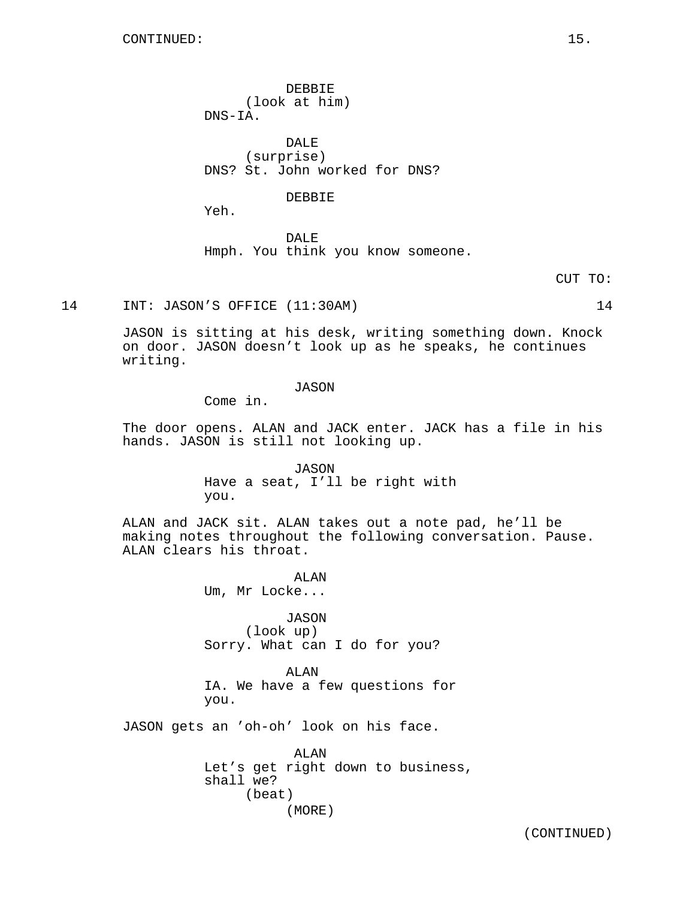DEBBIE
(look at him)
DNS-IA.

DALE
(surprise)
DNS? St. John worked for DNS?

DEBBIE
Yeh.

DALE
Hmph. You think you know someone.

CUT TO:

14 INT: JASON’S OFFICE (11:30AM) 14

JASON is sitting at his desk, writing something down. Knock on door. JASON doesn’t look up as he speaks, he continues writing.

JASON
Come in.

The door opens. ALAN and JACK enter. JACK has a file in his hands. JASON is still not looking up.

JASON
Have a seat, I’ll be right with you.

ALAN and JACK sit. ALAN takes out a note pad, he’ll be making notes throughout the following conversation. Pause. ALAN clears his throat.

ALAN
Um, Mr Locke...

JASON
(look up)
Sorry. What can I do for you?

ALAN
IA. We have a few questions for you.

JASON gets an ’oh-oh’ look on his face.

ALAN
Let’s get right down to business, shall we?
(beat)
(MORE)

(CONTINUED)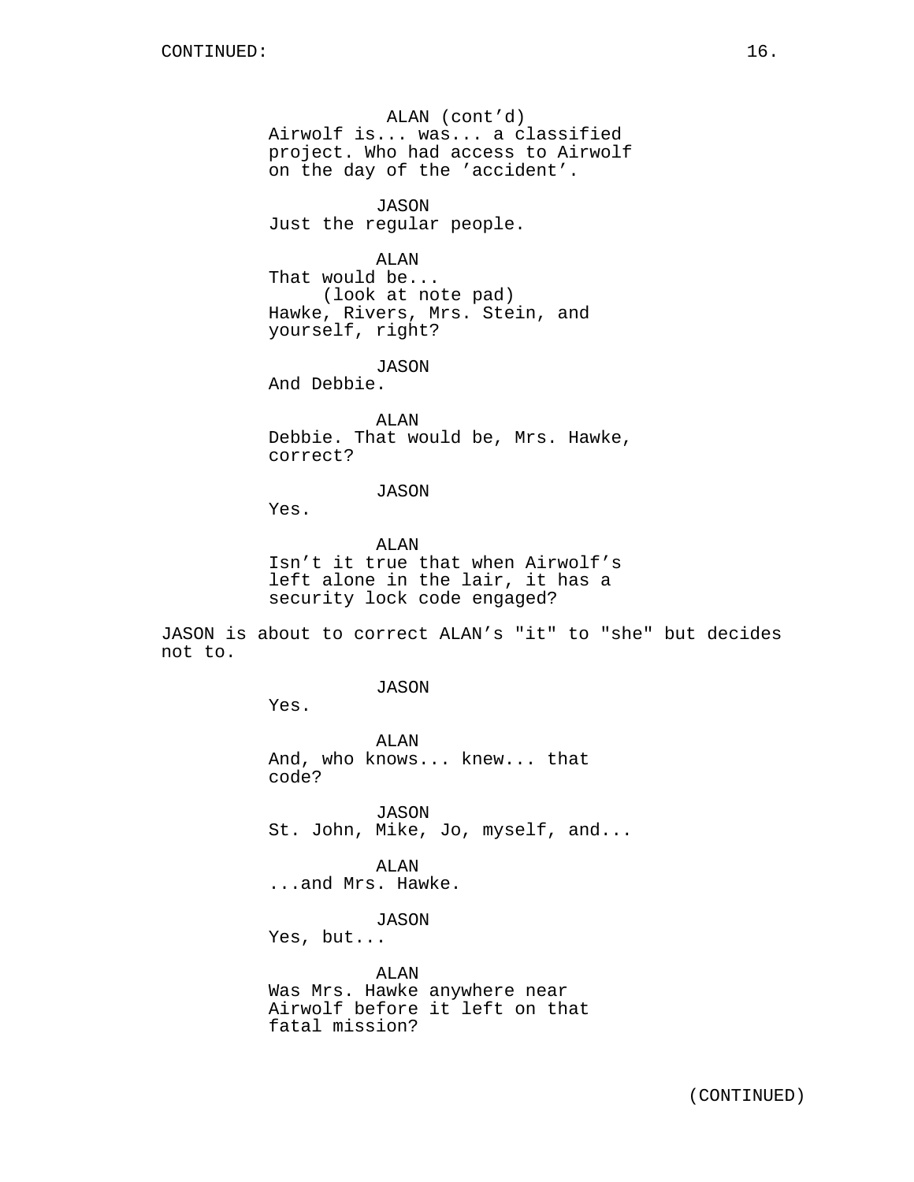ALAN (cont'd)
Airwolf is... was... a classified project. Who had access to Airwolf on the day of the 'accident'.

JASON
Just the regular people.

ALAN
That would be...
(look at note pad)
Hawke, Rivers, Mrs. Stein, and yourself, right?

JASON
And Debbie.

ALAN
Debbie. That would be, Mrs. Hawke, correct?

JASON
Yes.

ALAN
Isn't it true that when Airwolf's left alone in the lair, it has a security lock code engaged?

JASON is about to correct ALAN's "it" to "she" but decides not to.

JASON
Yes.

ALAN
And, who knows... knew... that code?

JASON
St. John, Mike, Jo, myself, and...

ALAN
...and Mrs. Hawke.

JASON
Yes, but...

ALAN
Was Mrs. Hawke anywhere near Airwolf before it left on that fatal mission?

(CONTINUED)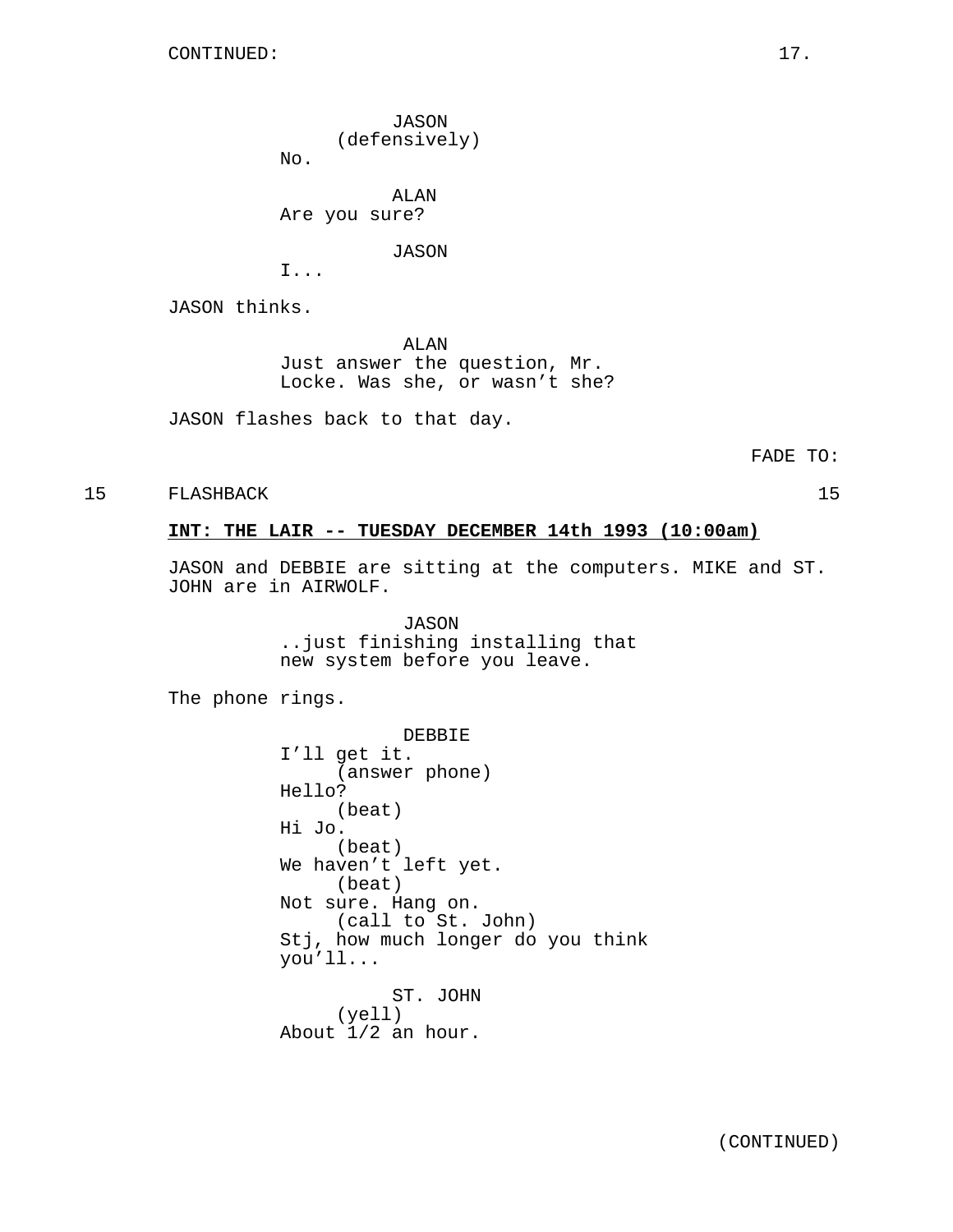CONTINUED:

JASON
(defensively)
No.

ALAN
Are you sure?

JASON
I...

JASON thinks.

ALAN
Just answer the question, Mr. Locke. Was she, or wasn't she?

JASON flashes back to that day.

FADE TO:

15 FLASHBACK 15

**INT: THE LAIR -- TUESDAY DECEMBER 14th 1993 (10:00am)**

JASON and DEBBIE are sitting at the computers. MIKE and ST. JOHN are in AIRWOLF.

JASON
..just finishing installing that new system before you leave.

The phone rings.

DEBBIE
I'll get it.
(answer phone)
Hello?
(beat)
Hi Jo.
(beat)
We haven't left yet.
(beat)
Not sure. Hang on.
(call to St. John)
Stj, how much longer do you think you'll...

ST. JOHN
(yell)
About 1/2 an hour.

(CONTINUED)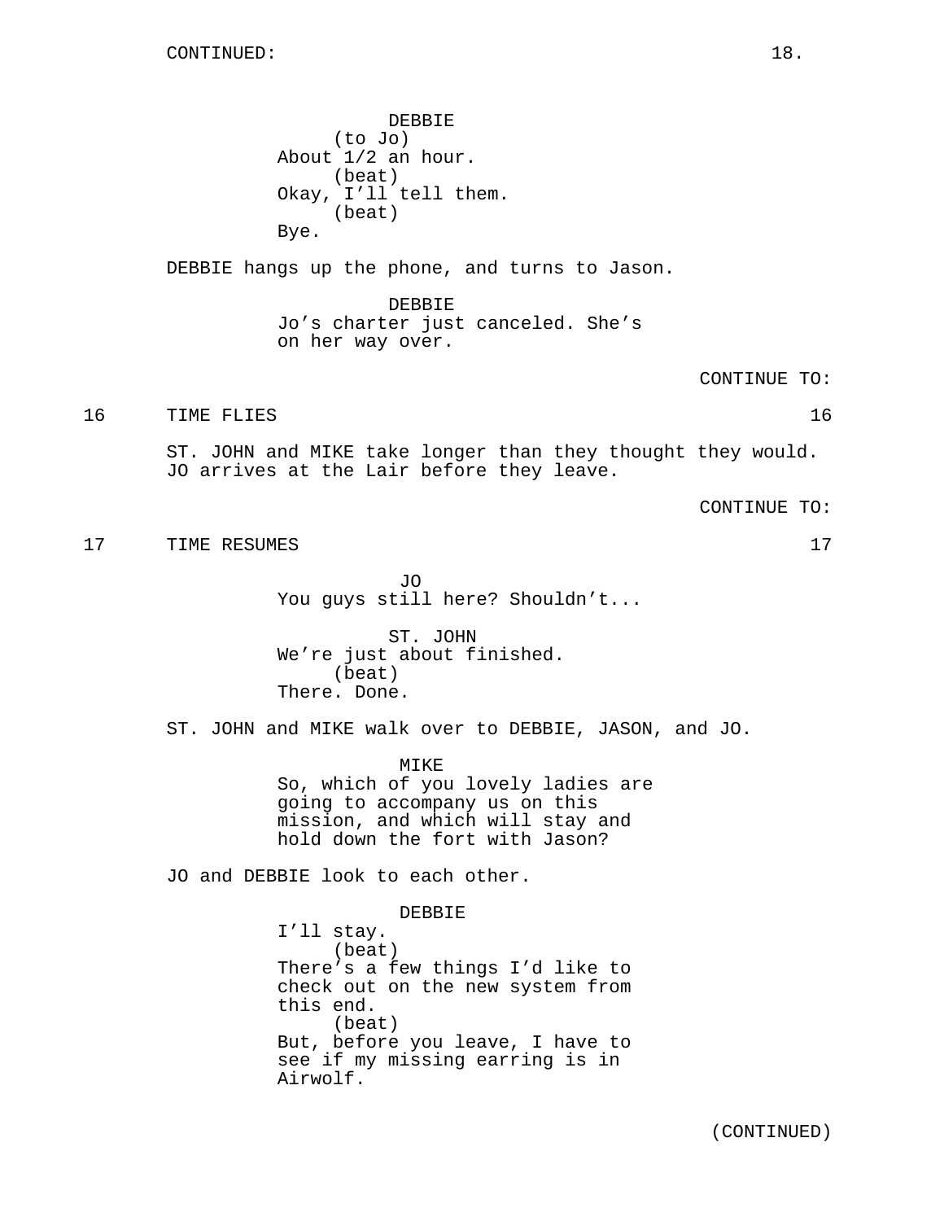CONTINUED:

DEBBIE
(to Jo)
About 1/2 an hour.
(beat)
Okay, I'll tell them.
(beat)
Bye.

DEBBIE hangs up the phone, and turns to Jason.

DEBBIE
Jo's charter just canceled. She's on her way over.

CONTINUE TO:

16 TIME FLIES 16

ST. JOHN and MIKE take longer than they thought they would. JO arrives at the Lair before they leave.

CONTINUE TO:

17 TIME RESUMES 17

JO
You guys still here? Shouldn't...

ST. JOHN
We're just about finished.
(beat)
There. Done.

ST. JOHN and MIKE walk over to DEBBIE, JASON, and JO.

MIKE
So, which of you lovely ladies are going to accompany us on this mission, and which will stay and hold down the fort with Jason?

JO and DEBBIE look to each other.

DEBBIE
I'll stay.
(beat)
There's a few things I'd like to check out on the new system from this end.
(beat)
But, before you leave, I have to see if my missing earring is in Airwolf.

(CONTINUED)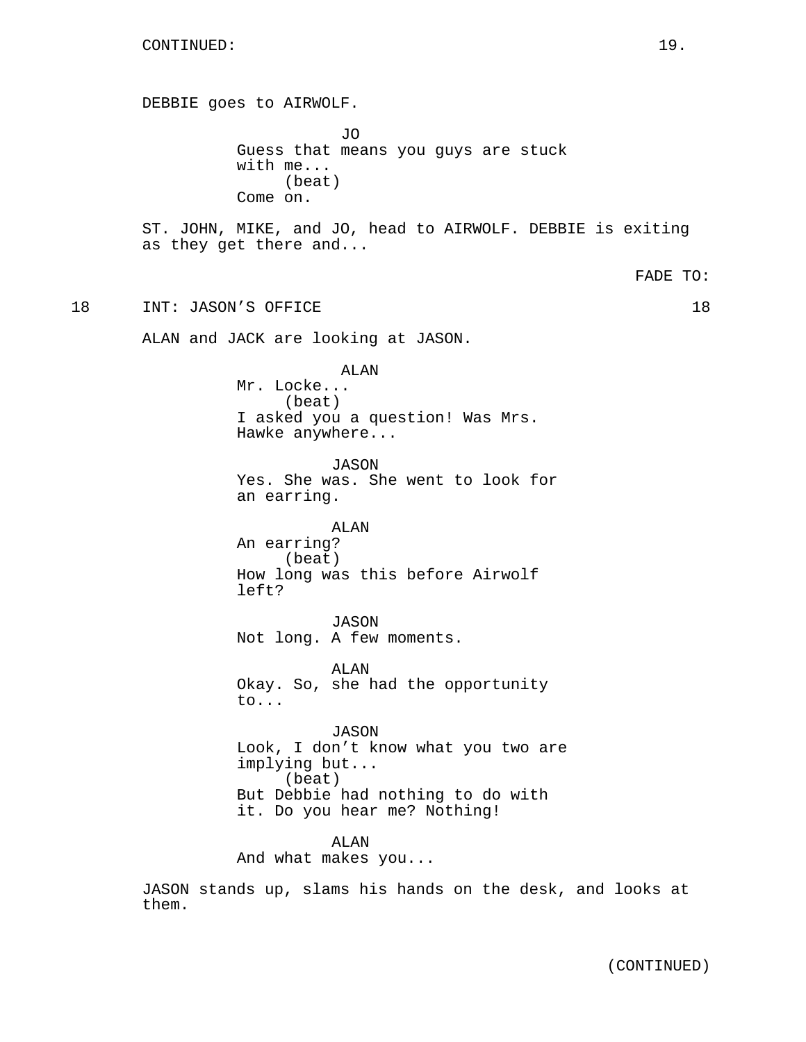CONTINUED:

DEBBIE goes to AIRWOLF.

JO
Guess that means you guys are stuck with me...
(beat)
Come on.

ST. JOHN, MIKE, and JO, head to AIRWOLF. DEBBIE is exiting as they get there and...

FADE TO:

18 INT: JASON'S OFFICE 18

ALAN and JACK are looking at JASON.

ALAN
Mr. Locke...
(beat)
I asked you a question! Was Mrs. Hawke anywhere...

JASON
Yes. She was. She went to look for an earring.

ALAN
An earring?
(beat)
How long was this before Airwolf left?

JASON
Not long. A few moments.

ALAN
Okay. So, she had the opportunity to...

JASON
Look, I don't know what you two are implying but...
(beat)
But Debbie had nothing to do with it. Do you hear me? Nothing!

ALAN
And what makes you...

JASON stands up, slams his hands on the desk, and looks at them.

(CONTINUED)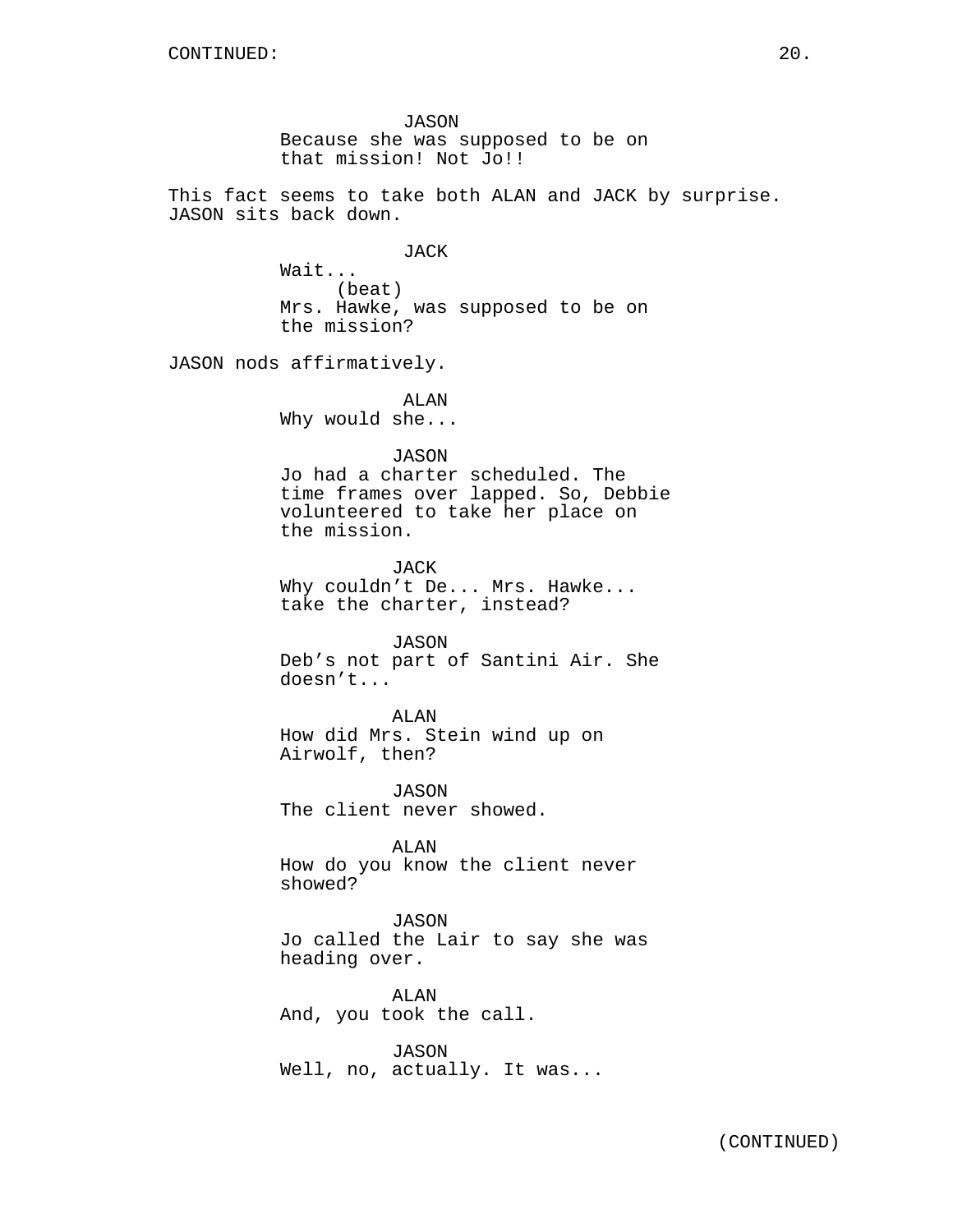CONTINUED:

JASON
Because she was supposed to be on that mission! Not Jo!!

This fact seems to take both ALAN and JACK by surprise. JASON sits back down.

JACK
Wait...
(beat)
Mrs. Hawke, was supposed to be on the mission?

JASON nods affirmatively.

ALAN
Why would she...

JASON
Jo had a charter scheduled. The time frames over lapped. So, Debbie volunteered to take her place on the mission.

JACK
Why couldn't De... Mrs. Hawke... take the charter, instead?

JASON
Deb's not part of Santini Air. She doesn't...

ALAN
How did Mrs. Stein wind up on Airwolf, then?

JASON
The client never showed.

ALAN
How do you know the client never showed?

JASON
Jo called the Lair to say she was heading over.

ALAN
And, you took the call.

JASON
Well, no, actually. It was...

(CONTINUED)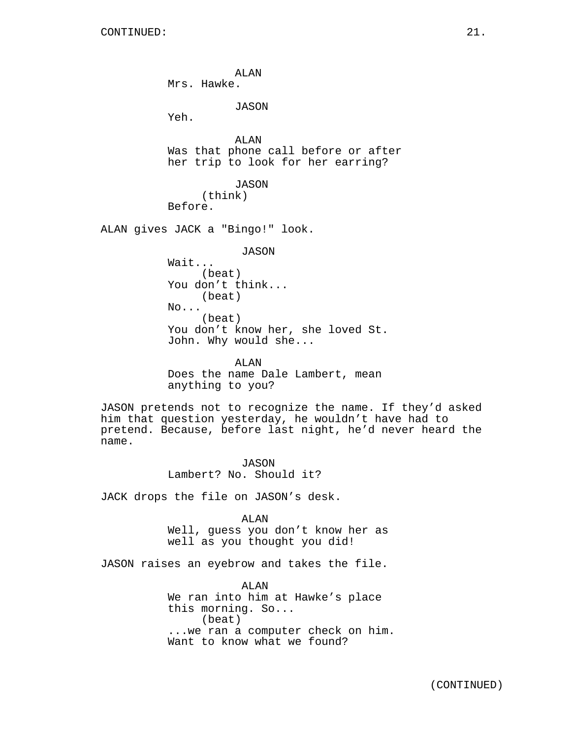ALAN
Mrs. Hawke.

JASON
Yeh.

ALAN
Was that phone call before or after her trip to look for her earring?

JASON
(think)
Before.

ALAN gives JACK a "Bingo!" look.

JASON
Wait...
(beat)
You don't think...
(beat)
No...
(beat)
You don't know her, she loved St. John. Why would she...

ALAN
Does the name Dale Lambert, mean anything to you?

JASON pretends not to recognize the name. If they'd asked him that question yesterday, he wouldn't have had to pretend. Because, before last night, he'd never heard the name.

JASON
Lambert? No. Should it?

JACK drops the file on JASON's desk.

ALAN
Well, guess you don't know her as well as you thought you did!

JASON raises an eyebrow and takes the file.

ALAN
We ran into him at Hawke's place this morning. So...
(beat)
...we ran a computer check on him. Want to know what we found?

(CONTINUED)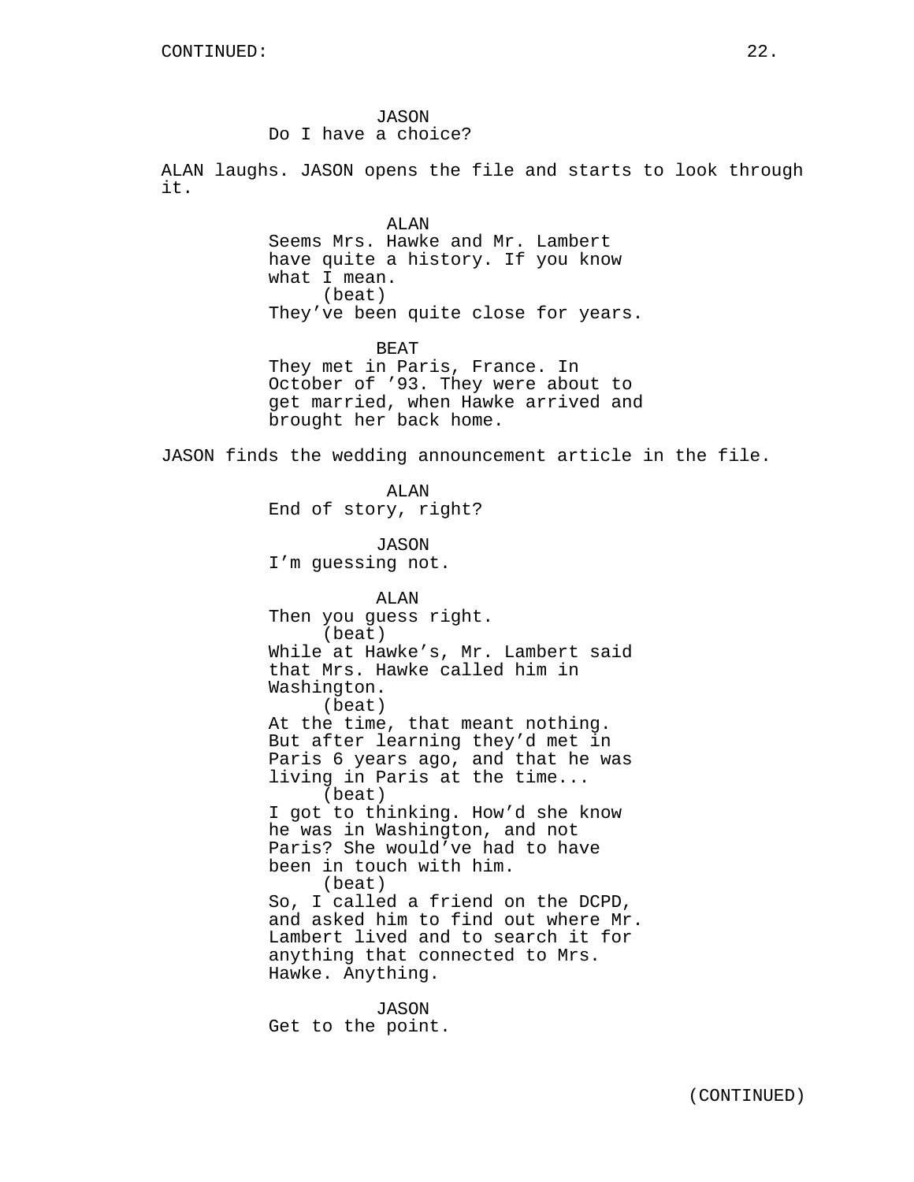JASON
Do I have a choice?

ALAN laughs. JASON opens the file and starts to look through it.

ALAN
Seems Mrs. Hawke and Mr. Lambert have quite a history. If you know what I mean.
(beat)
They've been quite close for years.

BEAT
They met in Paris, France. In October of '93. They were about to get married, when Hawke arrived and brought her back home.

JASON finds the wedding announcement article in the file.

ALAN
End of story, right?

JASON
I'm guessing not.

ALAN
Then you guess right.
(beat)
While at Hawke's, Mr. Lambert said that Mrs. Hawke called him in Washington.
(beat)
At the time, that meant nothing. But after learning they'd met in Paris 6 years ago, and that he was living in Paris at the time...
(beat)
I got to thinking. How'd she know he was in Washington, and not Paris? She would've had to have been in touch with him.
(beat)
So, I called a friend on the DCPD, and asked him to find out where Mr. Lambert lived and to search it for anything that connected to Mrs. Hawke. Anything.

JASON
Get to the point.

(CONTINUED)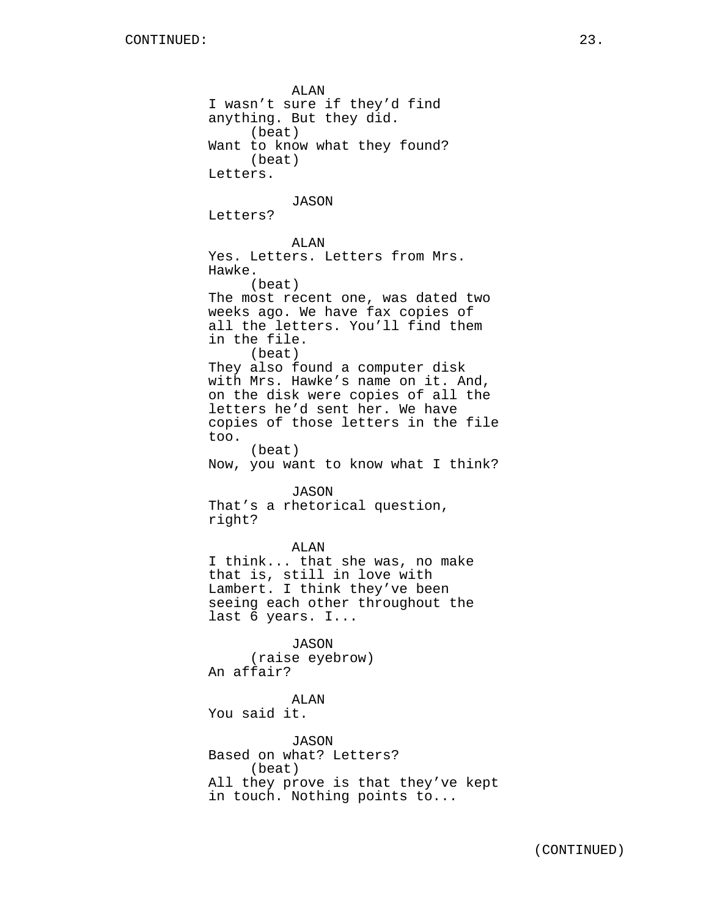ALAN
I wasn't sure if they'd find anything. But they did.
(beat)
Want to know what they found?
(beat)
Letters.

JASON
Letters?

ALAN
Yes. Letters. Letters from Mrs. Hawke.
(beat)
The most recent one, was dated two weeks ago. We have fax copies of all the letters. You'll find them in the file.
(beat)
They also found a computer disk with Mrs. Hawke's name on it. And, on the disk were copies of all the letters he'd sent her. We have copies of those letters in the file too.
(beat)
Now, you want to know what I think?

JASON
That's a rhetorical question, right?

ALAN
I think... that she was, no make that is, still in love with Lambert. I think they've been seeing each other throughout the last 6 years. I...

JASON
(raise eyebrow)
An affair?

ALAN
You said it.

JASON
Based on what? Letters?
(beat)
All they prove is that they've kept in touch. Nothing points to...

(CONTINUED)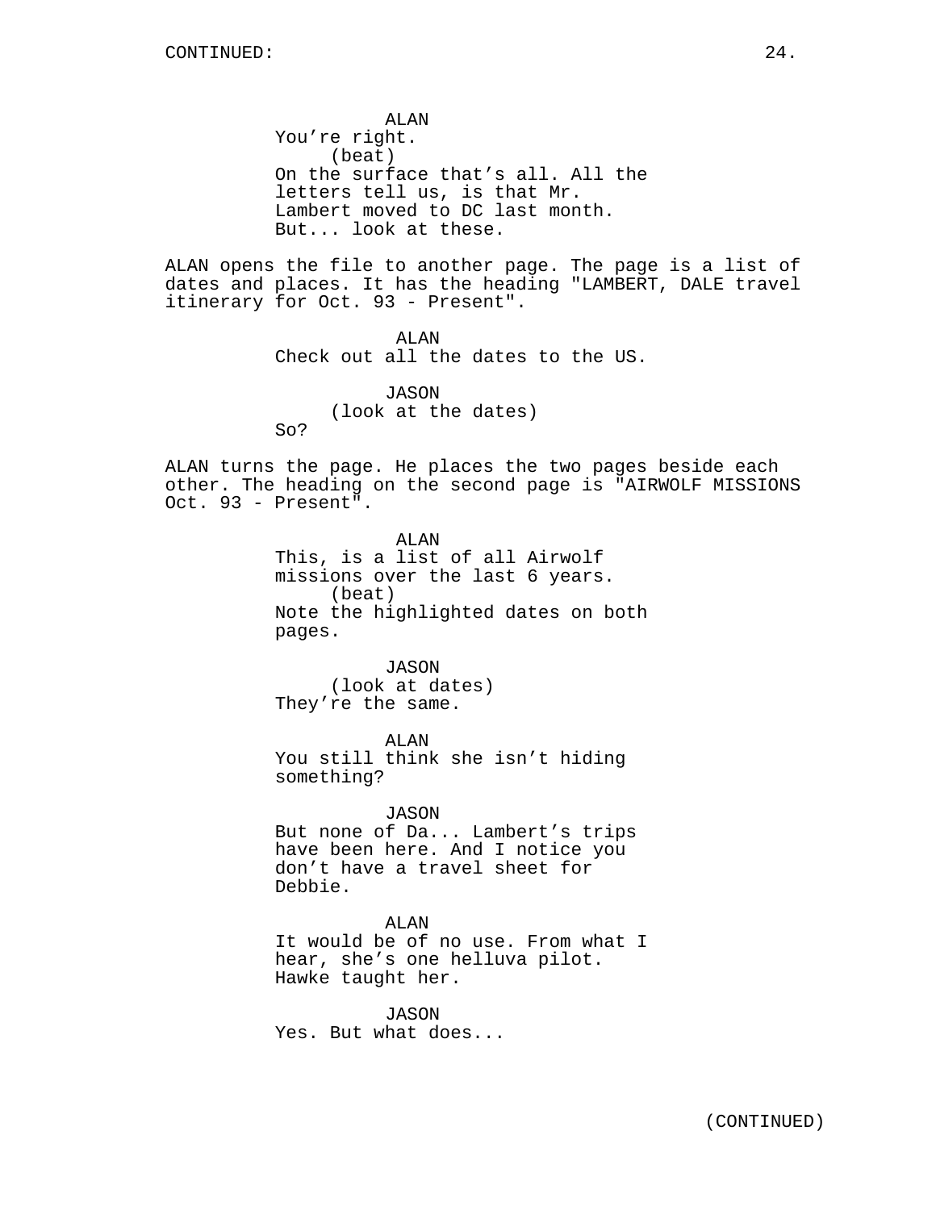ALAN
You're right.
(beat)
On the surface that's all. All the letters tell us, is that Mr. Lambert moved to DC last month. But... look at these.

ALAN opens the file to another page. The page is a list of dates and places. It has the heading "LAMBERT, DALE travel itinerary for Oct. 93 - Present".

ALAN
Check out all the dates to the US.

JASON
(look at the dates)
So?

ALAN turns the page. He places the two pages beside each other. The heading on the second page is "AIRWOLF MISSIONS Oct. 93 - Present".

ALAN
This, is a list of all Airwolf missions over the last 6 years.
(beat)
Note the highlighted dates on both pages.

JASON
(look at dates)
They're the same.

ALAN
You still think she isn't hiding something?

JASON
But none of Da... Lambert's trips have been here. And I notice you don't have a travel sheet for Debbie.

ALAN
It would be of no use. From what I hear, she's one helluva pilot. Hawke taught her.

JASON
Yes. But what does...

(CONTINUED)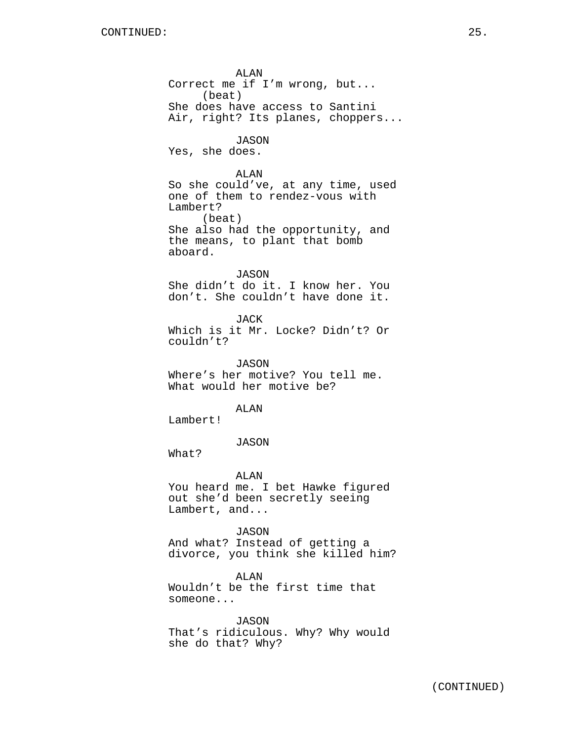CONTINUED:

ALAN
Correct me if I'm wrong, but...
(beat)
She does have access to Santini Air, right? Its planes, choppers...

JASON
Yes, she does.

ALAN
So she could've, at any time, used one of them to rendez-vous with Lambert?
(beat)
She also had the opportunity, and the means, to plant that bomb aboard.

JASON
She didn't do it. I know her. You don't. She couldn't have done it.

JACK
Which is it Mr. Locke? Didn't? Or couldn't?

JASON
Where's her motive? You tell me. What would her motive be?

ALAN
Lambert!

JASON
What?

ALAN
You heard me. I bet Hawke figured out she'd been secretly seeing Lambert, and...

JASON
And what? Instead of getting a divorce, you think she killed him?

ALAN
Wouldn't be the first time that someone...

JASON
That's ridiculous. Why? Why would she do that? Why?

(CONTINUED)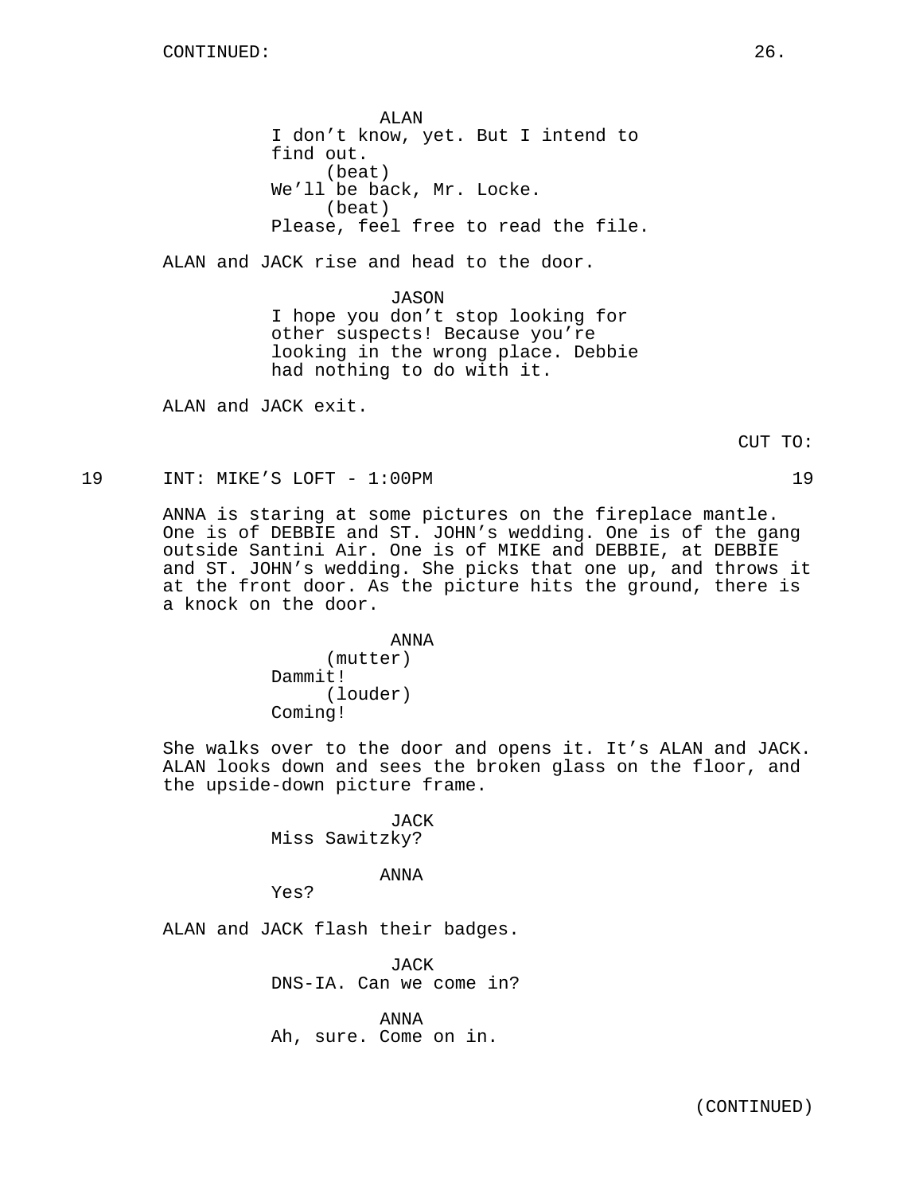CONTINUED:

ALAN
I don't know, yet. But I intend to find out.
(beat)
We'll be back, Mr. Locke.
(beat)
Please, feel free to read the file.

ALAN and JACK rise and head to the door.

JASON
I hope you don't stop looking for other suspects! Because you're looking in the wrong place. Debbie had nothing to do with it.

ALAN and JACK exit.

CUT TO:

19 INT: MIKE'S LOFT - 1:00PM 19

ANNA is staring at some pictures on the fireplace mantle. One is of DEBBIE and ST. JOHN's wedding. One is of the gang outside Santini Air. One is of MIKE and DEBBIE, at DEBBIE and ST. JOHN's wedding. She picks that one up, and throws it at the front door. As the picture hits the ground, there is a knock on the door.

ANNA
(mutter)
Dammit!
(louder)
Coming!

She walks over to the door and opens it. It's ALAN and JACK. ALAN looks down and sees the broken glass on the floor, and the upside-down picture frame.

JACK
Miss Sawitzky?

ANNA
Yes?

ALAN and JACK flash their badges.

JACK
DNS-IA. Can we come in?

ANNA
Ah, sure. Come on in.

(CONTINUED)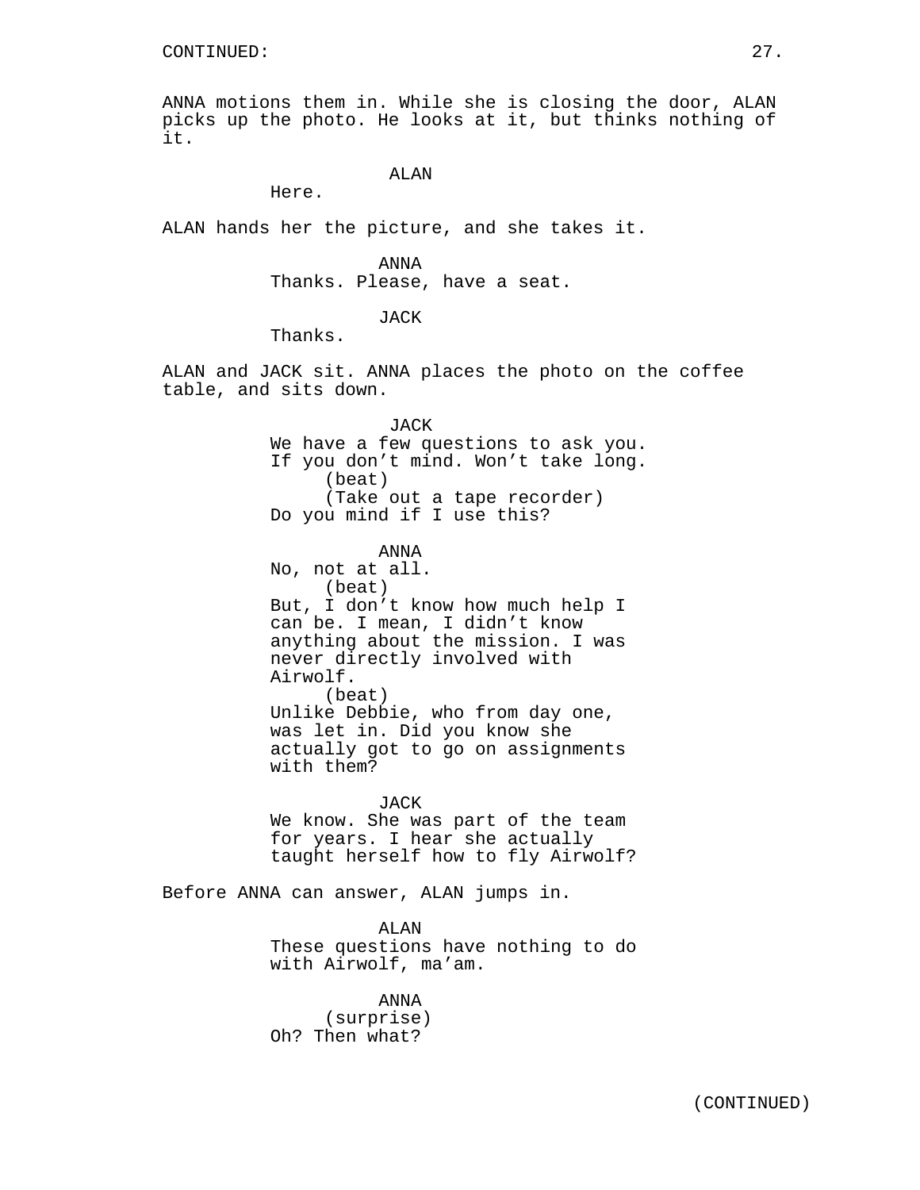ANNA motions them in. While she is closing the door, ALAN picks up the photo. He looks at it, but thinks nothing of it.

ALAN
Here.

ALAN hands her the picture, and she takes it.

ANNA
Thanks. Please, have a seat.

JACK
Thanks.

ALAN and JACK sit. ANNA places the photo on the coffee table, and sits down.

JACK
We have a few questions to ask you. If you don't mind. Won't take long.
(beat)
(Take out a tape recorder)
Do you mind if I use this?

ANNA
No, not at all.
(beat)
But, I don't know how much help I can be. I mean, I didn't know anything about the mission. I was never directly involved with Airwolf.
(beat)
Unlike Debbie, who from day one, was let in. Did you know she actually got to go on assignments with them?

JACK
We know. She was part of the team for years. I hear she actually taught herself how to fly Airwolf?

Before ANNA can answer, ALAN jumps in.

ALAN
These questions have nothing to do with Airwolf, ma'am.

ANNA
(surprise)
Oh? Then what?

(CONTINUED)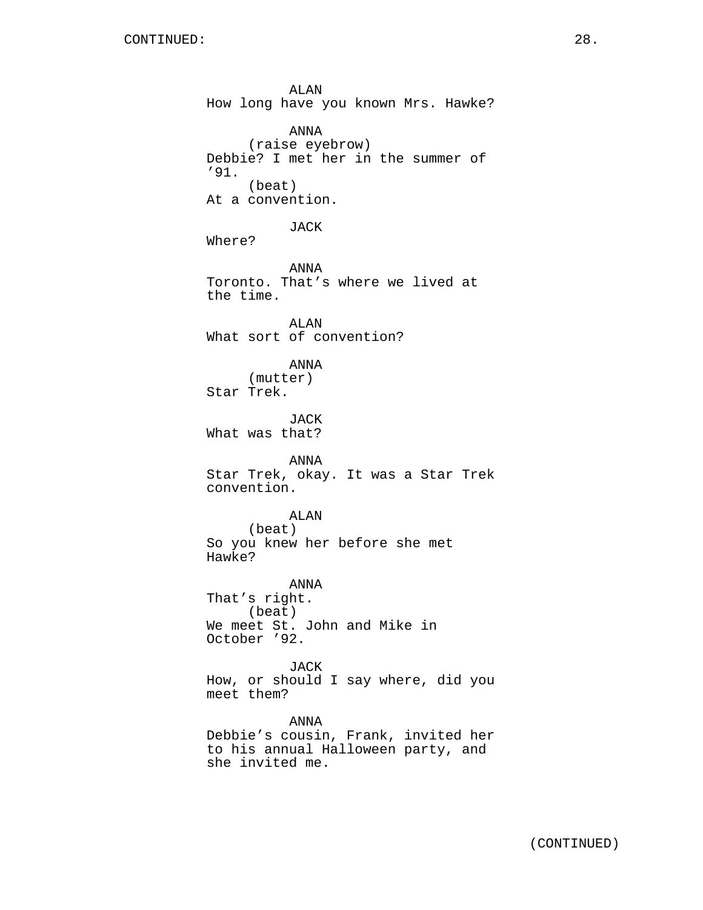CONTINUED:

ALAN
How long have you known Mrs. Hawke?

ANNA
(raise eyebrow)
Debbie? I met her in the summer of ’91.
(beat)
At a convention.

JACK
Where?

ANNA
Toronto. That’s where we lived at the time.

ALAN
What sort of convention?

ANNA
(mutter)
Star Trek.

JACK
What was that?

ANNA
Star Trek, okay. It was a Star Trek convention.

ALAN
(beat)
So you knew her before she met Hawke?

ANNA
That’s right.
(beat)
We meet St. John and Mike in October ’92.

JACK
How, or should I say where, did you meet them?

ANNA
Debbie’s cousin, Frank, invited her to his annual Halloween party, and she invited me.

(CONTINUED)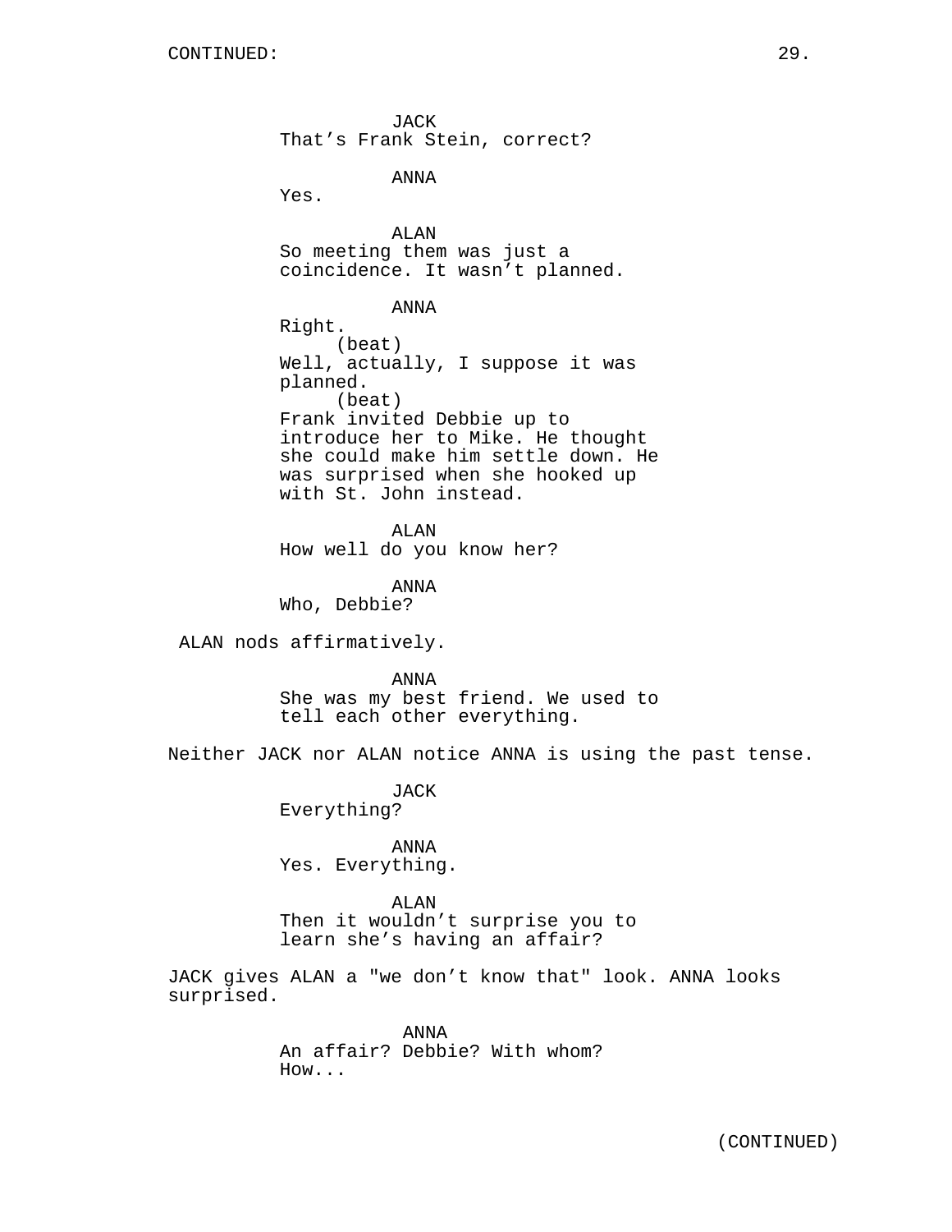CONTINUED:

JACK
That’s Frank Stein, correct?

ANNA
Yes.

ALAN
So meeting them was just a coincidence. It wasn’t planned.

ANNA
Right.
(beat)
Well, actually, I suppose it was planned.
(beat)
Frank invited Debbie up to introduce her to Mike. He thought she could make him settle down. He was surprised when she hooked up with St. John instead.

ALAN
How well do you know her?

ANNA
Who, Debbie?

ALAN nods affirmatively.

ANNA
She was my best friend. We used to tell each other everything.

Neither JACK nor ALAN notice ANNA is using the past tense.

JACK
Everything?

ANNA
Yes. Everything.

ALAN
Then it wouldn’t surprise you to learn she’s having an affair?

JACK gives ALAN a "we don’t know that" look. ANNA looks surprised.

ANNA
An affair? Debbie? With whom? How...

(CONTINUED)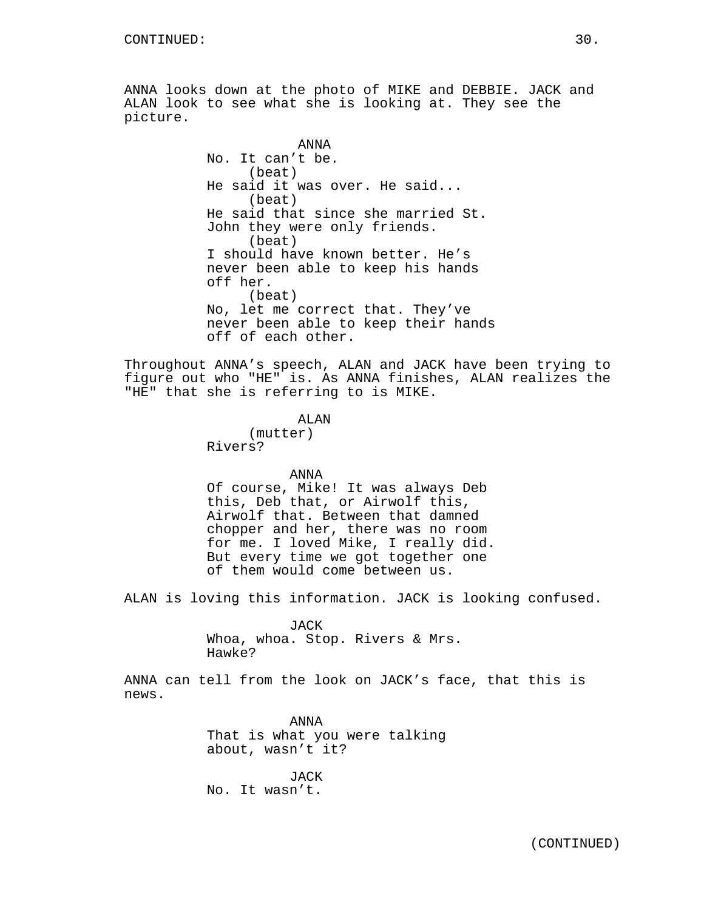ANNA looks down at the photo of MIKE and DEBBIE. JACK and ALAN look to see what she is looking at. They see the picture.

ANNA
No. It can't be.
(beat)
He said it was over. He said...
(beat)
He said that since she married St. John they were only friends.
(beat)
I should have known better. He's never been able to keep his hands off her.
(beat)
No, let me correct that. They've never been able to keep their hands off of each other.

Throughout ANNA's speech, ALAN and JACK have been trying to figure out who "HE" is. As ANNA finishes, ALAN realizes the "HE" that she is referring to is MIKE.

ALAN
(mutter)
Rivers?

ANNA
Of course, Mike! It was always Deb this, Deb that, or Airwolf this, Airwolf that. Between that damned chopper and her, there was no room for me. I loved Mike, I really did. But every time we got together one of them would come between us.

ALAN is loving this information. JACK is looking confused.

JACK
Whoa, whoa. Stop. Rivers & Mrs. Hawke?

ANNA can tell from the look on JACK's face, that this is news.

ANNA
That is what you were talking about, wasn't it?

JACK
No. It wasn't.

(CONTINUED)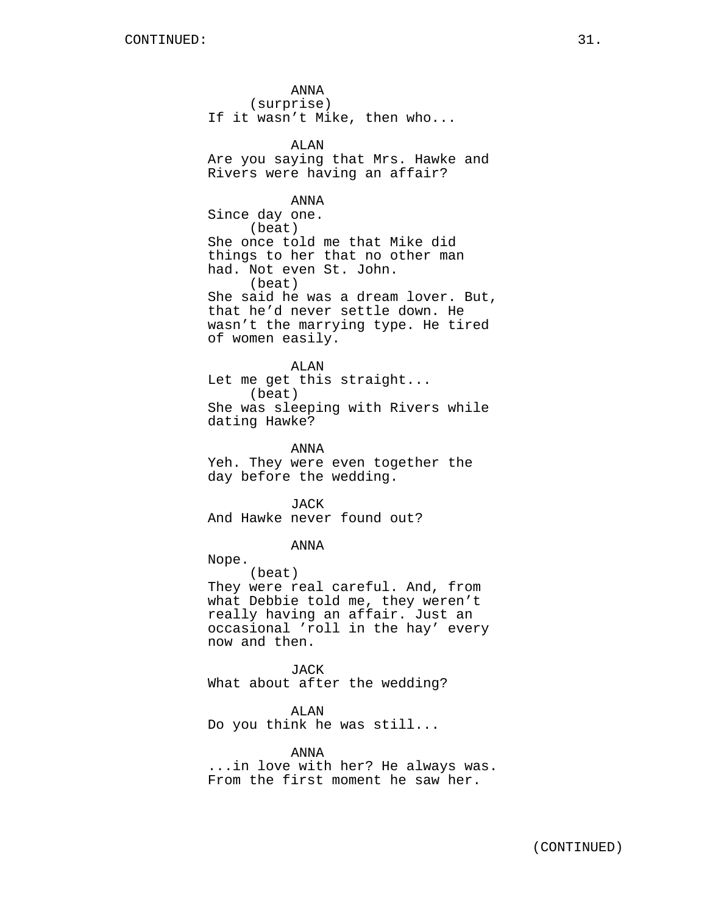ANNA
(surprise)
If it wasn’t Mike, then who...

ALAN
Are you saying that Mrs. Hawke and Rivers were having an affair?

ANNA
Since day one.
(beat)
She once told me that Mike did things to her that no other man had. Not even St. John.
(beat)
She said he was a dream lover. But, that he’d never settle down. He wasn’t the marrying type. He tired of women easily.

ALAN
Let me get this straight...
(beat)
She was sleeping with Rivers while dating Hawke?

ANNA
Yeh. They were even together the day before the wedding.

JACK
And Hawke never found out?

ANNA
Nope.
(beat)
They were real careful. And, from what Debbie told me, they weren’t really having an affair. Just an occasional ’roll in the hay’ every now and then.

JACK
What about after the wedding?

ALAN
Do you think he was still...

ANNA
...in love with her? He always was. From the first moment he saw her.

(CONTINUED)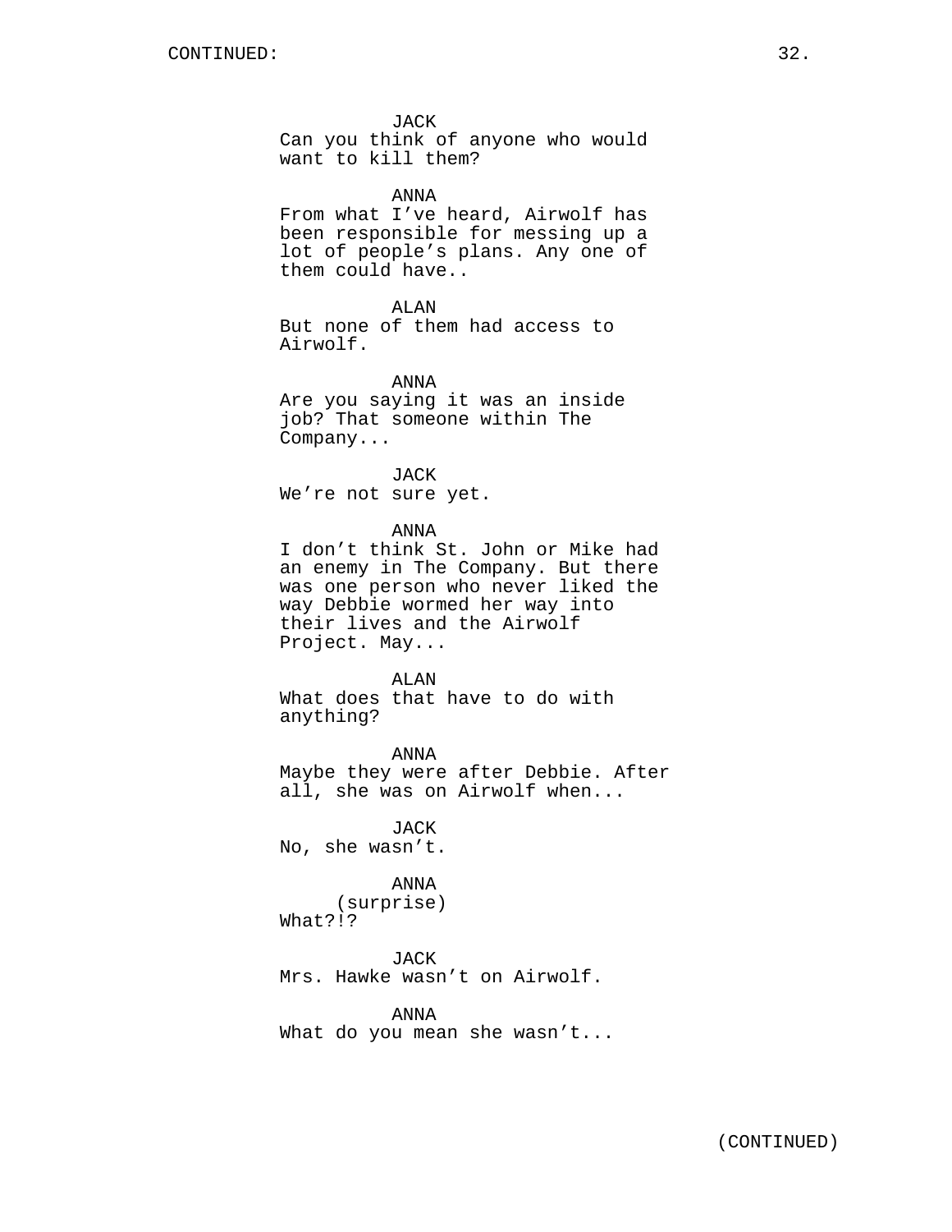CONTINUED:

JACK
Can you think of anyone who would want to kill them?

ANNA
From what I've heard, Airwolf has been responsible for messing up a lot of people's plans. Any one of them could have..

ALAN
But none of them had access to Airwolf.

ANNA
Are you saying it was an inside job? That someone within The Company...

JACK
We're not sure yet.

ANNA
I don't think St. John or Mike had an enemy in The Company. But there was one person who never liked the way Debbie wormed her way into their lives and the Airwolf Project. May...

ALAN
What does that have to do with anything?

ANNA
Maybe they were after Debbie. After all, she was on Airwolf when...

JACK
No, she wasn't.

ANNA
(surprise)
What?!?

JACK
Mrs. Hawke wasn't on Airwolf.

ANNA
What do you mean she wasn't...

(CONTINUED)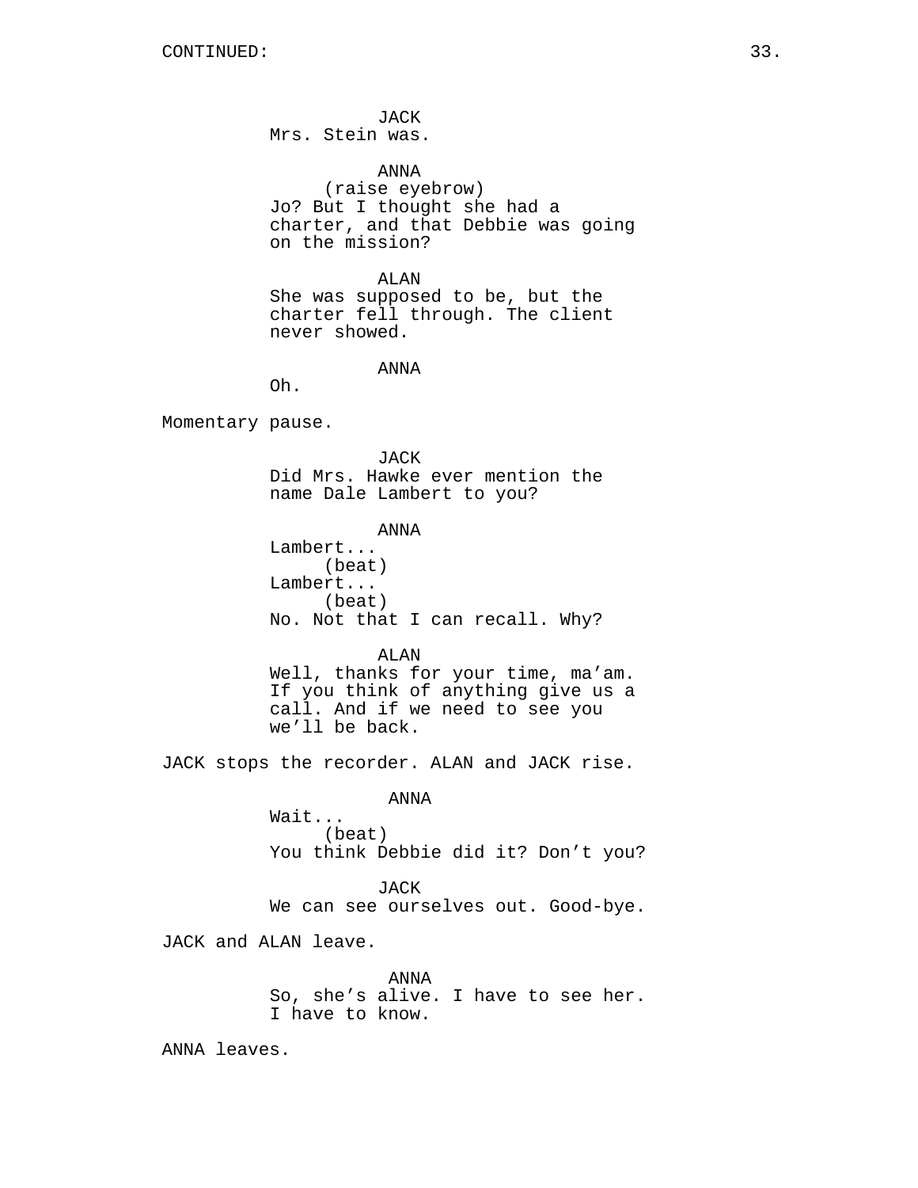JACK
Mrs. Stein was.

ANNA
(raise eyebrow)
Jo? But I thought she had a charter, and that Debbie was going on the mission?

ALAN
She was supposed to be, but the charter fell through. The client never showed.

ANNA
Oh.

Momentary pause.

JACK
Did Mrs. Hawke ever mention the name Dale Lambert to you?

ANNA
Lambert...
(beat)
Lambert...
(beat)
No. Not that I can recall. Why?

ALAN
Well, thanks for your time, ma'am. If you think of anything give us a call. And if we need to see you we'll be back.

JACK stops the recorder. ALAN and JACK rise.

ANNA
Wait...
(beat)
You think Debbie did it? Don't you?

JACK
We can see ourselves out. Good-bye.

JACK and ALAN leave.

ANNA
So, she's alive. I have to see her. I have to know.

ANNA leaves.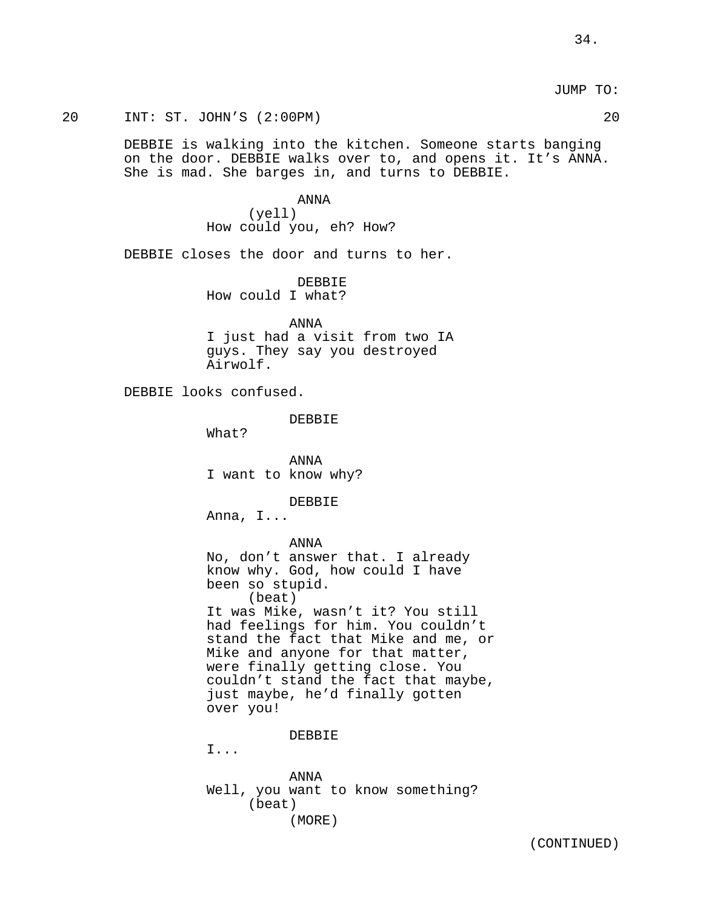JUMP TO:

20 INT: ST. JOHN'S (2:00PM) 20

DEBBIE is walking into the kitchen. Someone starts banging on the door. DEBBIE walks over to, and opens it. It's ANNA. She is mad. She barges in, and turns to DEBBIE.

ANNA
(yell)
How could you, eh? How?

DEBBIE closes the door and turns to her.

DEBBIE
How could I what?

ANNA
I just had a visit from two IA guys. They say you destroyed Airwolf.

DEBBIE looks confused.

DEBBIE
What?

ANNA
I want to know why?

DEBBIE
Anna, I...

ANNA
No, don't answer that. I already know why. God, how could I have been so stupid.
(beat)
It was Mike, wasn't it? You still had feelings for him. You couldn't stand the fact that Mike and me, or Mike and anyone for that matter, were finally getting close. You couldn't stand the fact that maybe, just maybe, he'd finally gotten over you!

DEBBIE
I...

ANNA
Well, you want to know something?
(beat)
(MORE)

(CONTINUED)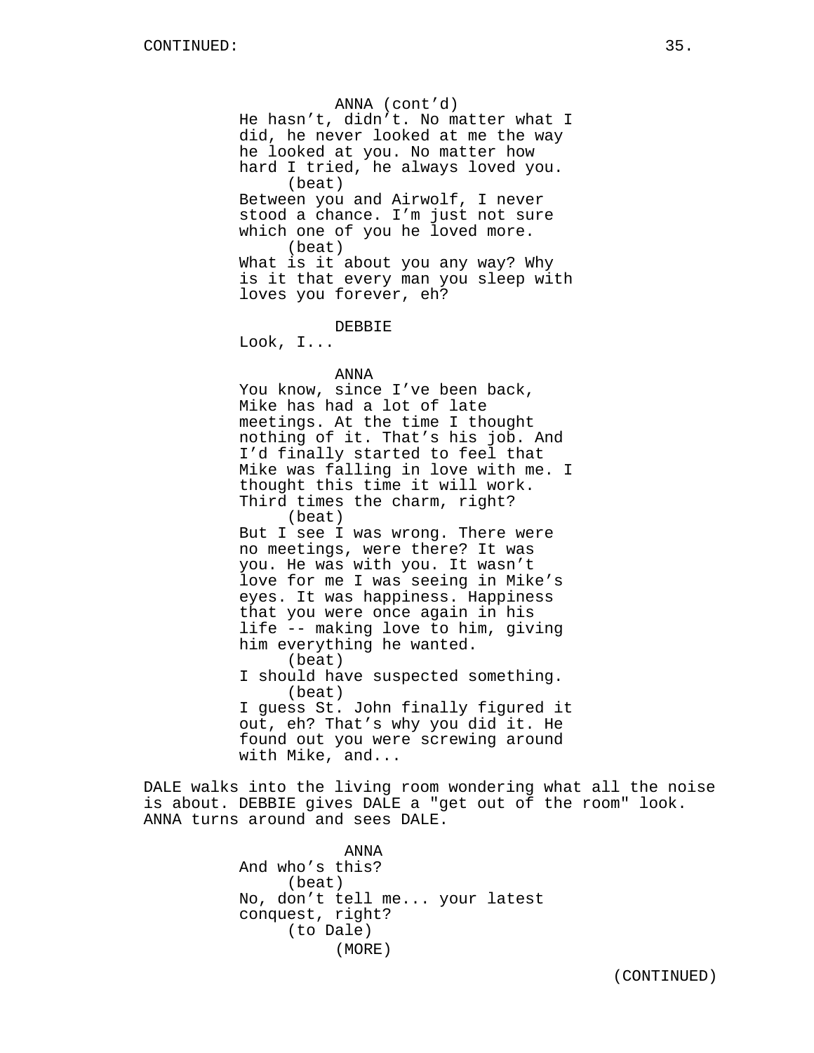ANNA (cont'd)
He hasn't, didn't. No matter what I did, he never looked at me the way he looked at you. No matter how hard I tried, he always loved you.
(beat)
Between you and Airwolf, I never stood a chance. I'm just not sure which one of you he loved more.
(beat)
What is it about you any way? Why is it that every man you sleep with loves you forever, eh?

DEBBIE
Look, I...

ANNA
You know, since I've been back, Mike has had a lot of late meetings. At the time I thought nothing of it. That's his job. And I'd finally started to feel that Mike was falling in love with me. I thought this time it will work. Third times the charm, right?
(beat)
But I see I was wrong. There were no meetings, were there? It was you. He was with you. It wasn't love for me I was seeing in Mike's eyes. It was happiness. Happiness that you were once again in his life -- making love to him, giving him everything he wanted.
(beat)
I should have suspected something.
(beat)
I guess St. John finally figured it out, eh? That's why you did it. He found out you were screwing around with Mike, and...

DALE walks into the living room wondering what all the noise is about. DEBBIE gives DALE a "get out of the room" look. ANNA turns around and sees DALE.

ANNA
And who's this?
(beat)
No, don't tell me... your latest conquest, right?
(to Dale)
(MORE)

(CONTINUED)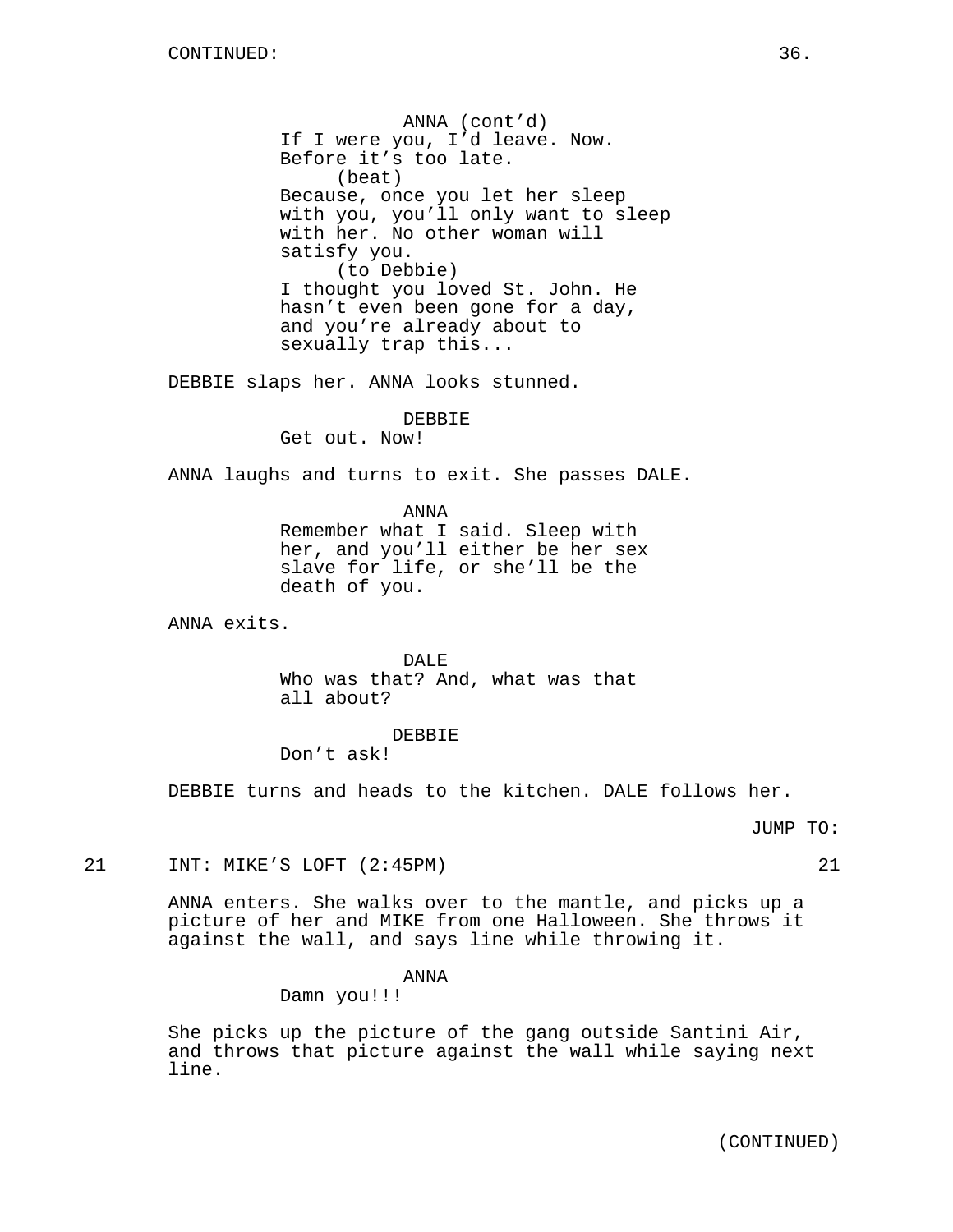ANNA (cont'd)
If I were you, I'd leave. Now. Before it's too late.
(beat)
Because, once you let her sleep with you, you'll only want to sleep with her. No other woman will satisfy you.
(to Debbie)
I thought you loved St. John. He hasn't even been gone for a day, and you're already about to sexually trap this...

DEBBIE slaps her. ANNA looks stunned.

DEBBIE
Get out. Now!

ANNA laughs and turns to exit. She passes DALE.

ANNA
Remember what I said. Sleep with her, and you'll either be her sex slave for life, or she'll be the death of you.

ANNA exits.

DALE
Who was that? And, what was that all about?

DEBBIE
Don't ask!

DEBBIE turns and heads to the kitchen. DALE follows her.

JUMP TO:

21 INT: MIKE'S LOFT (2:45PM) 21

ANNA enters. She walks over to the mantle, and picks up a picture of her and MIKE from one Halloween. She throws it against the wall, and says line while throwing it.

ANNA
Damn you!!!

She picks up the picture of the gang outside Santini Air, and throws that picture against the wall while saying next line.

(CONTINUED)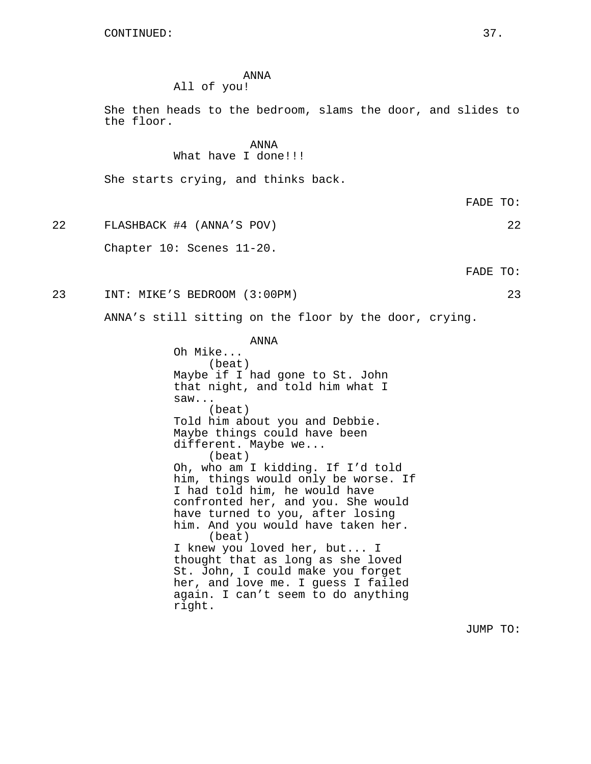CONTINUED:

ANNA
All of you!

She then heads to the bedroom, slams the door, and slides to the floor.

ANNA
What have I done!!!

She starts crying, and thinks back.

FADE TO:

22 FLASHBACK #4 (ANNA'S POV) 22

Chapter 10: Scenes 11-20.

FADE TO:

23 INT: MIKE'S BEDROOM (3:00PM) 23

ANNA's still sitting on the floor by the door, crying.

ANNA
Oh Mike...
(beat)
Maybe if I had gone to St. John that night, and told him what I saw...
(beat)
Told him about you and Debbie. Maybe things could have been different. Maybe we...
(beat)
Oh, who am I kidding. If I'd told him, things would only be worse. If I had told him, he would have confronted her, and you. She would have turned to you, after losing him. And you would have taken her.
(beat)
I knew you loved her, but... I thought that as long as she loved St. John, I could make you forget her, and love me. I guess I failed again. I can't seem to do anything right.

JUMP TO: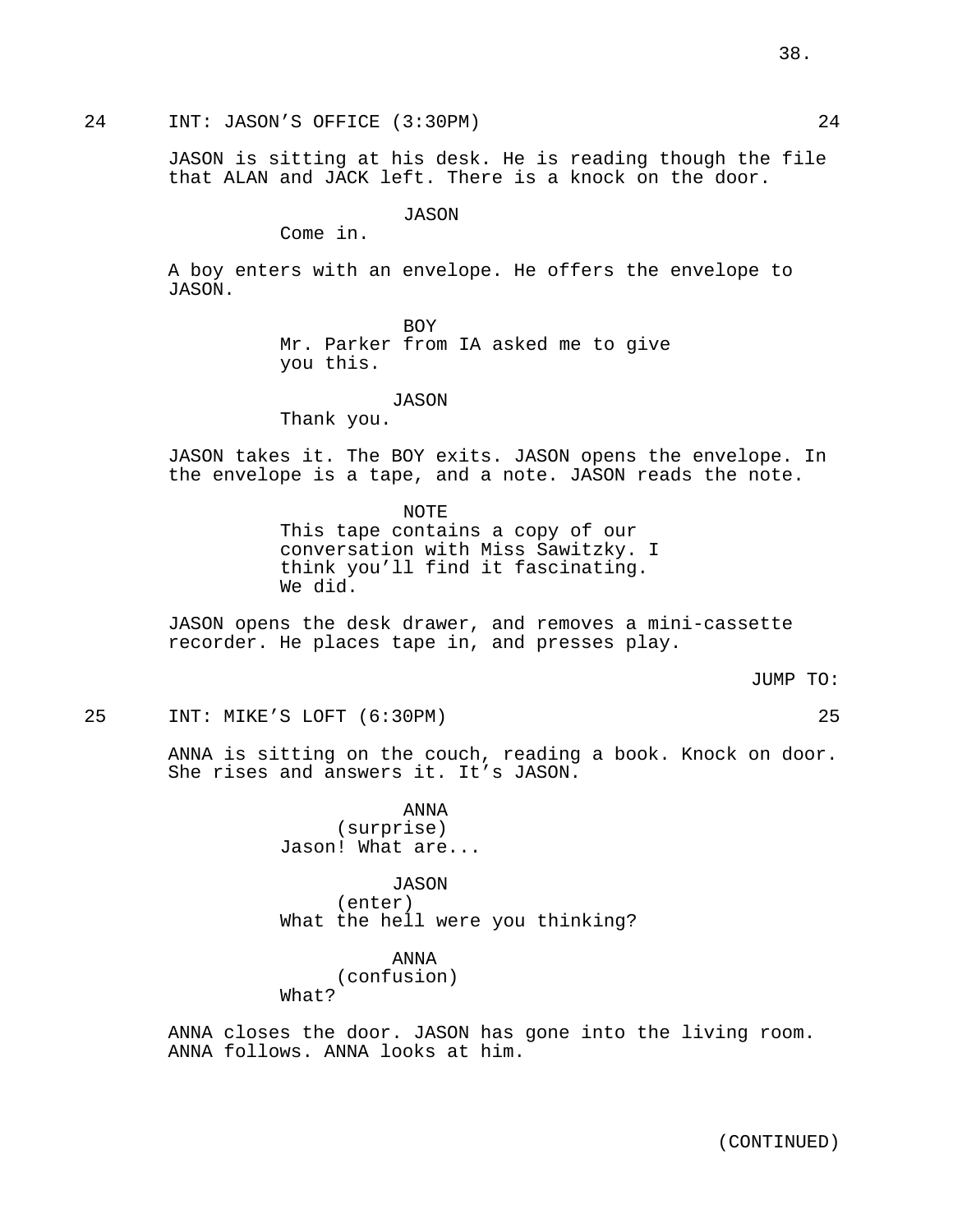24 INT: JASON'S OFFICE (3:30PM) 24

JASON is sitting at his desk. He is reading though the file that ALAN and JACK left. There is a knock on the door.

JASON
Come in.

A boy enters with an envelope. He offers the envelope to JASON.

BOY
Mr. Parker from IA asked me to give you this.

JASON
Thank you.

JASON takes it. The BOY exits. JASON opens the envelope. In the envelope is a tape, and a note. JASON reads the note.

NOTE
This tape contains a copy of our conversation with Miss Sawitzky. I think you'll find it fascinating. We did.

JASON opens the desk drawer, and removes a mini-cassette recorder. He places tape in, and presses play.

JUMP TO:

25 INT: MIKE'S LOFT (6:30PM) 25

ANNA is sitting on the couch, reading a book. Knock on door. She rises and answers it. It's JASON.

ANNA
(surprise)
Jason! What are...

JASON
(enter)
What the hell were you thinking?

ANNA
(confusion)
What?

ANNA closes the door. JASON has gone into the living room. ANNA follows. ANNA looks at him.

(CONTINUED)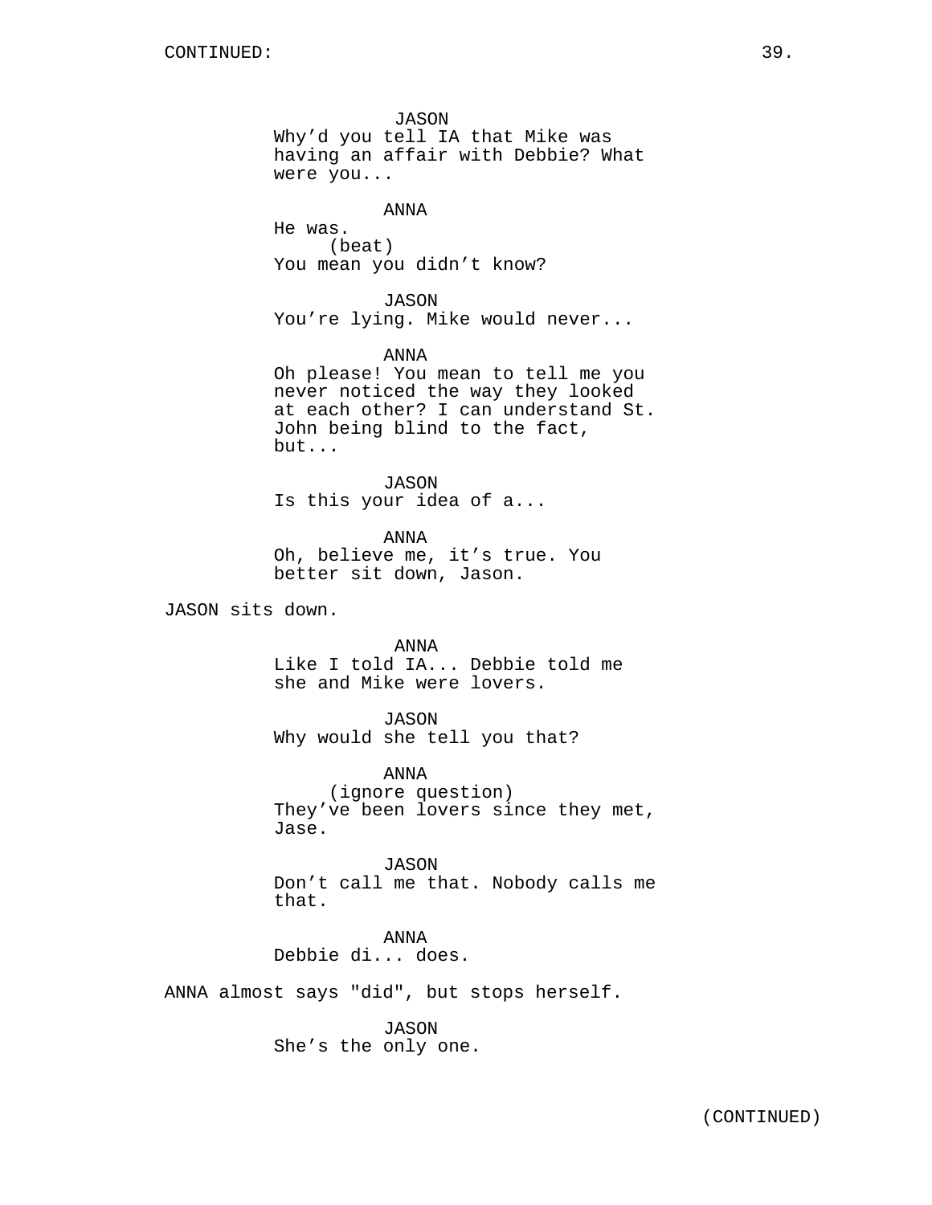JASON
Why'd you tell IA that Mike was having an affair with Debbie? What were you...

ANNA
He was.
(beat)
You mean you didn't know?

JASON
You're lying. Mike would never...

ANNA
Oh please! You mean to tell me you never noticed the way they looked at each other? I can understand St. John being blind to the fact, but...

JASON
Is this your idea of a...

ANNA
Oh, believe me, it's true. You better sit down, Jason.

JASON sits down.

ANNA
Like I told IA... Debbie told me she and Mike were lovers.

JASON
Why would she tell you that?

ANNA
(ignore question)
They've been lovers since they met, Jase.

JASON
Don't call me that. Nobody calls me that.

ANNA
Debbie di... does.

ANNA almost says "did", but stops herself.

JASON
She's the only one.

(CONTINUED)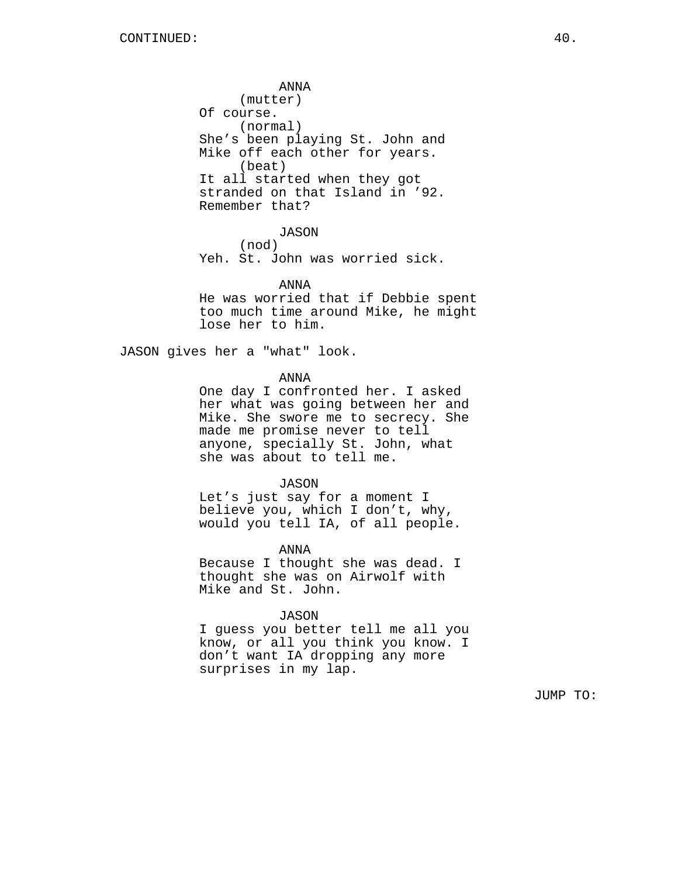ANNA
(mutter)
Of course.
(normal)
She's been playing St. John and Mike off each other for years.
(beat)
It all started when they got stranded on that Island in '92. Remember that?

JASON
(nod)
Yeh. St. John was worried sick.

ANNA
He was worried that if Debbie spent too much time around Mike, he might lose her to him.

JASON gives her a "what" look.

ANNA
One day I confronted her. I asked her what was going between her and Mike. She swore me to secrecy. She made me promise never to tell anyone, specially St. John, what she was about to tell me.

JASON
Let's just say for a moment I believe you, which I don't, why, would you tell IA, of all people.

ANNA
Because I thought she was dead. I thought she was on Airwolf with Mike and St. John.

JASON
I guess you better tell me all you know, or all you think you know. I don't want IA dropping any more surprises in my lap.

JUMP TO: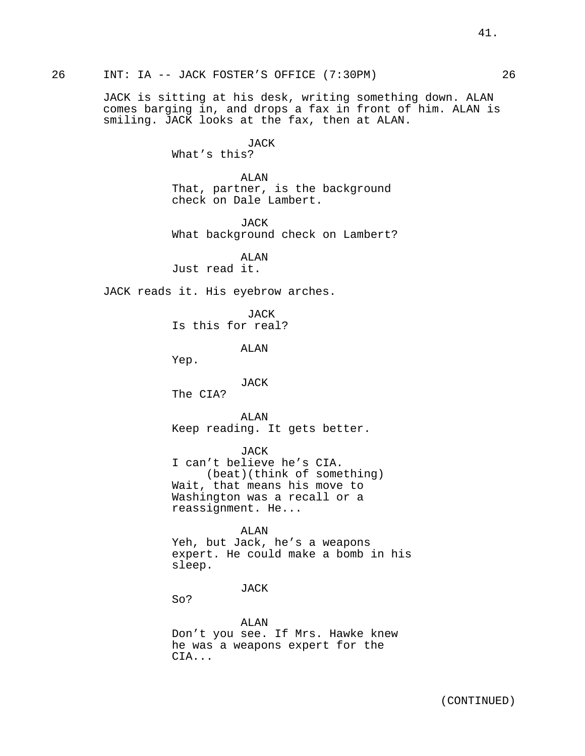26 INT: IA -- JACK FOSTER'S OFFICE (7:30PM) 26

JACK is sitting at his desk, writing something down. ALAN comes barging in, and drops a fax in front of him. ALAN is smiling. JACK looks at the fax, then at ALAN.

JACK
What's this?

ALAN
That, partner, is the background check on Dale Lambert.

JACK
What background check on Lambert?

ALAN
Just read it.

JACK reads it. His eyebrow arches.

JACK
Is this for real?

ALAN
Yep.

JACK
The CIA?

ALAN
Keep reading. It gets better.

JACK
I can't believe he's CIA.
(beat)(think of something)
Wait, that means his move to Washington was a recall or a reassignment. He...

ALAN
Yeh, but Jack, he's a weapons expert. He could make a bomb in his sleep.

JACK
So?

ALAN
Don't you see. If Mrs. Hawke knew he was a weapons expert for the CIA...

(CONTINUED)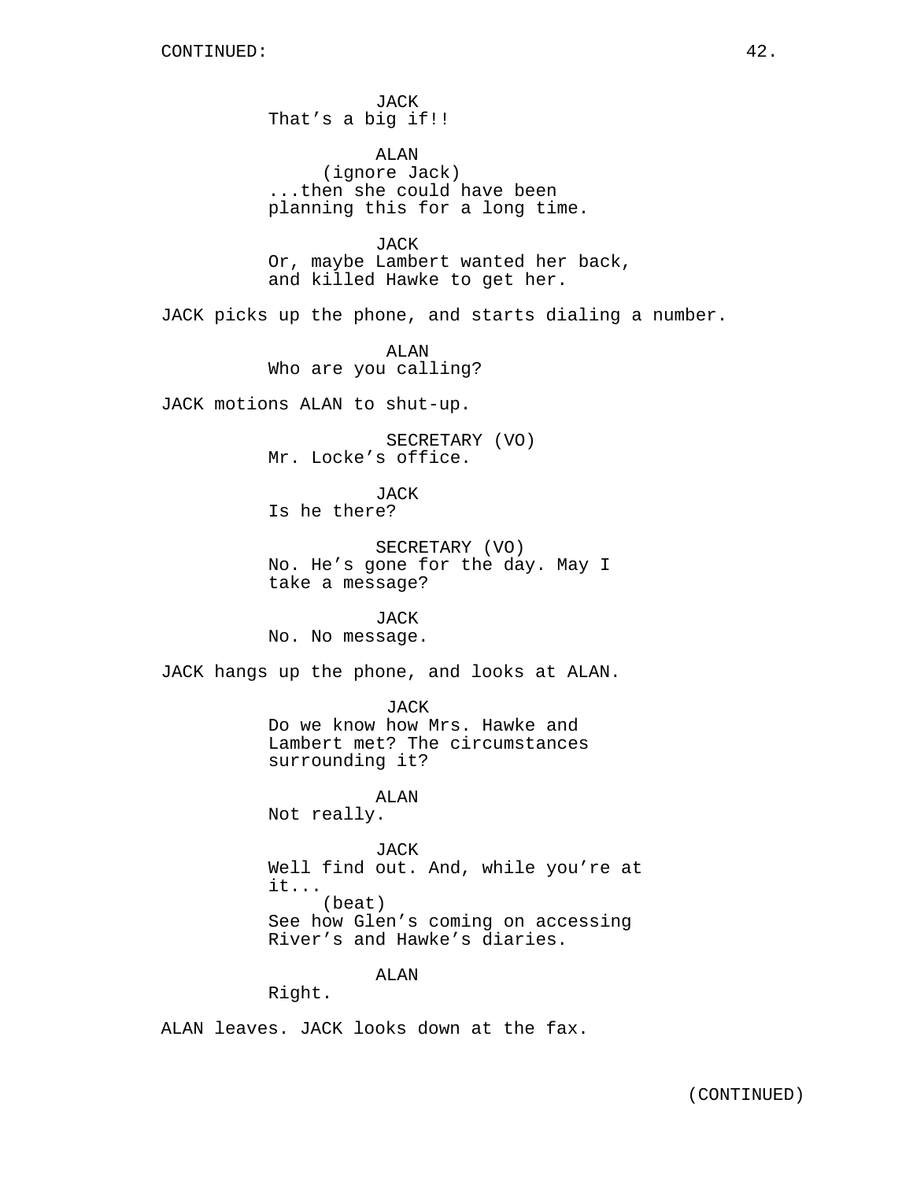CONTINUED:

JACK
That's a big if!!

ALAN
(ignore Jack)
...then she could have been planning this for a long time.

JACK
Or, maybe Lambert wanted her back, and killed Hawke to get her.

JACK picks up the phone, and starts dialing a number.

ALAN
Who are you calling?

JACK motions ALAN to shut-up.

SECRETARY (VO)
Mr. Locke's office.

JACK
Is he there?

SECRETARY (VO)
No. He's gone for the day. May I take a message?

JACK
No. No message.

JACK hangs up the phone, and looks at ALAN.

JACK
Do we know how Mrs. Hawke and Lambert met? The circumstances surrounding it?

ALAN
Not really.

JACK
Well find out. And, while you're at it...
(beat)
See how Glen's coming on accessing River's and Hawke's diaries.

ALAN
Right.

ALAN leaves. JACK looks down at the fax.

(CONTINUED)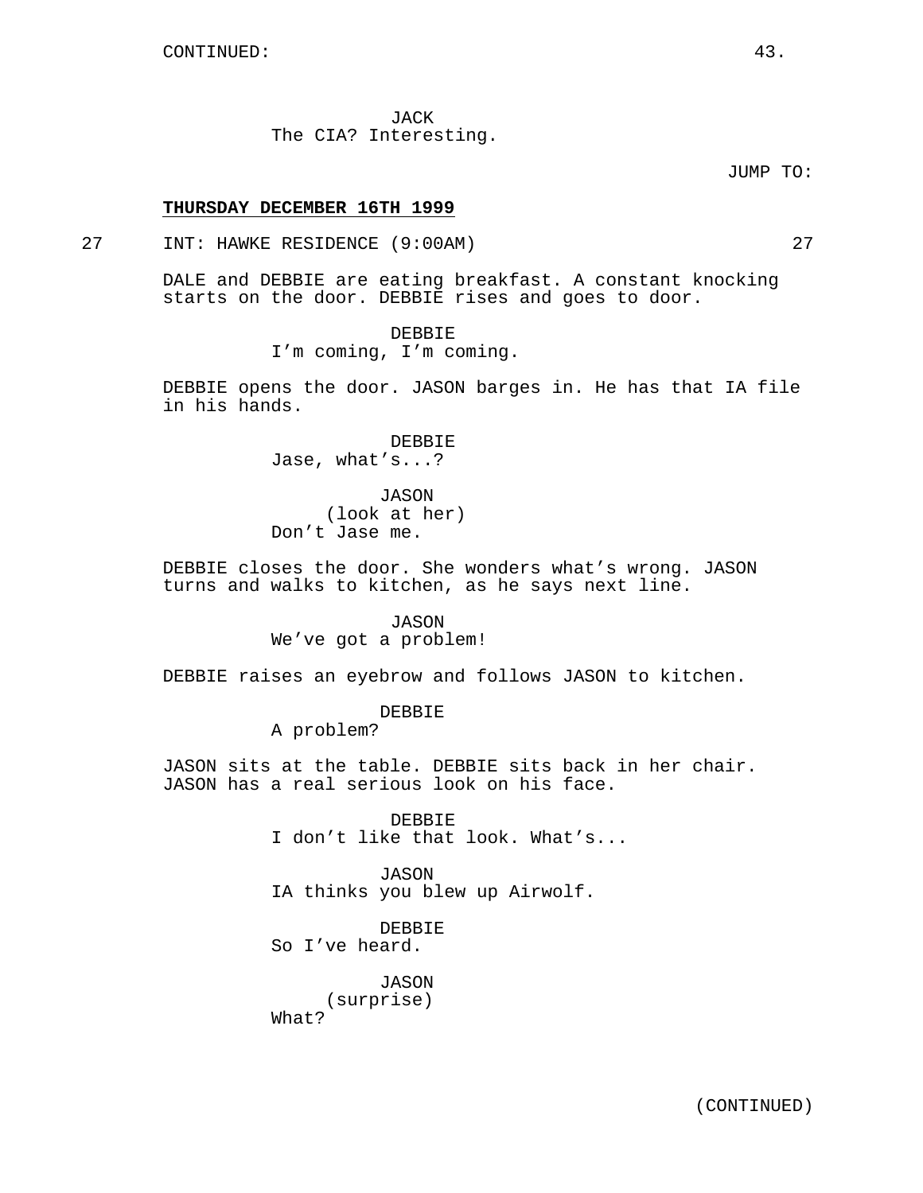CONTINUED:

JACK
The CIA? Interesting.

JUMP TO:

**THURSDAY DECEMBER 16TH 1999**

27 INT: HAWKE RESIDENCE (9:00AM) 27

DALE and DEBBIE are eating breakfast. A constant knocking starts on the door. DEBBIE rises and goes to door.

DEBBIE
I'm coming, I'm coming.

DEBBIE opens the door. JASON barges in. He has that IA file in his hands.

DEBBIE
Jase, what's...?

JASON
(look at her)
Don't Jase me.

DEBBIE closes the door. She wonders what's wrong. JASON turns and walks to kitchen, as he says next line.

JASON
We've got a problem!

DEBBIE raises an eyebrow and follows JASON to kitchen.

DEBBIE
A problem?

JASON sits at the table. DEBBIE sits back in her chair. JASON has a real serious look on his face.

DEBBIE
I don't like that look. What's...

JASON
IA thinks you blew up Airwolf.

DEBBIE
So I've heard.

JASON
(surprise)
What?

(CONTINUED)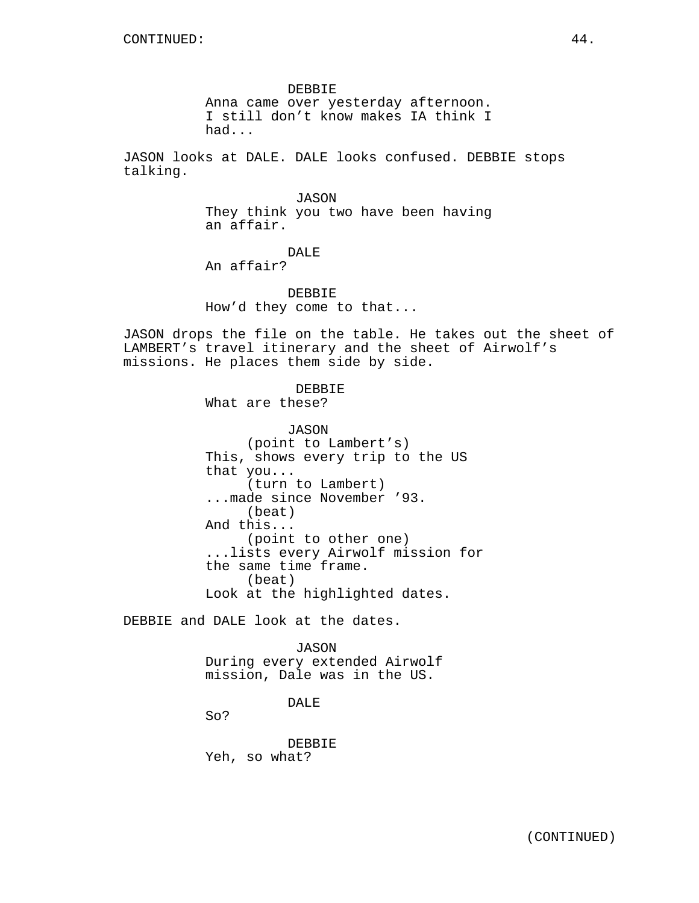CONTINUED:

DEBBIE
Anna came over yesterday afternoon. I still don't know makes IA think I had...

JASON looks at DALE. DALE looks confused. DEBBIE stops talking.

JASON
They think you two have been having an affair.

DALE
An affair?

DEBBIE
How'd they come to that...

JASON drops the file on the table. He takes out the sheet of LAMBERT's travel itinerary and the sheet of Airwolf's missions. He places them side by side.

DEBBIE
What are these?

JASON
(point to Lambert's)
This, shows every trip to the US that you...
(turn to Lambert)
...made since November '93.
(beat)
And this...
(point to other one)
...lists every Airwolf mission for the same time frame.
(beat)
Look at the highlighted dates.

DEBBIE and DALE look at the dates.

JASON
During every extended Airwolf mission, Dale was in the US.

DALE
So?

DEBBIE
Yeh, so what?

(CONTINUED)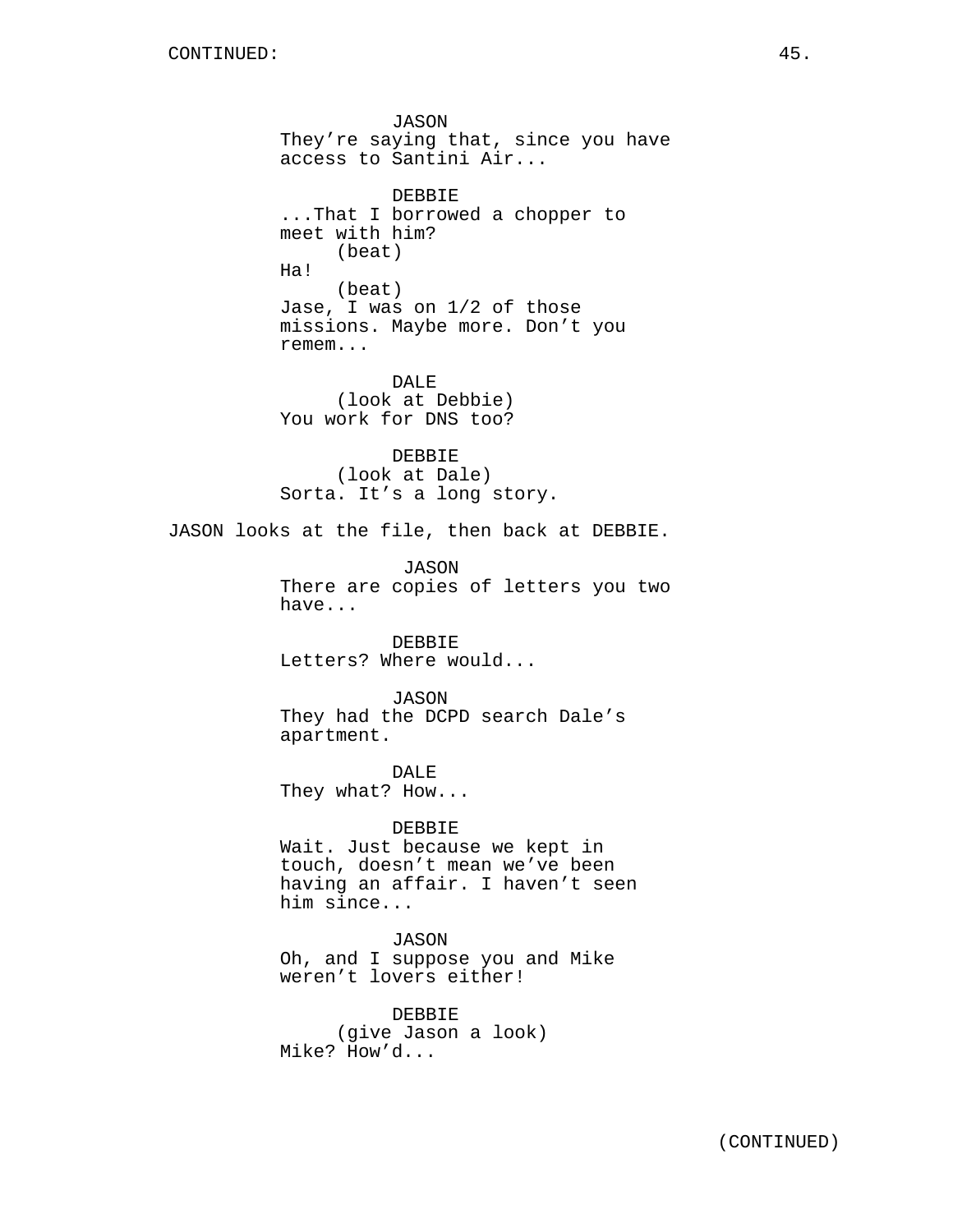CONTINUED:

JASON
They're saying that, since you have access to Santini Air...

DEBBIE
...That I borrowed a chopper to meet with him?
(beat)
Ha!
(beat)
Jase, I was on 1/2 of those missions. Maybe more. Don't you remem...

DALE
(look at Debbie)
You work for DNS too?

DEBBIE
(look at Dale)
Sorta. It's a long story.

JASON looks at the file, then back at DEBBIE.

JASON
There are copies of letters you two have...

DEBBIE
Letters? Where would...

JASON
They had the DCPD search Dale's apartment.

DALE
They what? How...

DEBBIE
Wait. Just because we kept in touch, doesn't mean we've been having an affair. I haven't seen him since...

JASON
Oh, and I suppose you and Mike weren't lovers either!

DEBBIE
(give Jason a look)
Mike? How'd...

(CONTINUED)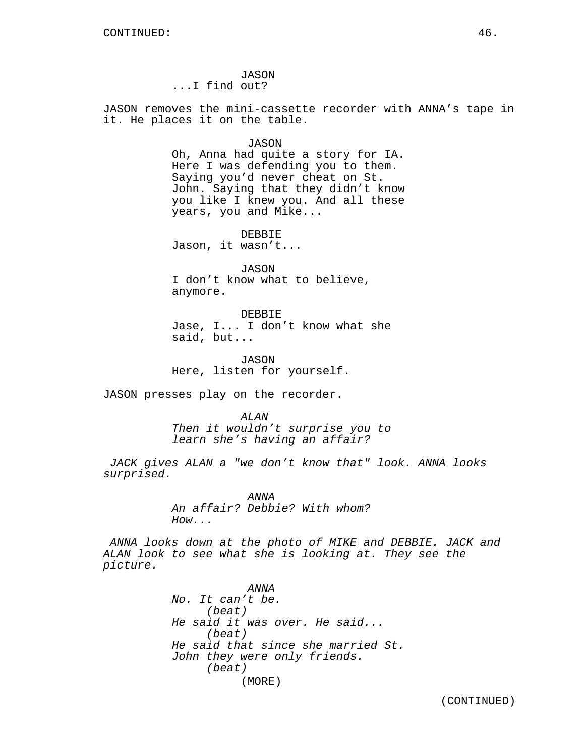CONTINUED:

JASON
...I find out?

JASON removes the mini-cassette recorder with ANNA's tape in it. He places it on the table.

JASON
Oh, Anna had quite a story for IA. Here I was defending you to them. Saying you'd never cheat on St. John. Saying that they didn't know you like I knew you. And all these years, you and Mike...

DEBBIE
Jason, it wasn't...

JASON
I don't know what to believe, anymore.

DEBBIE
Jase, I... I don't know what she said, but...

JASON
Here, listen for yourself.

JASON presses play on the recorder.

*ALAN*
*Then it wouldn't surprise you to learn she's having an affair?*

*JACK gives ALAN a "we don't know that" look. ANNA looks surprised.*

*ANNA*
*An affair? Debbie? With whom? How...*

*ANNA looks down at the photo of MIKE and DEBBIE. JACK and ALAN look to see what she is looking at. They see the picture.*

*ANNA*
*No. It can't be.*
*(beat)*
*He said it was over. He said...*
*(beat)*
*He said that since she married St. John they were only friends.*
*(beat)*
(MORE)

(CONTINUED)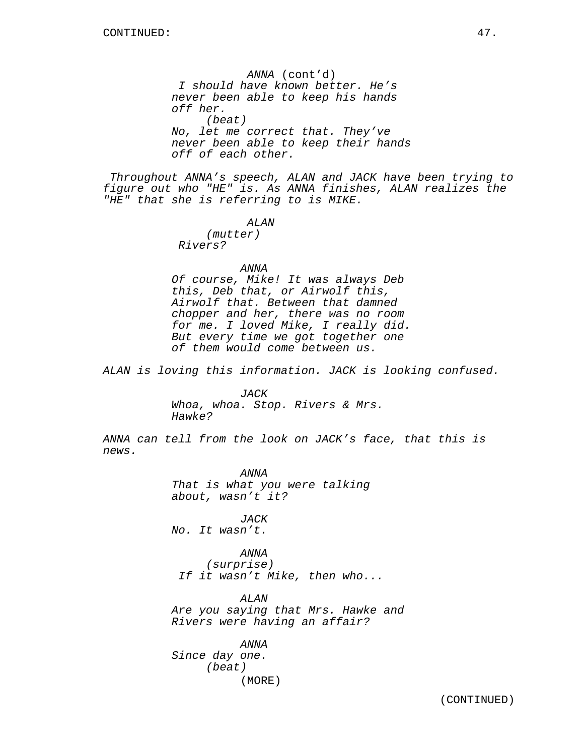ANNA (cont'd)
*I should have known better. He's never been able to keep his hands off her.*
*(beat)*
*No, let me correct that. They've never been able to keep their hands off of each other.*

*Throughout ANNA's speech, ALAN and JACK have been trying to figure out who "HE" is. As ANNA finishes, ALAN realizes the "HE" that she is referring to is MIKE.*

*ALAN*
*(mutter)*
*Rivers?*

*ANNA*
*Of course, Mike! It was always Deb this, Deb that, or Airwolf this, Airwolf that. Between that damned chopper and her, there was no room for me. I loved Mike, I really did. But every time we got together one of them would come between us.*

*ALAN is loving this information. JACK is looking confused.*

*JACK*
*Whoa, whoa. Stop. Rivers & Mrs. Hawke?*

*ANNA can tell from the look on JACK's face, that this is news.*

*ANNA*
*That is what you were talking about, wasn't it?*

*JACK*
*No. It wasn't.*

*ANNA*
*(surprise)*
*If it wasn't Mike, then who...*

*ALAN*
*Are you saying that Mrs. Hawke and Rivers were having an affair?*

*ANNA*
*Since day one.*
*(beat)*
(MORE)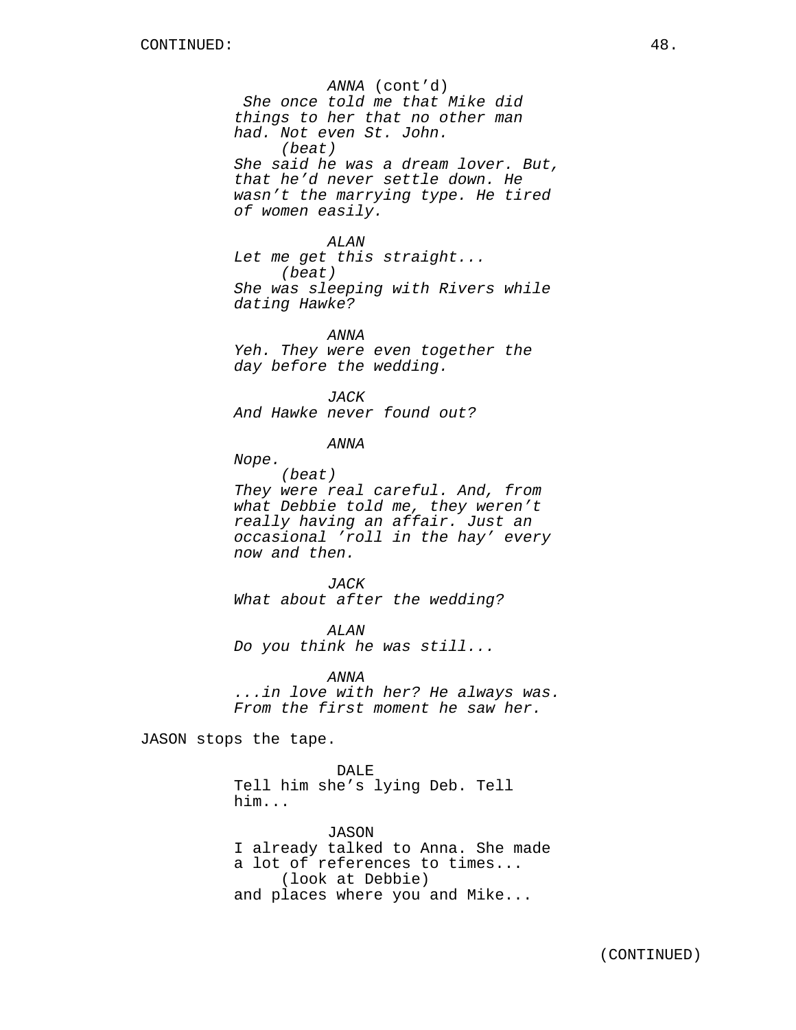*ANNA* (cont'd)
*She once told me that Mike did things to her that no other man had. Not even St. John.*
*(beat)*
*She said he was a dream lover. But, that he'd never settle down. He wasn't the marrying type. He tired of women easily.*

*ALAN*
*Let me get this straight...*
*(beat)*
*She was sleeping with Rivers while dating Hawke?*

*ANNA*
*Yeh. They were even together the day before the wedding.*

*JACK*
*And Hawke never found out?*

*ANNA*
*Nope.*
*(beat)*
*They were real careful. And, from what Debbie told me, they weren't really having an affair. Just an occasional 'roll in the hay' every now and then.*

*JACK*
*What about after the wedding?*

*ALAN*
*Do you think he was still...*

*ANNA*
*...in love with her? He always was. From the first moment he saw her.*

JASON stops the tape.

DALE
Tell him she's lying Deb. Tell him...

JASON
I already talked to Anna. She made a lot of references to times...
(look at Debbie)
and places where you and Mike...

(CONTINUED)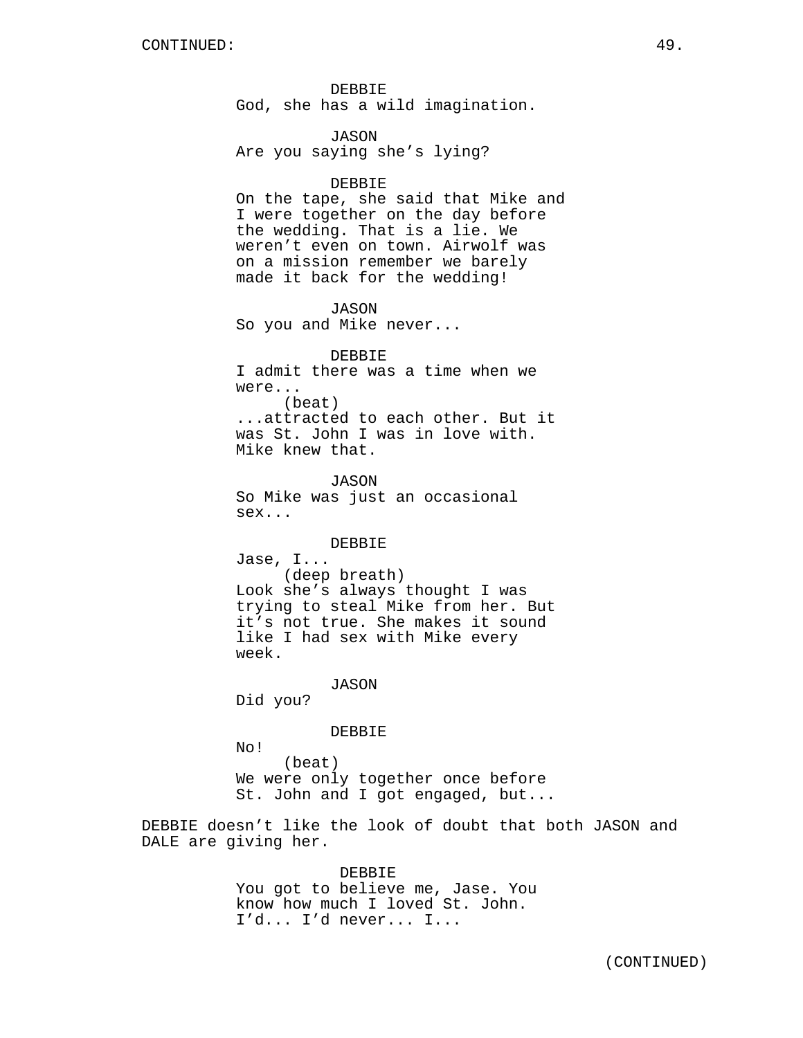CONTINUED:

DEBBIE
God, she has a wild imagination.

JASON
Are you saying she's lying?

DEBBIE
On the tape, she said that Mike and I were together on the day before the wedding. That is a lie. We weren't even on town. Airwolf was on a mission remember we barely made it back for the wedding!

JASON
So you and Mike never...

DEBBIE
I admit there was a time when we were...
(beat)
...attracted to each other. But it was St. John I was in love with. Mike knew that.

JASON
So Mike was just an occasional sex...

DEBBIE
Jase, I...
(deep breath)
Look she's always thought I was trying to steal Mike from her. But it's not true. She makes it sound like I had sex with Mike every week.

JASON
Did you?

DEBBIE
No!
(beat)
We were only together once before St. John and I got engaged, but...

DEBBIE doesn't like the look of doubt that both JASON and DALE are giving her.

DEBBIE
You got to believe me, Jase. You know how much I loved St. John. I'd... I'd never... I...

(CONTINUED)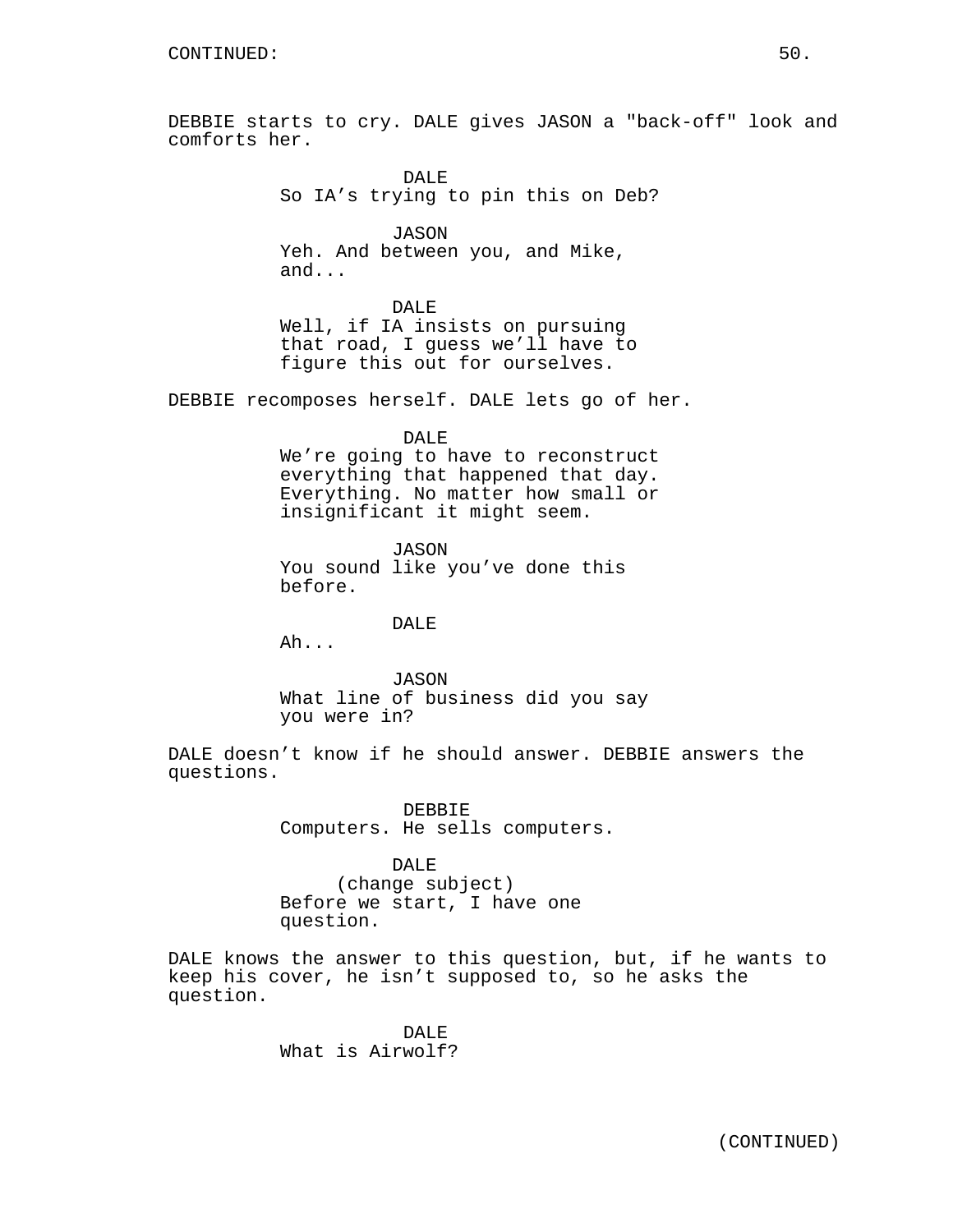CONTINUED:

DEBBIE starts to cry. DALE gives JASON a "back-off" look and comforts her.

DALE
So IA's trying to pin this on Deb?

JASON
Yeh. And between you, and Mike, and...

DALE
Well, if IA insists on pursuing that road, I guess we'll have to figure this out for ourselves.

DEBBIE recomposes herself. DALE lets go of her.

DALE
We're going to have to reconstruct everything that happened that day. Everything. No matter how small or insignificant it might seem.

JASON
You sound like you've done this before.

DALE
Ah...

JASON
What line of business did you say you were in?

DALE doesn't know if he should answer. DEBBIE answers the questions.

DEBBIE
Computers. He sells computers.

DALE
(change subject)
Before we start, I have one question.

DALE knows the answer to this question, but, if he wants to keep his cover, he isn't supposed to, so he asks the question.

DALE
What is Airwolf?

(CONTINUED)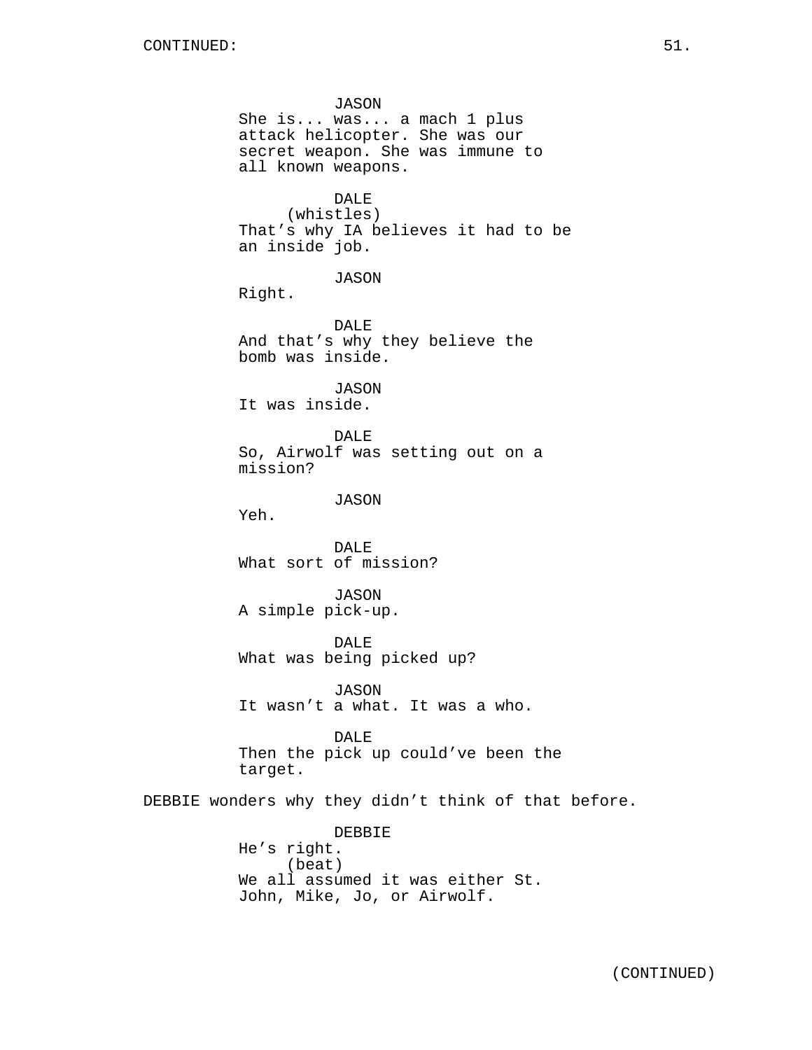JASON
She is... was... a mach 1 plus attack helicopter. She was our secret weapon. She was immune to all known weapons.

DALE
(whistles)
That's why IA believes it had to be an inside job.

JASON
Right.

DALE
And that's why they believe the bomb was inside.

JASON
It was inside.

DALE
So, Airwolf was setting out on a mission?

JASON
Yeh.

DALE
What sort of mission?

JASON
A simple pick-up.

DALE
What was being picked up?

JASON
It wasn't a what. It was a who.

DALE
Then the pick up could've been the target.

DEBBIE wonders why they didn't think of that before.

DEBBIE
He's right.
(beat)
We all assumed it was either St. John, Mike, Jo, or Airwolf.

(CONTINUED)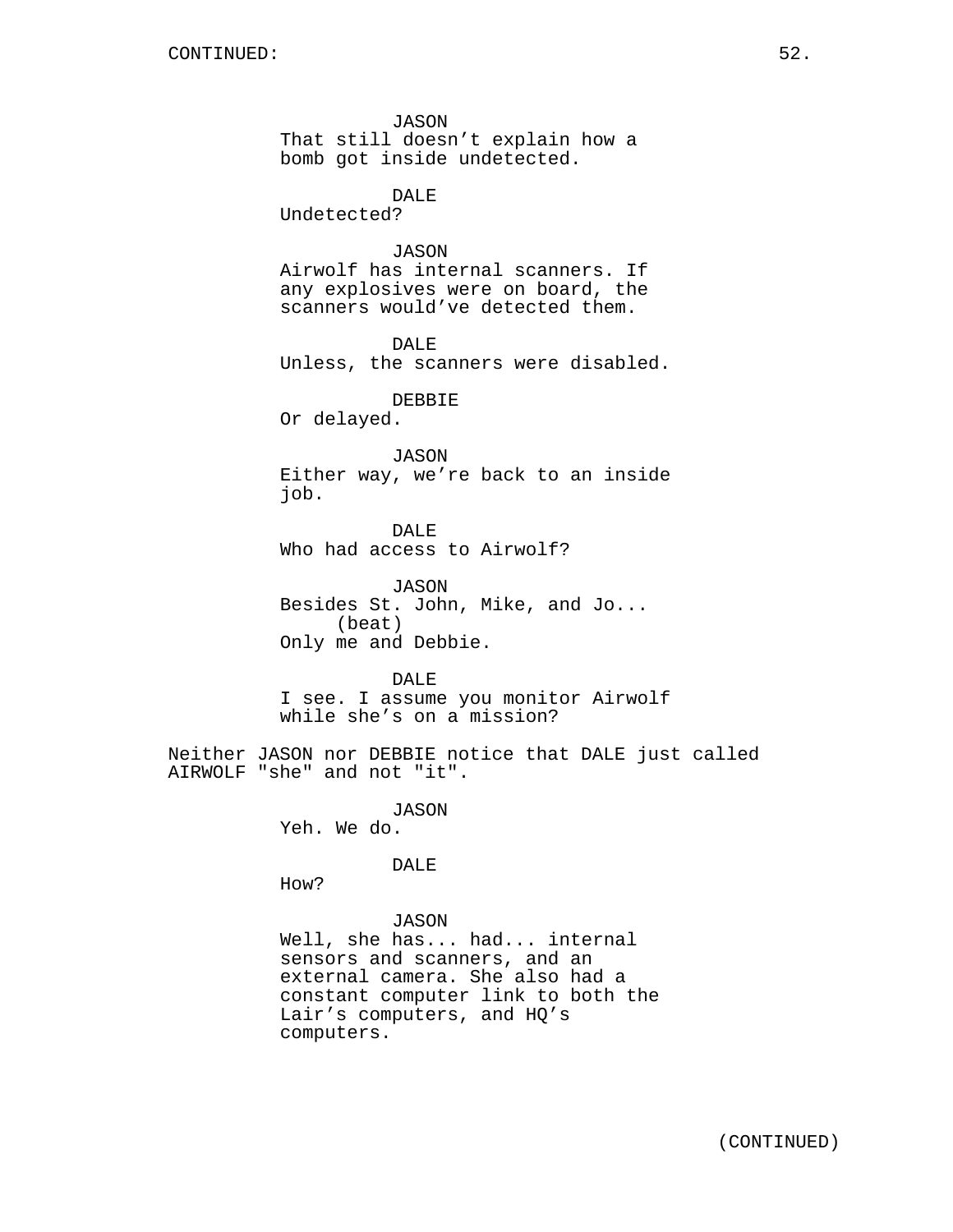CONTINUED:

JASON
That still doesn’t explain how a bomb got inside undetected.

DALE
Undetected?

JASON
Airwolf has internal scanners. If any explosives were on board, the scanners would’ve detected them.

DALE
Unless, the scanners were disabled.

DEBBIE
Or delayed.

JASON
Either way, we’re back to an inside job.

DALE
Who had access to Airwolf?

JASON
Besides St. John, Mike, and Jo...
(beat)
Only me and Debbie.

DALE
I see. I assume you monitor Airwolf while she’s on a mission?

Neither JASON nor DEBBIE notice that DALE just called AIRWOLF "she" and not "it".

JASON
Yeh. We do.

DALE
How?

JASON
Well, she has... had... internal sensors and scanners, and an external camera. She also had a constant computer link to both the Lair’s computers, and HQ’s computers.

(CONTINUED)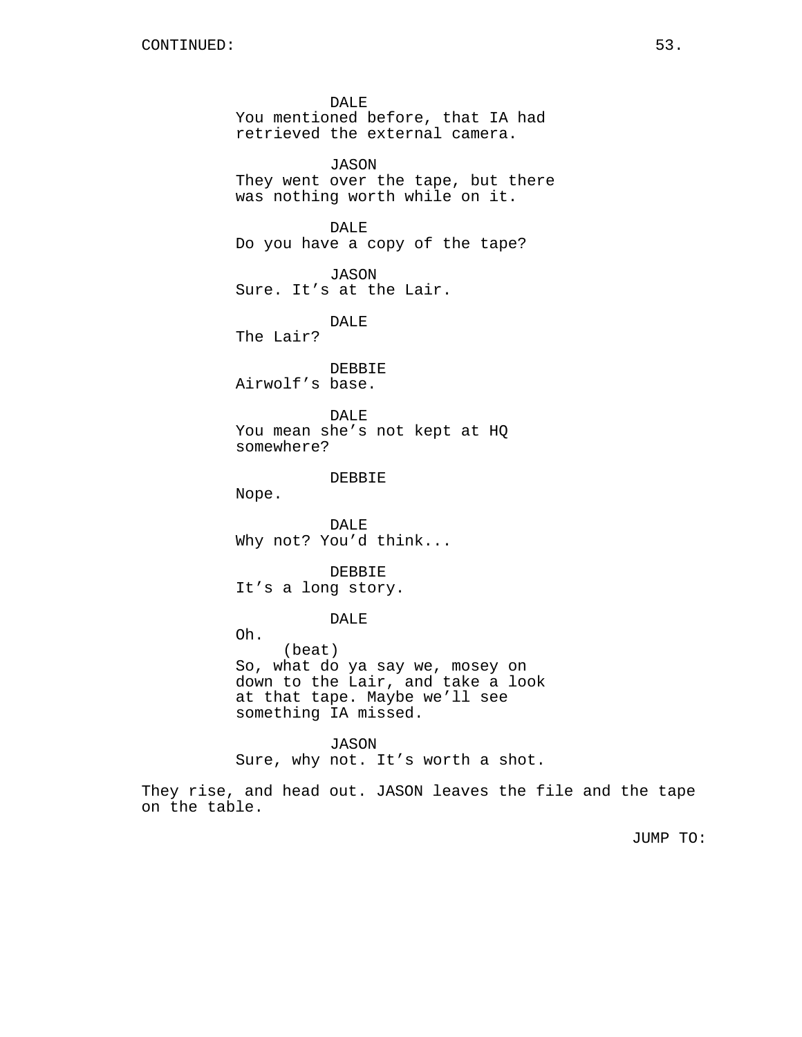DALE
You mentioned before, that IA had retrieved the external camera.

JASON
They went over the tape, but there was nothing worth while on it.

DALE
Do you have a copy of the tape?

JASON
Sure. It’s at the Lair.

DALE
The Lair?

DEBBIE
Airwolf’s base.

DALE
You mean she’s not kept at HQ somewhere?

DEBBIE
Nope.

DALE
Why not? You’d think...

DEBBIE
It’s a long story.

DALE
Oh.
(beat)
So, what do ya say we, mosey on down to the Lair, and take a look at that tape. Maybe we’ll see something IA missed.

JASON
Sure, why not. It’s worth a shot.

They rise, and head out. JASON leaves the file and the tape on the table.

JUMP TO: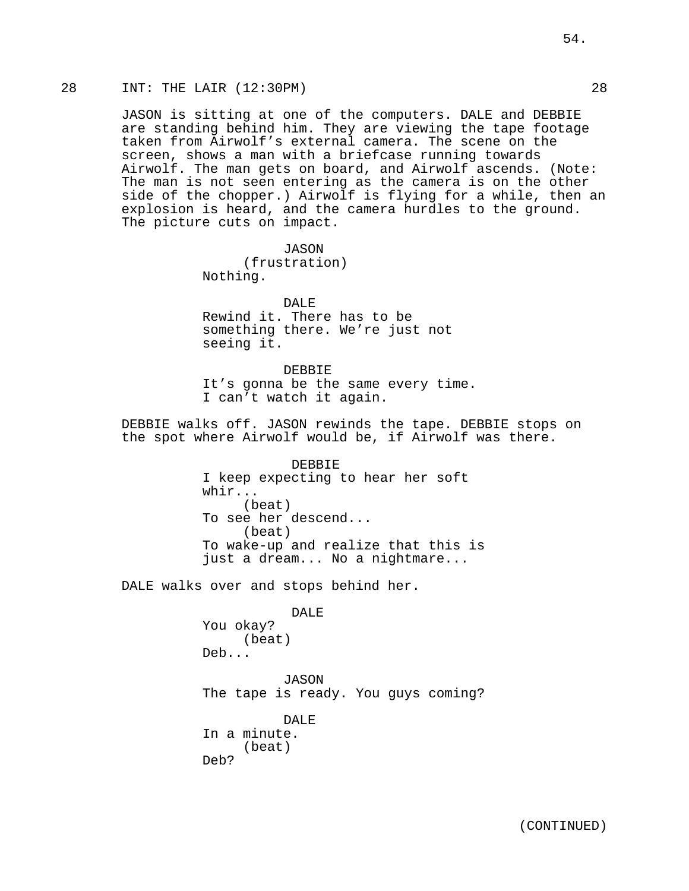28 INT: THE LAIR (12:30PM) 28

JASON is sitting at one of the computers. DALE and DEBBIE are standing behind him. They are viewing the tape footage taken from Airwolf's external camera. The scene on the screen, shows a man with a briefcase running towards Airwolf. The man gets on board, and Airwolf ascends. (Note: The man is not seen entering as the camera is on the other side of the chopper.) Airwolf is flying for a while, then an explosion is heard, and the camera hurdles to the ground. The picture cuts on impact.

JASON
(frustration)
Nothing.

DALE
Rewind it. There has to be something there. We're just not seeing it.

DEBBIE
It's gonna be the same every time. I can't watch it again.

DEBBIE walks off. JASON rewinds the tape. DEBBIE stops on the spot where Airwolf would be, if Airwolf was there.

DEBBIE
I keep expecting to hear her soft whir...
(beat)
To see her descend...
(beat)
To wake-up and realize that this is just a dream... No a nightmare...

DALE walks over and stops behind her.

DALE
You okay?
(beat)
Deb...

JASON
The tape is ready. You guys coming?

DALE
In a minute.
(beat)
Deb?

(CONTINUED)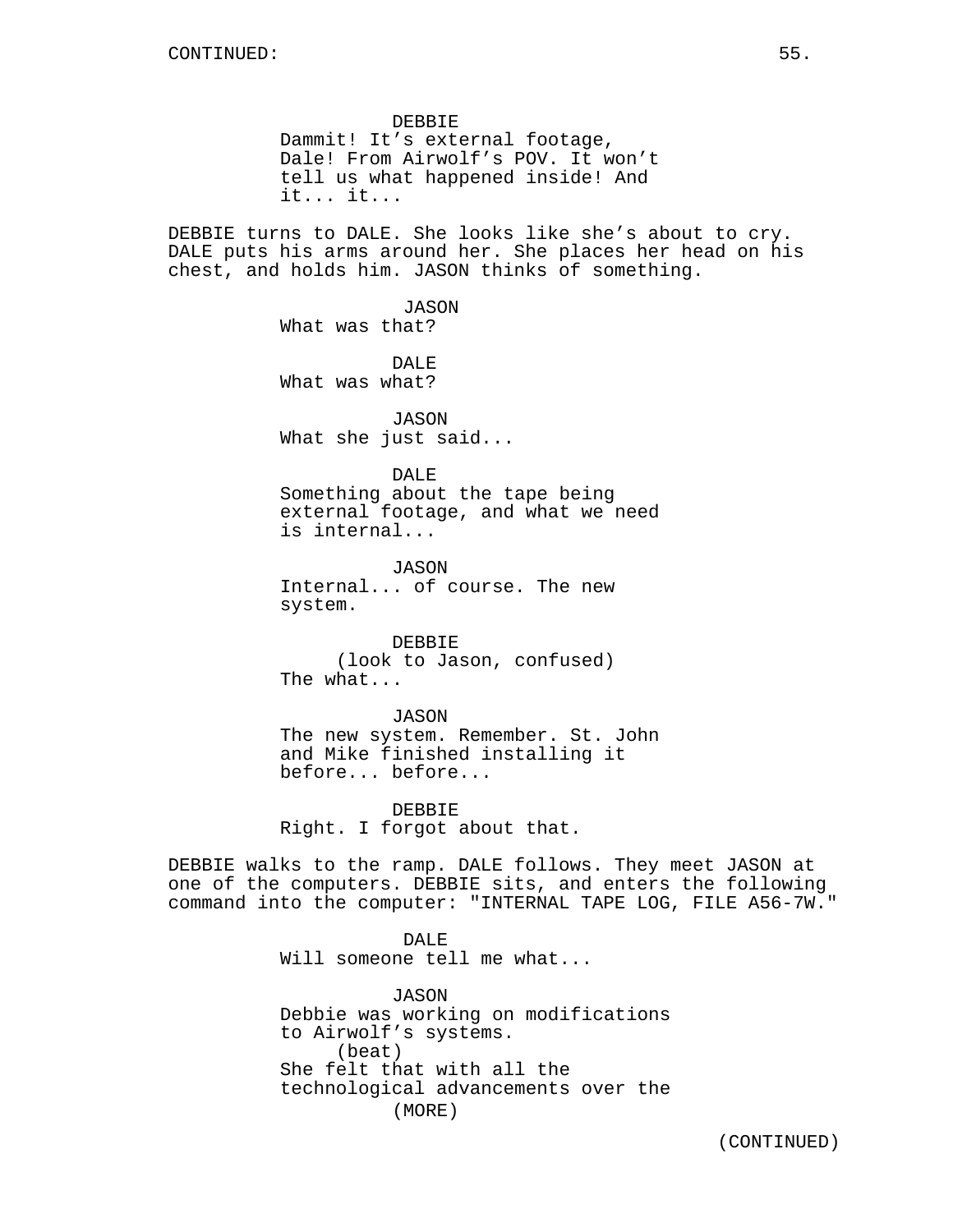CONTINUED:

DEBBIE
Dammit! It's external footage, Dale! From Airwolf's POV. It won't tell us what happened inside! And it... it...

DEBBIE turns to DALE. She looks like she's about to cry. DALE puts his arms around her. She places her head on his chest, and holds him. JASON thinks of something.

JASON
What was that?

DALE
What was what?

JASON
What she just said...

DALE
Something about the tape being external footage, and what we need is internal...

JASON
Internal... of course. The new system.

DEBBIE
(look to Jason, confused)
The what...

JASON
The new system. Remember. St. John and Mike finished installing it before... before...

DEBBIE
Right. I forgot about that.

DEBBIE walks to the ramp. DALE follows. They meet JASON at one of the computers. DEBBIE sits, and enters the following command into the computer: "INTERNAL TAPE LOG, FILE A56-7W."

DALE
Will someone tell me what...

JASON
Debbie was working on modifications to Airwolf's systems.
(beat)
She felt that with all the technological advancements over the
(MORE)

(CONTINUED)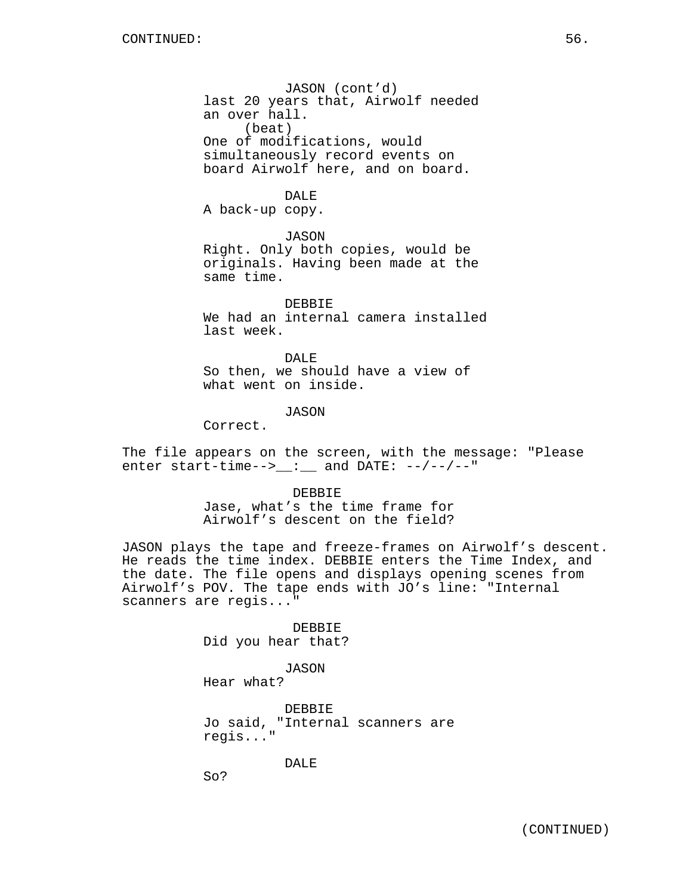JASON (cont'd)
last 20 years that, Airwolf needed an over hall.
(beat)
One of modifications, would simultaneously record events on board Airwolf here, and on board.

DALE
A back-up copy.

JASON
Right. Only both copies, would be originals. Having been made at the same time.

DEBBIE
We had an internal camera installed last week.

DALE
So then, we should have a view of what went on inside.

JASON
Correct.

The file appears on the screen, with the message: "Please enter start-time-->__:__ and DATE: --/--/--"

DEBBIE
Jase, what's the time frame for Airwolf's descent on the field?

JASON plays the tape and freeze-frames on Airwolf's descent. He reads the time index. DEBBIE enters the Time Index, and the date. The file opens and displays opening scenes from Airwolf's POV. The tape ends with JO's line: "Internal scanners are regis..."

DEBBIE
Did you hear that?

JASON
Hear what?

DEBBIE
Jo said, "Internal scanners are regis..."

DALE
So?

(CONTINUED)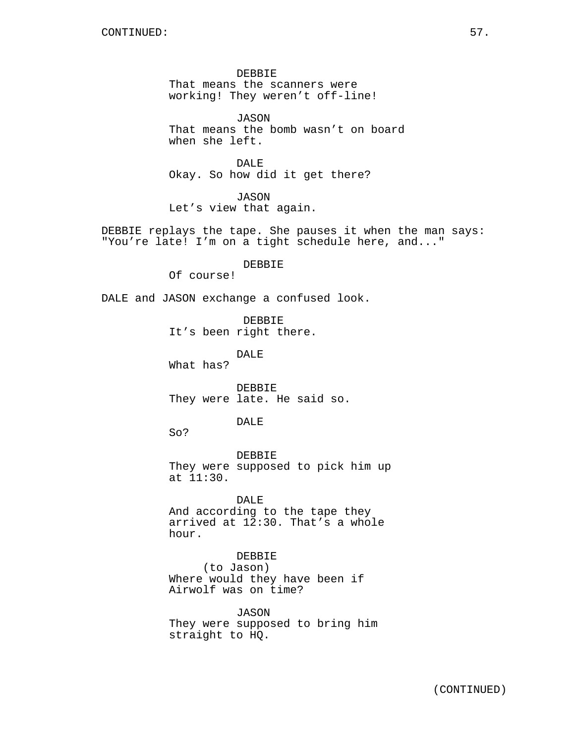CONTINUED:

DEBBIE
That means the scanners were working! They weren't off-line!

JASON
That means the bomb wasn't on board when she left.

DALE
Okay. So how did it get there?

JASON
Let's view that again.

DEBBIE replays the tape. She pauses it when the man says: "You're late! I'm on a tight schedule here, and..."

DEBBIE
Of course!

DALE and JASON exchange a confused look.

DEBBIE
It's been right there.

DALE
What has?

DEBBIE
They were late. He said so.

DALE
So?

DEBBIE
They were supposed to pick him up at 11:30.

DALE
And according to the tape they arrived at 12:30. That's a whole hour.

DEBBIE
(to Jason)
Where would they have been if Airwolf was on time?

JASON
They were supposed to bring him straight to HQ.

(CONTINUED)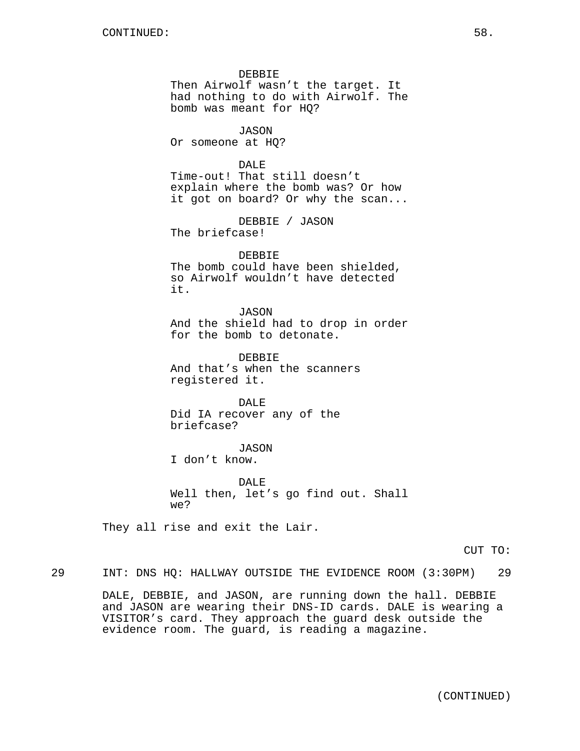CONTINUED:

DEBBIE
Then Airwolf wasn't the target. It had nothing to do with Airwolf. The bomb was meant for HQ?

JASON
Or someone at HQ?

DALE
Time-out! That still doesn't explain where the bomb was? Or how it got on board? Or why the scan...

DEBBIE / JASON
The briefcase!

DEBBIE
The bomb could have been shielded, so Airwolf wouldn't have detected it.

JASON
And the shield had to drop in order for the bomb to detonate.

DEBBIE
And that's when the scanners registered it.

DALE
Did IA recover any of the briefcase?

JASON
I don't know.

DALE
Well then, let's go find out. Shall we?

They all rise and exit the Lair.

CUT TO:

29 INT: DNS HQ: HALLWAY OUTSIDE THE EVIDENCE ROOM (3:30PM) 29

DALE, DEBBIE, and JASON, are running down the hall. DEBBIE and JASON are wearing their DNS-ID cards. DALE is wearing a VISITOR's card. They approach the guard desk outside the evidence room. The guard, is reading a magazine.

(CONTINUED)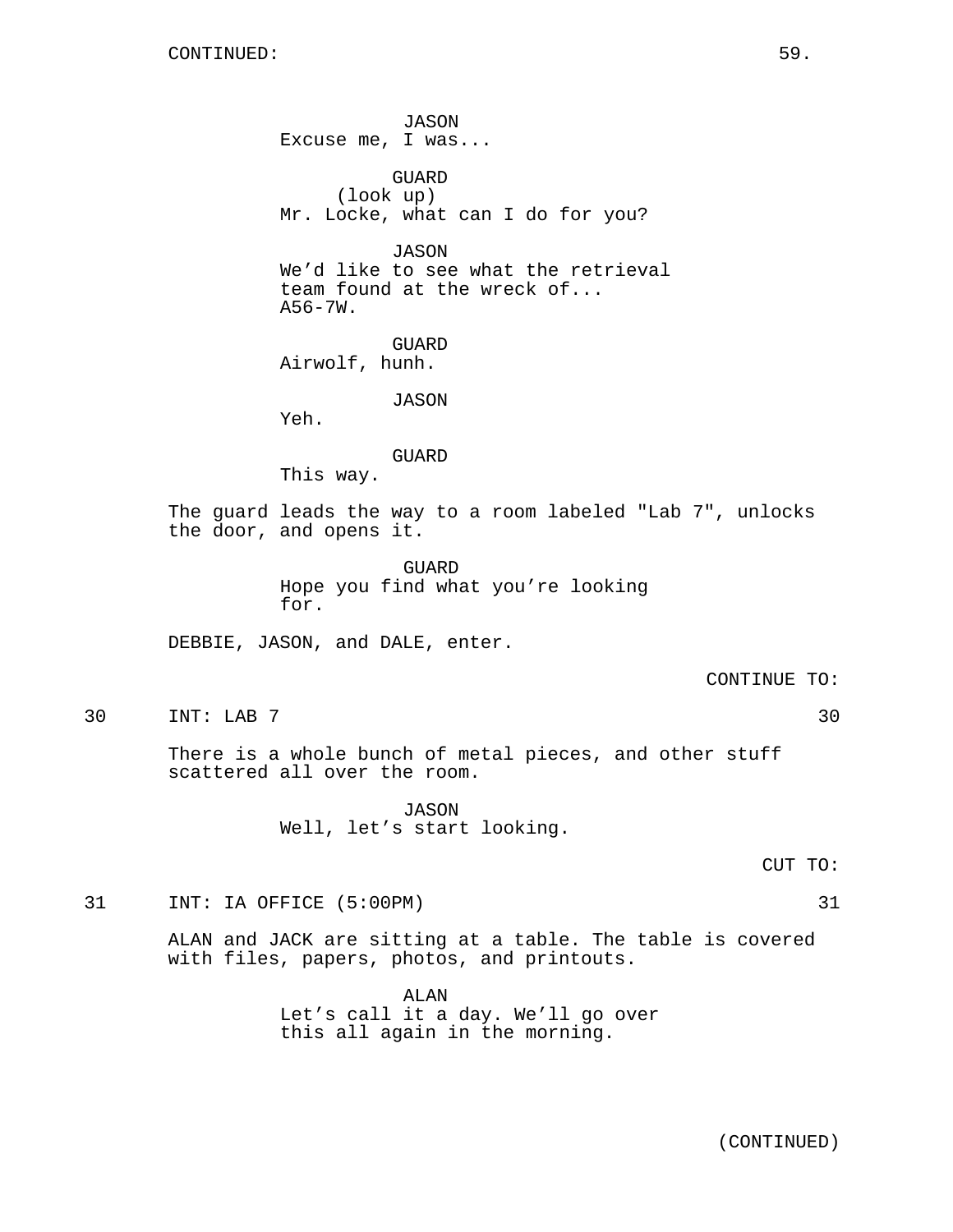JASON
Excuse me, I was...

GUARD
(look up)
Mr. Locke, what can I do for you?

JASON
We'd like to see what the retrieval team found at the wreck of... A56-7W.

GUARD
Airwolf, hunh.

JASON
Yeh.

GUARD
This way.

The guard leads the way to a room labeled "Lab 7", unlocks the door, and opens it.

GUARD
Hope you find what you're looking for.

DEBBIE, JASON, and DALE, enter.

CONTINUE TO:

30 INT: LAB 7 30

There is a whole bunch of metal pieces, and other stuff scattered all over the room.

JASON
Well, let's start looking.

CUT TO:

31 INT: IA OFFICE (5:00PM) 31

ALAN and JACK are sitting at a table. The table is covered with files, papers, photos, and printouts.

ALAN
Let's call it a day. We'll go over this all again in the morning.

(CONTINUED)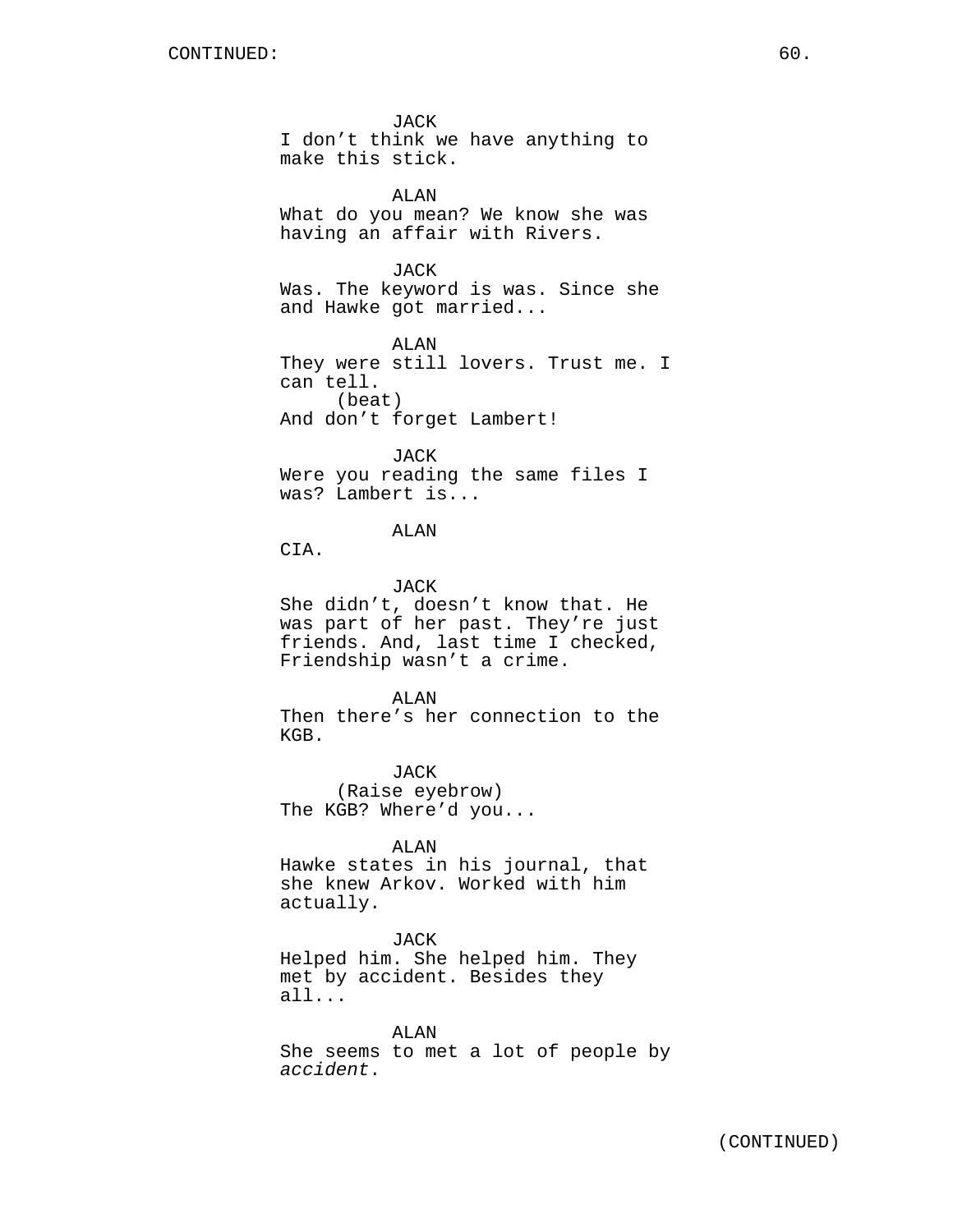CONTINUED:

JACK
I don't think we have anything to make this stick.

ALAN
What do you mean? We know she was having an affair with Rivers.

JACK
Was. The keyword is was. Since she and Hawke got married...

ALAN
They were still lovers. Trust me. I can tell.
(beat)
And don't forget Lambert!

JACK
Were you reading the same files I was? Lambert is...

ALAN
CIA.

JACK
She didn't, doesn't know that. He was part of her past. They're just friends. And, last time I checked, Friendship wasn't a crime.

ALAN
Then there's her connection to the KGB.

JACK
(Raise eyebrow)
The KGB? Where'd you...

ALAN
Hawke states in his journal, that she knew Arkov. Worked with him actually.

JACK
Helped him. She helped him. They met by accident. Besides they all...

ALAN
She seems to met a lot of people by *accident*.

(CONTINUED)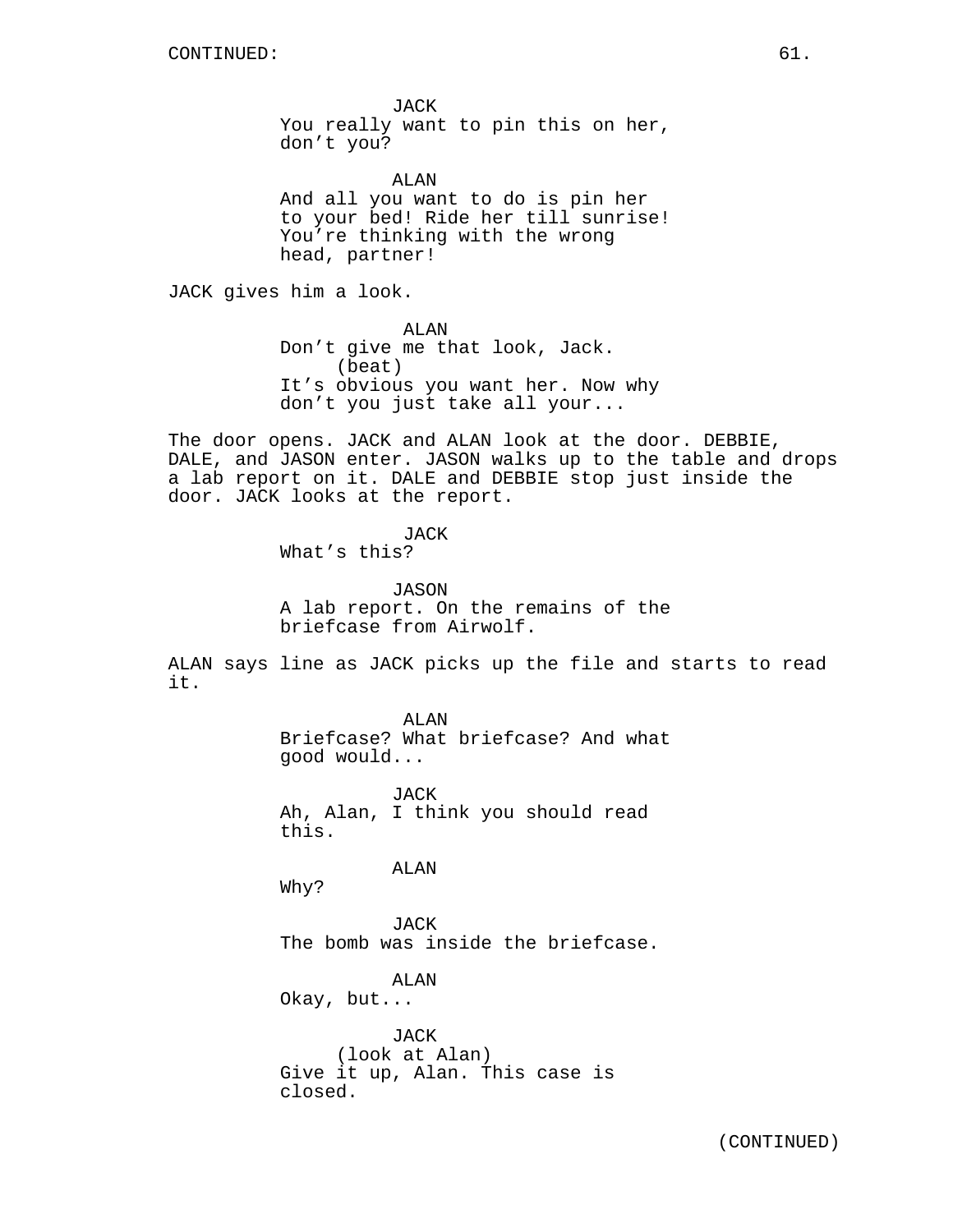CONTINUED:

JACK
You really want to pin this on her, don't you?

ALAN
And all you want to do is pin her to your bed! Ride her till sunrise! You're thinking with the wrong head, partner!

JACK gives him a look.

ALAN
Don't give me that look, Jack.
(beat)
It's obvious you want her. Now why don't you just take all your...

The door opens. JACK and ALAN look at the door. DEBBIE, DALE, and JASON enter. JASON walks up to the table and drops a lab report on it. DALE and DEBBIE stop just inside the door. JACK looks at the report.

JACK
What's this?

JASON
A lab report. On the remains of the briefcase from Airwolf.

ALAN says line as JACK picks up the file and starts to read it.

ALAN
Briefcase? What briefcase? And what good would...

JACK
Ah, Alan, I think you should read this.

ALAN
Why?

JACK
The bomb was inside the briefcase.

ALAN
Okay, but...

JACK
(look at Alan)
Give it up, Alan. This case is closed.

(CONTINUED)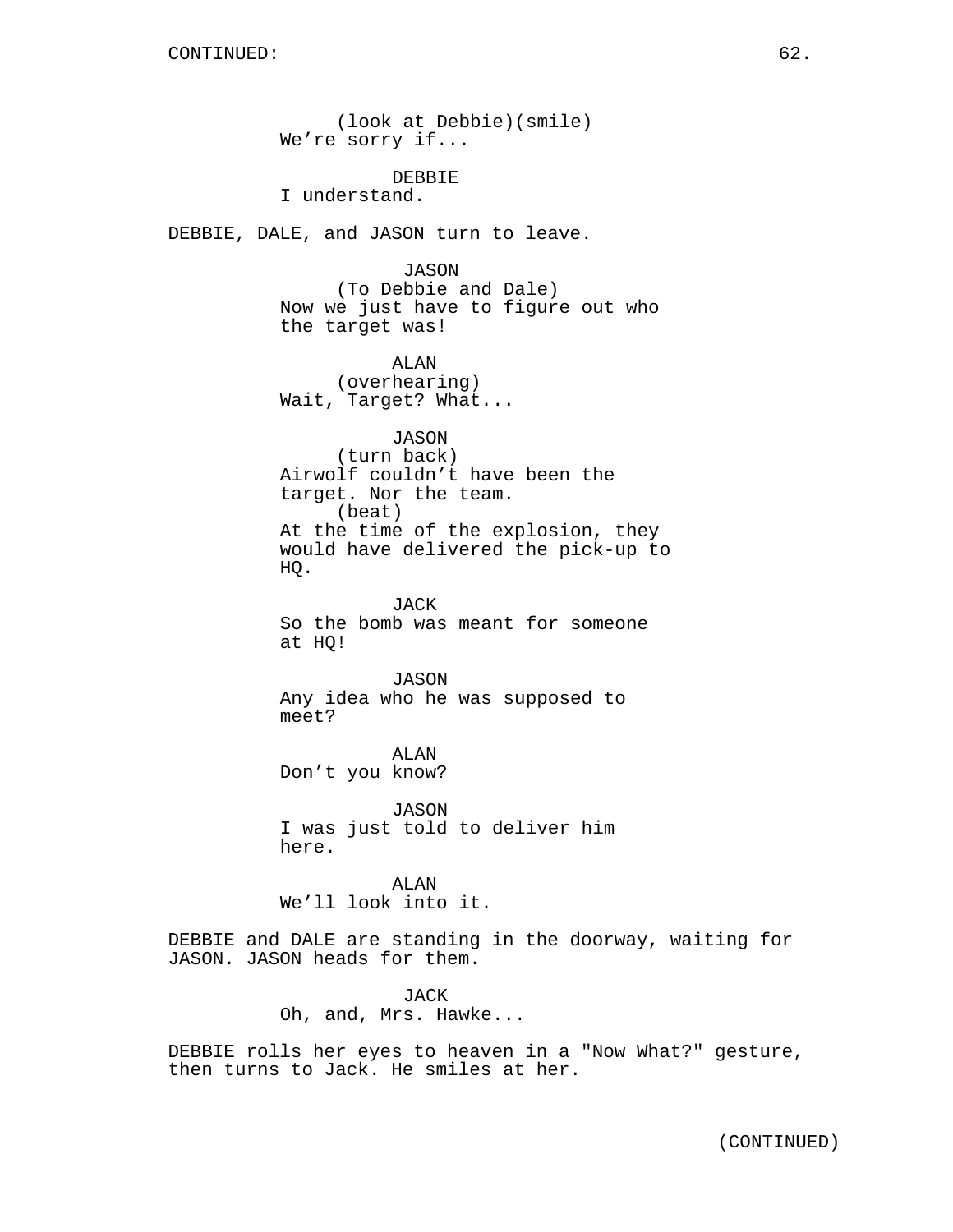(look at Debbie)(smile)
We're sorry if...

DEBBIE
I understand.

DEBBIE, DALE, and JASON turn to leave.

JASON
(To Debbie and Dale)
Now we just have to figure out who the target was!

ALAN
(overhearing)
Wait, Target? What...

JASON
(turn back)
Airwolf couldn't have been the target. Nor the team.
(beat)
At the time of the explosion, they would have delivered the pick-up to HQ.

JACK
So the bomb was meant for someone at HQ!

JASON
Any idea who he was supposed to meet?

ALAN
Don't you know?

JASON
I was just told to deliver him here.

ALAN
We'll look into it.

DEBBIE and DALE are standing in the doorway, waiting for JASON. JASON heads for them.

JACK
Oh, and, Mrs. Hawke...

DEBBIE rolls her eyes to heaven in a "Now What?" gesture, then turns to Jack. He smiles at her.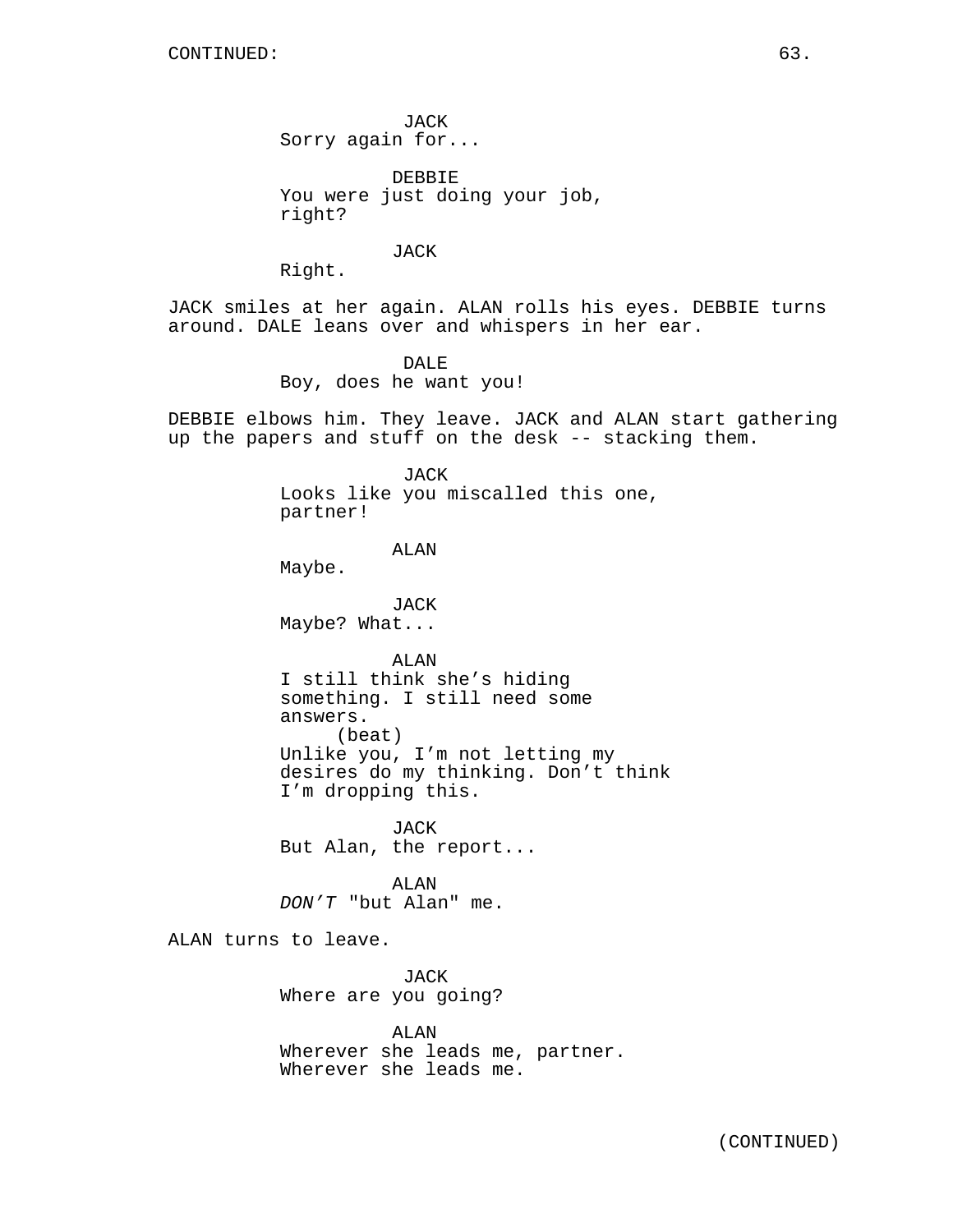CONTINUED:

JACK
Sorry again for...

DEBBIE
You were just doing your job, right?

JACK
Right.

JACK smiles at her again. ALAN rolls his eyes. DEBBIE turns around. DALE leans over and whispers in her ear.

DALE
Boy, does he want you!

DEBBIE elbows him. They leave. JACK and ALAN start gathering up the papers and stuff on the desk -- stacking them.

JACK
Looks like you miscalled this one, partner!

ALAN
Maybe.

JACK
Maybe? What...

ALAN
I still think she's hiding something. I still need some answers.
(beat)
Unlike you, I'm not letting my desires do my thinking. Don't think I'm dropping this.

JACK
But Alan, the report...

ALAN
*DON'T* "but Alan" me.

ALAN turns to leave.

JACK
Where are you going?

ALAN
Wherever she leads me, partner. Wherever she leads me.

(CONTINUED)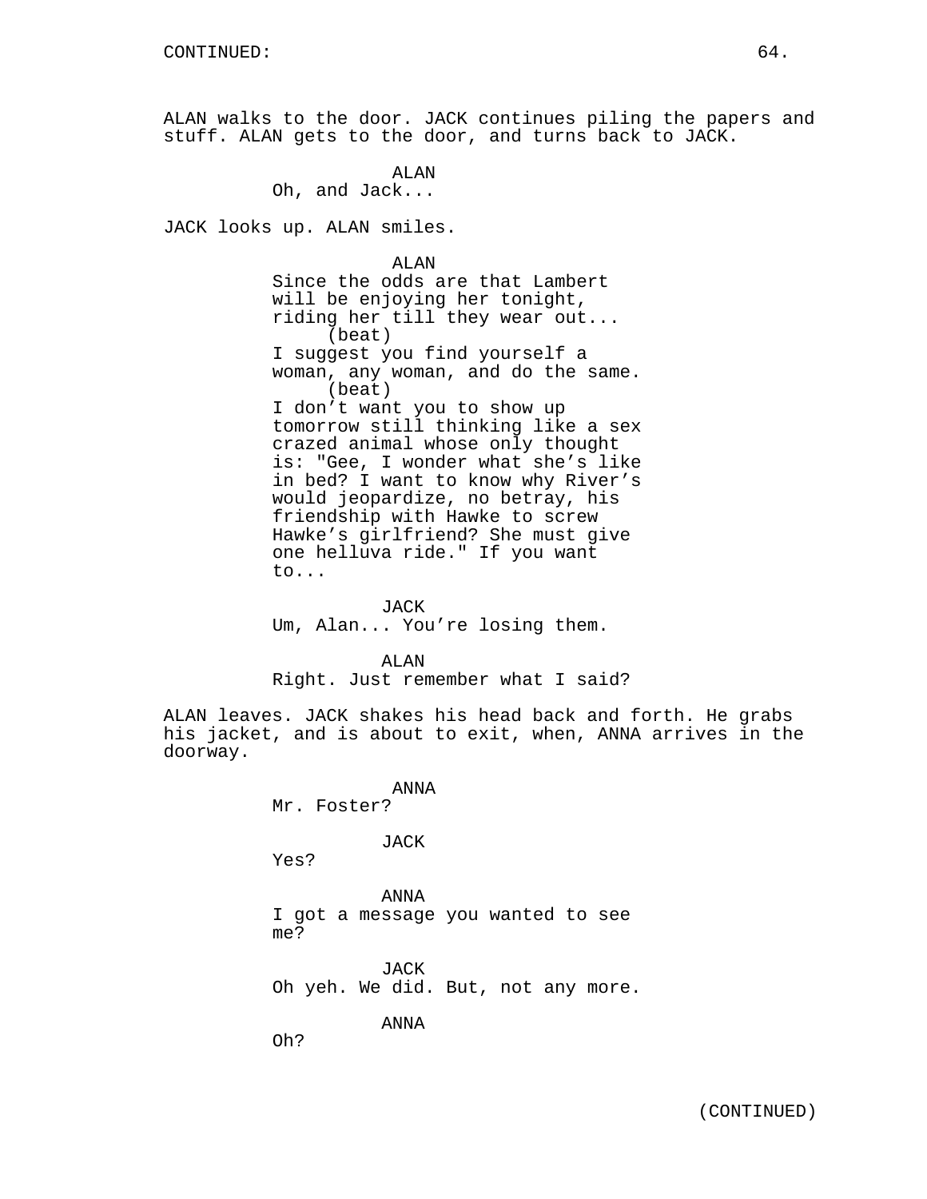CONTINUED:

ALAN walks to the door. JACK continues piling the papers and stuff. ALAN gets to the door, and turns back to JACK.

ALAN
Oh, and Jack...

JACK looks up. ALAN smiles.

ALAN
Since the odds are that Lambert will be enjoying her tonight, riding her till they wear out...
(beat)
I suggest you find yourself a woman, any woman, and do the same.
(beat)
I don't want you to show up tomorrow still thinking like a sex crazed animal whose only thought is: "Gee, I wonder what she's like in bed? I want to know why River's would jeopardize, no betray, his friendship with Hawke to screw Hawke's girlfriend? She must give one helluva ride." If you want to...

JACK
Um, Alan... You're losing them.

ALAN
Right. Just remember what I said?

ALAN leaves. JACK shakes his head back and forth. He grabs his jacket, and is about to exit, when, ANNA arrives in the doorway.

ANNA
Mr. Foster?

JACK
Yes?

ANNA
I got a message you wanted to see me?

JACK
Oh yeh. We did. But, not any more.

ANNA
Oh?

(CONTINUED)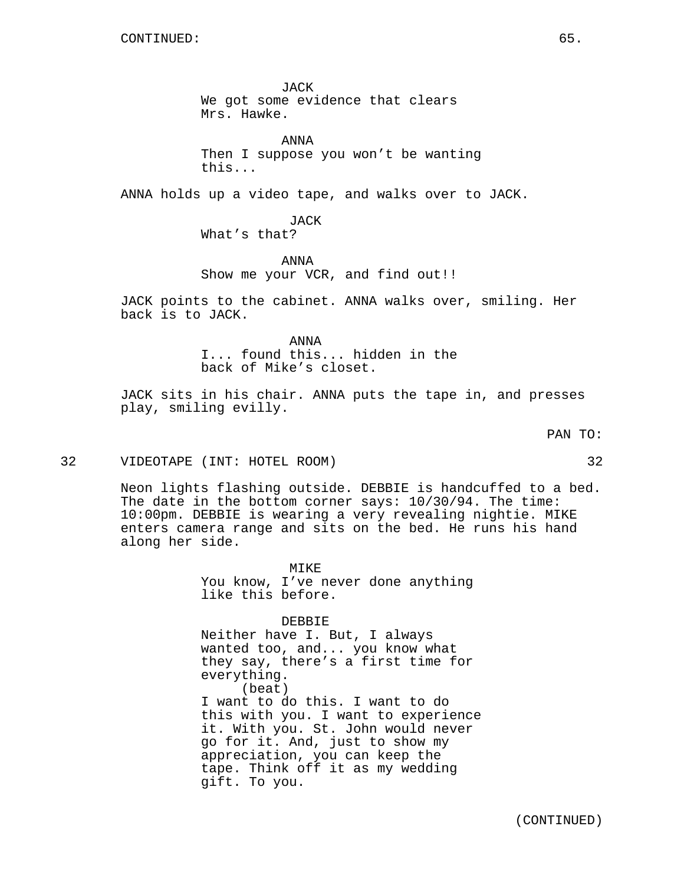CONTINUED:

JACK
We got some evidence that clears Mrs. Hawke.

ANNA
Then I suppose you won't be wanting this...

ANNA holds up a video tape, and walks over to JACK.

JACK
What's that?

ANNA
Show me your VCR, and find out!!

JACK points to the cabinet. ANNA walks over, smiling. Her back is to JACK.

ANNA
I... found this... hidden in the back of Mike's closet.

JACK sits in his chair. ANNA puts the tape in, and presses play, smiling evilly.

PAN TO:

32 VIDEOTAPE (INT: HOTEL ROOM) 32

Neon lights flashing outside. DEBBIE is handcuffed to a bed. The date in the bottom corner says: 10/30/94. The time: 10:00pm. DEBBIE is wearing a very revealing nightie. MIKE enters camera range and sits on the bed. He runs his hand along her side.

MIKE
You know, I've never done anything like this before.

DEBBIE
Neither have I. But, I always wanted too, and... you know what they say, there's a first time for everything.
(beat)
I want to do this. I want to do this with you. I want to experience it. With you. St. John would never go for it. And, just to show my appreciation, you can keep the tape. Think off it as my wedding gift. To you.

(CONTINUED)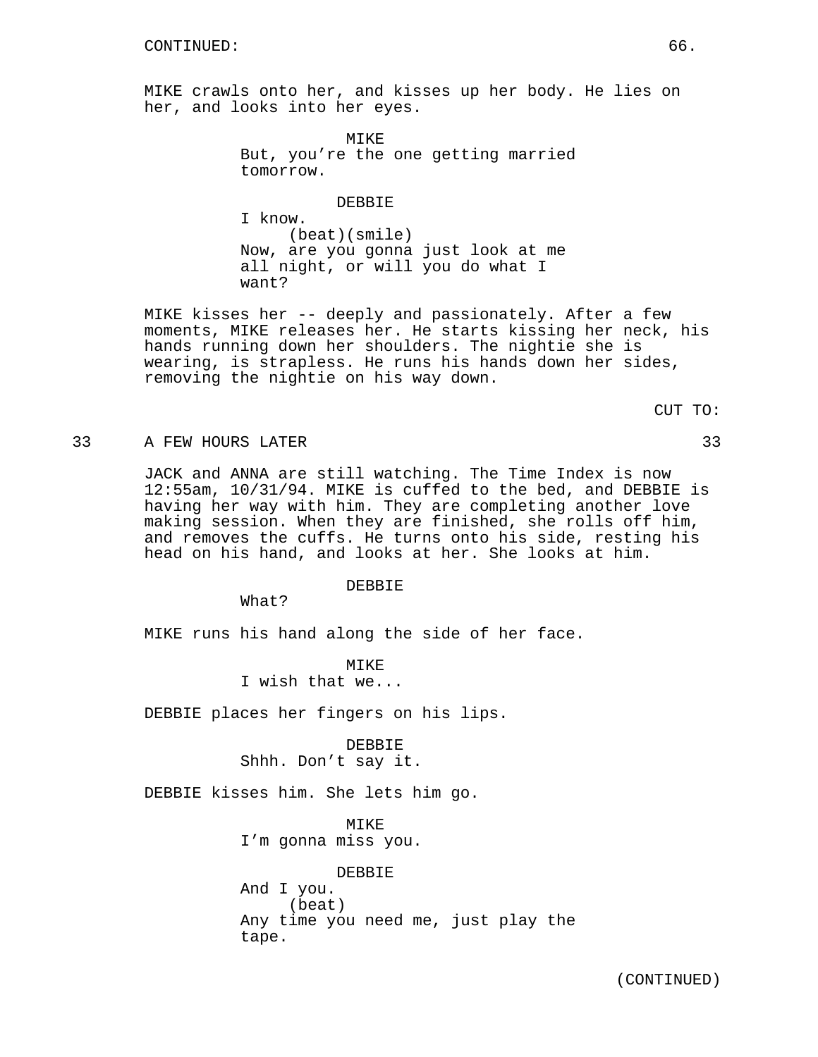CONTINUED:

MIKE crawls onto her, and kisses up her body. He lies on her, and looks into her eyes.

MIKE
But, you're the one getting married tomorrow.

DEBBIE
I know.
(beat)(smile)
Now, are you gonna just look at me all night, or will you do what I want?

MIKE kisses her -- deeply and passionately. After a few moments, MIKE releases her. He starts kissing her neck, his hands running down her shoulders. The nightie she is wearing, is strapless. He runs his hands down her sides, removing the nightie on his way down.

CUT TO:

33 A FEW HOURS LATER 33

JACK and ANNA are still watching. The Time Index is now 12:55am, 10/31/94. MIKE is cuffed to the bed, and DEBBIE is having her way with him. They are completing another love making session. When they are finished, she rolls off him, and removes the cuffs. He turns onto his side, resting his head on his hand, and looks at her. She looks at him.

DEBBIE
What?

MIKE runs his hand along the side of her face.

MIKE
I wish that we...

DEBBIE places her fingers on his lips.

DEBBIE
Shhh. Don't say it.

DEBBIE kisses him. She lets him go.

MIKE
I'm gonna miss you.

DEBBIE
And I you.
(beat)
Any time you need me, just play the tape.

(CONTINUED)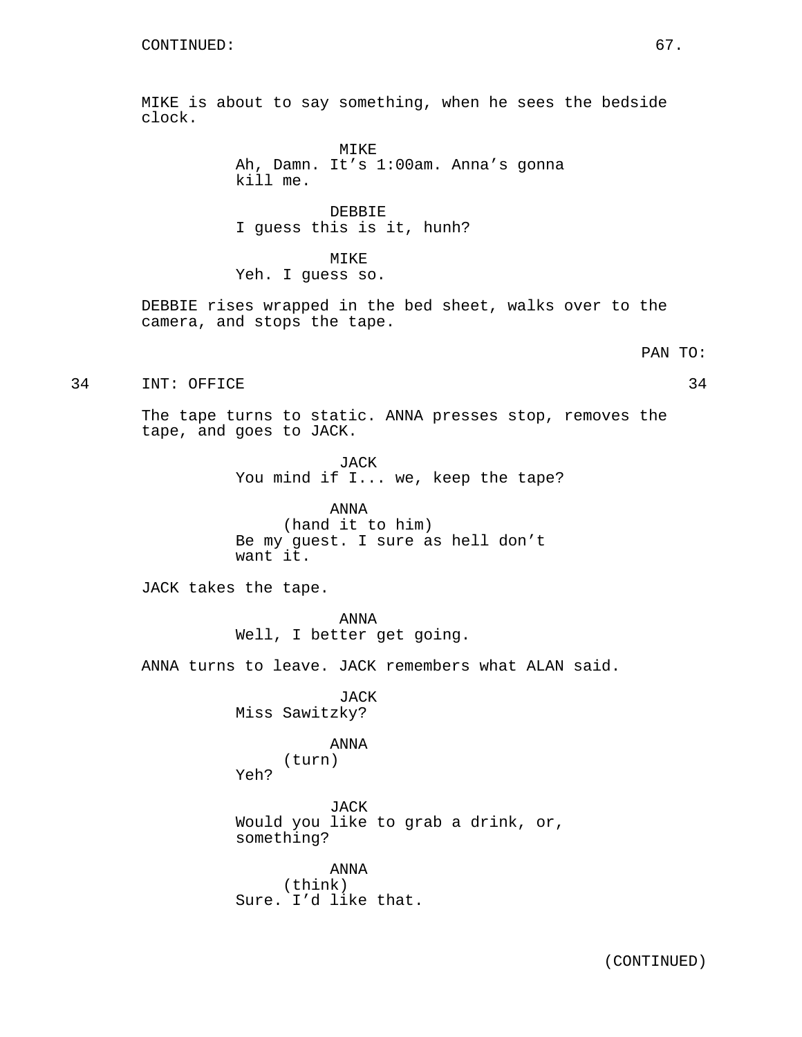CONTINUED:

MIKE is about to say something, when he sees the bedside clock.

MIKE
Ah, Damn. It's 1:00am. Anna's gonna kill me.

DEBBIE
I guess this is it, hunh?

MIKE
Yeh. I guess so.

DEBBIE rises wrapped in the bed sheet, walks over to the camera, and stops the tape.

PAN TO:

34 INT: OFFICE 34

The tape turns to static. ANNA presses stop, removes the tape, and goes to JACK.

JACK
You mind if I... we, keep the tape?

ANNA
(hand it to him)
Be my guest. I sure as hell don't want it.

JACK takes the tape.

ANNA
Well, I better get going.

ANNA turns to leave. JACK remembers what ALAN said.

JACK
Miss Sawitzky?

ANNA
(turn)
Yeh?

JACK
Would you like to grab a drink, or, something?

ANNA
(think)
Sure. I'd like that.

(CONTINUED)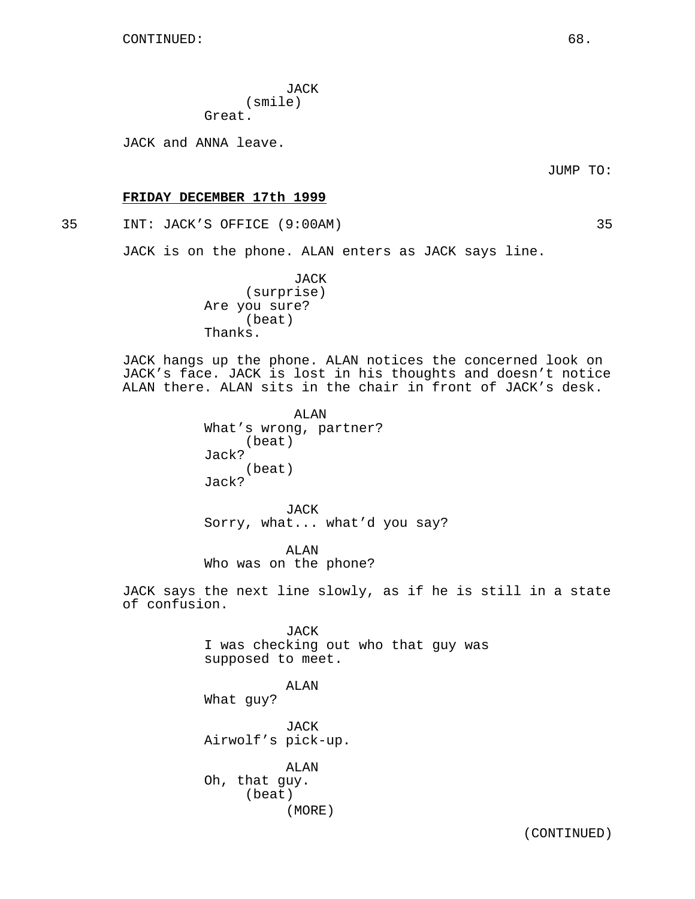CONTINUED:

JACK
(smile)
Great.

JACK and ANNA leave.

JUMP TO:

**FRIDAY DECEMBER 17th 1999**

35 INT: JACK'S OFFICE (9:00AM) 35

JACK is on the phone. ALAN enters as JACK says line.

JACK
(surprise)
Are you sure?
(beat)
Thanks.

JACK hangs up the phone. ALAN notices the concerned look on JACK's face. JACK is lost in his thoughts and doesn't notice ALAN there. ALAN sits in the chair in front of JACK's desk.

ALAN
What's wrong, partner?
(beat)
Jack?
(beat)
Jack?

JACK
Sorry, what... what'd you say?

ALAN
Who was on the phone?

JACK says the next line slowly, as if he is still in a state of confusion.

JACK
I was checking out who that guy was supposed to meet.

ALAN
What guy?

JACK
Airwolf's pick-up.

ALAN
Oh, that guy.
(beat)
(MORE)

(CONTINUED)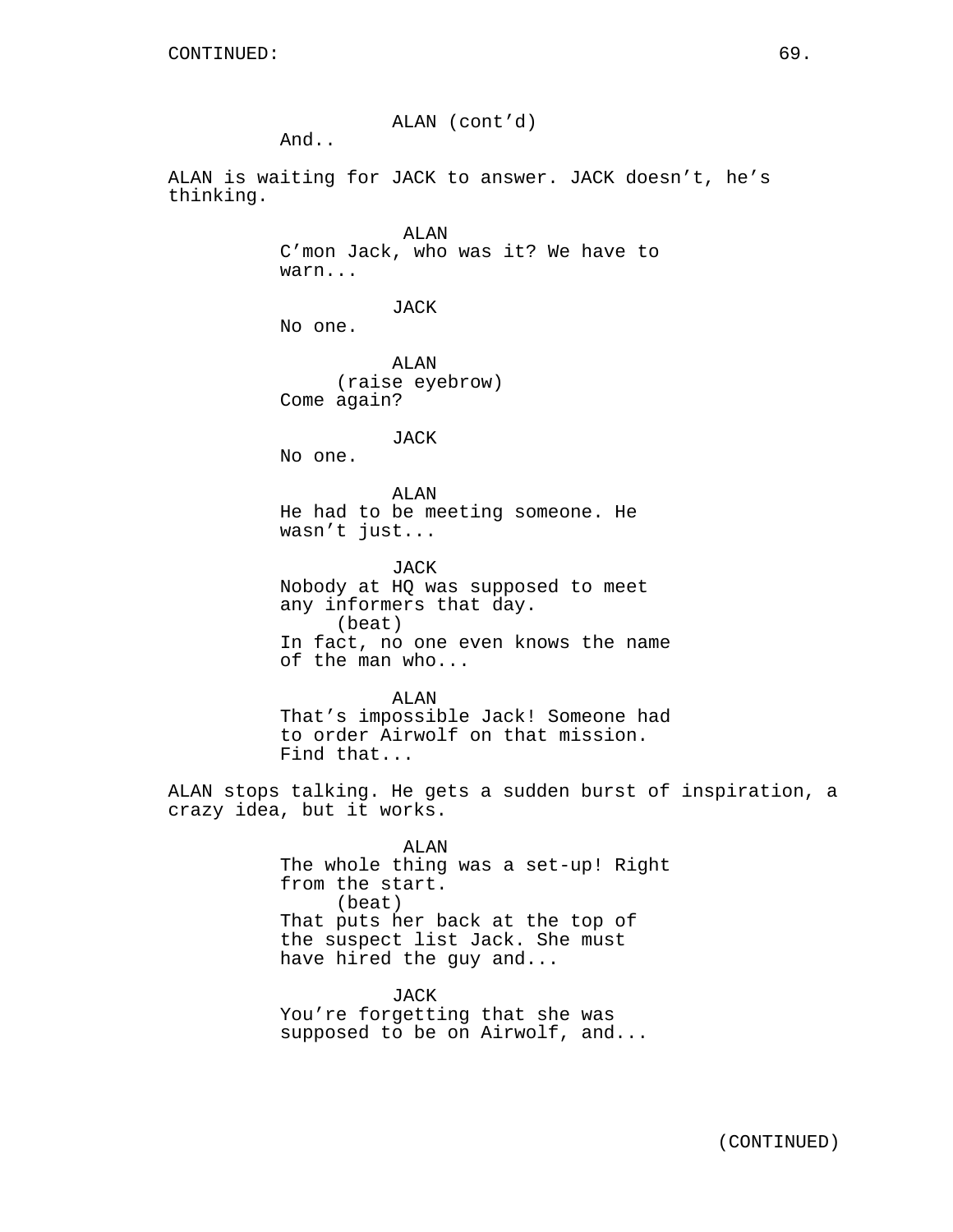CONTINUED:

ALAN (cont'd)
And..

ALAN is waiting for JACK to answer. JACK doesn't, he's thinking.

ALAN
C'mon Jack, who was it? We have to warn...

JACK
No one.

ALAN
(raise eyebrow)
Come again?

JACK
No one.

ALAN
He had to be meeting someone. He wasn't just...

JACK
Nobody at HQ was supposed to meet any informers that day.
(beat)
In fact, no one even knows the name of the man who...

ALAN
That's impossible Jack! Someone had to order Airwolf on that mission. Find that...

ALAN stops talking. He gets a sudden burst of inspiration, a crazy idea, but it works.

ALAN
The whole thing was a set-up! Right from the start.
(beat)
That puts her back at the top of the suspect list Jack. She must have hired the guy and...

JACK
You're forgetting that she was supposed to be on Airwolf, and...

(CONTINUED)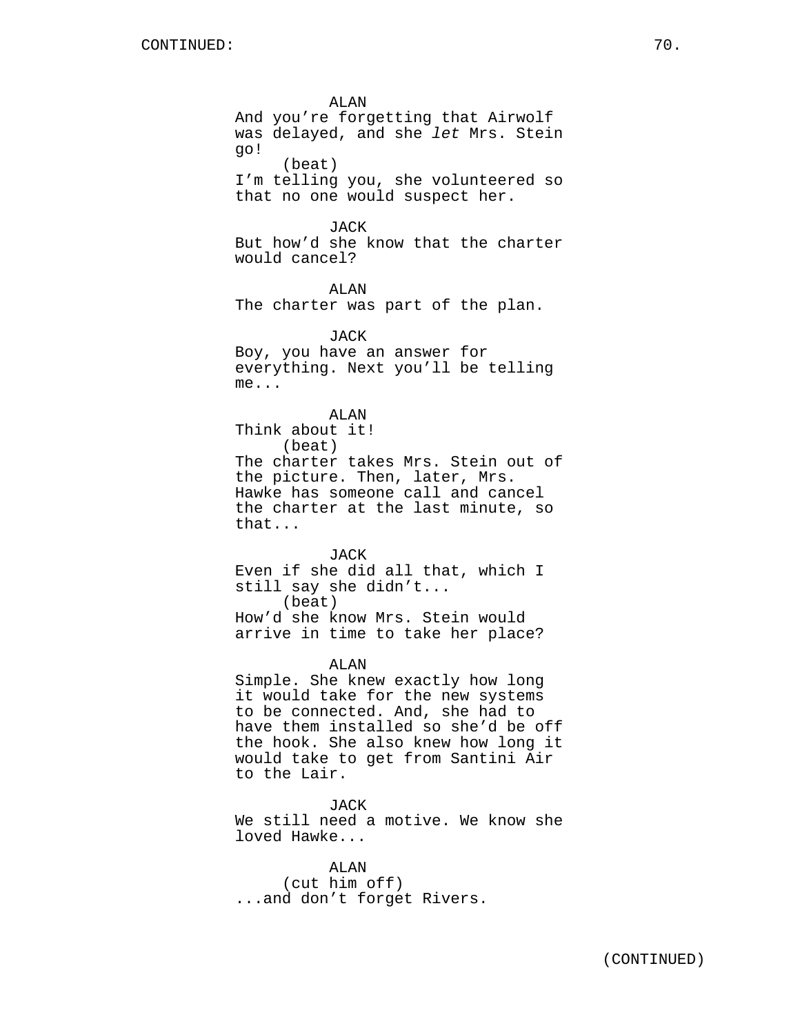CONTINUED:

ALAN
And you're forgetting that Airwolf was delayed, and she *let* Mrs. Stein go!
(beat)
I'm telling you, she volunteered so that no one would suspect her.

JACK
But how'd she know that the charter would cancel?

ALAN
The charter was part of the plan.

JACK
Boy, you have an answer for everything. Next you'll be telling me...

ALAN
Think about it!
(beat)
The charter takes Mrs. Stein out of the picture. Then, later, Mrs. Hawke has someone call and cancel the charter at the last minute, so that...

JACK
Even if she did all that, which I still say she didn't...
(beat)
How'd she know Mrs. Stein would arrive in time to take her place?

ALAN
Simple. She knew exactly how long it would take for the new systems to be connected. And, she had to have them installed so she'd be off the hook. She also knew how long it would take to get from Santini Air to the Lair.

JACK
We still need a motive. We know she loved Hawke...

ALAN
(cut him off)
...and don't forget Rivers.

(CONTINUED)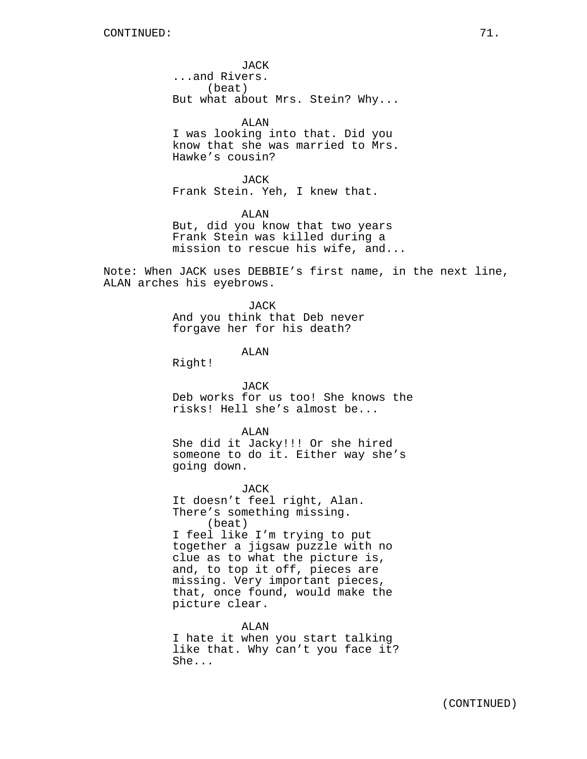CONTINUED:

JACK
...and Rivers.
(beat)
But what about Mrs. Stein? Why...

ALAN
I was looking into that. Did you know that she was married to Mrs. Hawke's cousin?

JACK
Frank Stein. Yeh, I knew that.

ALAN
But, did you know that two years Frank Stein was killed during a mission to rescue his wife, and...

Note: When JACK uses DEBBIE's first name, in the next line, ALAN arches his eyebrows.

JACK
And you think that Deb never forgave her for his death?

ALAN
Right!

JACK
Deb works for us too! She knows the risks! Hell she's almost be...

ALAN
She did it Jacky!!! Or she hired someone to do it. Either way she's going down.

JACK
It doesn't feel right, Alan. There's something missing.
(beat)
I feel like I'm trying to put together a jigsaw puzzle with no clue as to what the picture is, and, to top it off, pieces are missing. Very important pieces, that, once found, would make the picture clear.

ALAN
I hate it when you start talking like that. Why can't you face it? She...

(CONTINUED)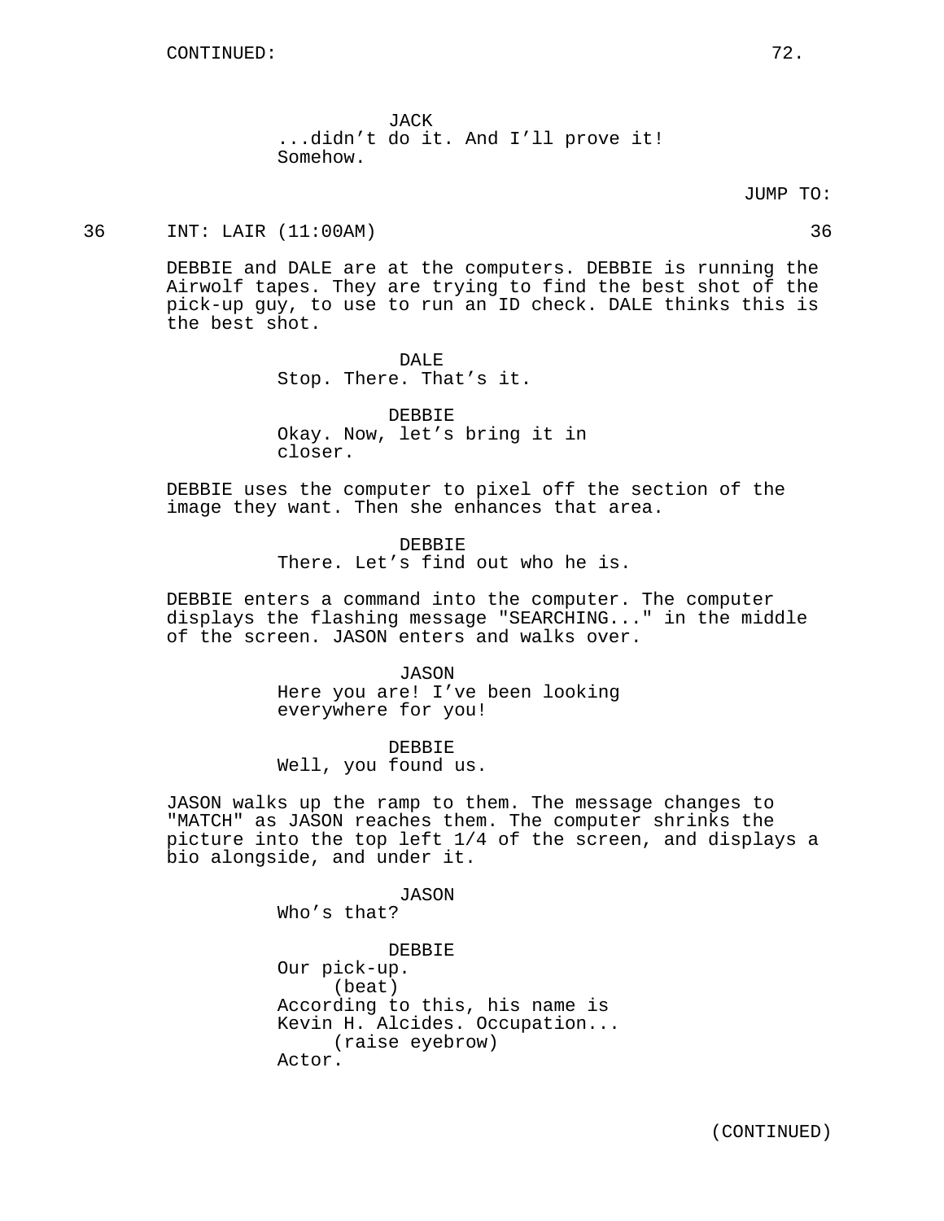JACK
...didn't do it. And I'll prove it!
Somehow.

JUMP TO:

36 INT: LAIR (11:00AM) 36

DEBBIE and DALE are at the computers. DEBBIE is running the Airwolf tapes. They are trying to find the best shot of the pick-up guy, to use to run an ID check. DALE thinks this is the best shot.

DALE
Stop. There. That's it.

DEBBIE
Okay. Now, let's bring it in
closer.

DEBBIE uses the computer to pixel off the section of the image they want. Then she enhances that area.

DEBBIE
There. Let's find out who he is.

DEBBIE enters a command into the computer. The computer displays the flashing message "SEARCHING..." in the middle of the screen. JASON enters and walks over.

JASON
Here you are! I've been looking
everywhere for you!

DEBBIE
Well, you found us.

JASON walks up the ramp to them. The message changes to "MATCH" as JASON reaches them. The computer shrinks the picture into the top left 1/4 of the screen, and displays a bio alongside, and under it.

JASON
Who's that?

DEBBIE
Our pick-up.
(beat)
According to this, his name is
Kevin H. Alcides. Occupation...
(raise eyebrow)
Actor.

(CONTINUED)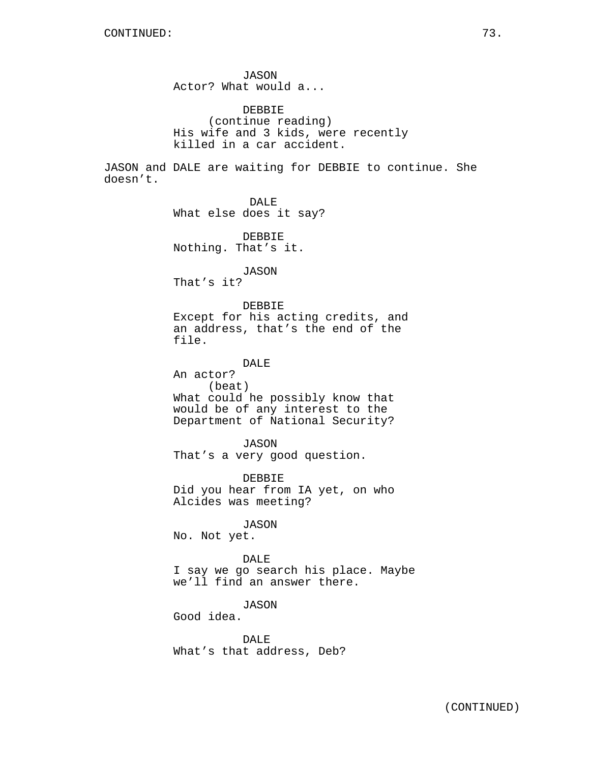JASON
Actor? What would a...

DEBBIE
(continue reading)
His wife and 3 kids, were recently
killed in a car accident.

JASON and DALE are waiting for DEBBIE to continue. She
doesn’t.

DALE
What else does it say?

DEBBIE
Nothing. That’s it.

JASON
That’s it?

DEBBIE
Except for his acting credits, and
an address, that’s the end of the
file.

DALE
An actor?
(beat)
What could he possibly know that
would be of any interest to the
Department of National Security?

JASON
That’s a very good question.

DEBBIE
Did you hear from IA yet, on who
Alcides was meeting?

JASON
No. Not yet.

DALE
I say we go search his place. Maybe
we’ll find an answer there.

JASON
Good idea.

DALE
What’s that address, Deb?

(CONTINUED)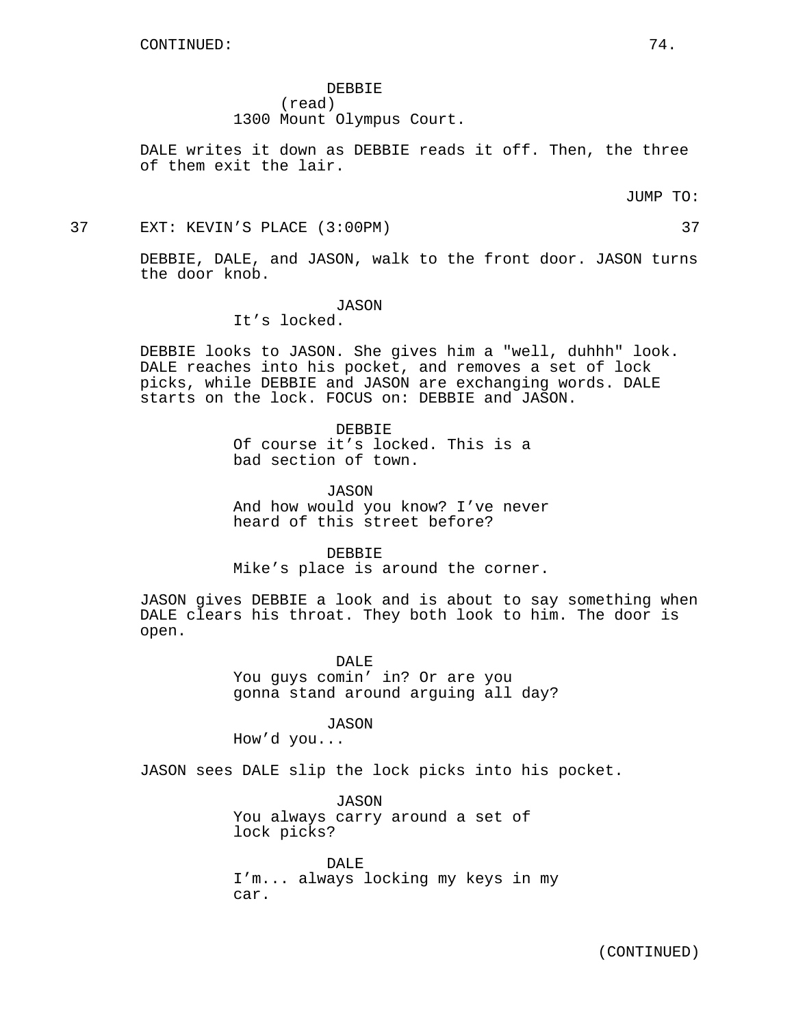CONTINUED:

DEBBIE
(read)
1300 Mount Olympus Court.

DALE writes it down as DEBBIE reads it off. Then, the three of them exit the lair.

JUMP TO:

37 EXT: KEVIN'S PLACE (3:00PM) 37

DEBBIE, DALE, and JASON, walk to the front door. JASON turns the door knob.

JASON
It's locked.

DEBBIE looks to JASON. She gives him a "well, duhhh" look. DALE reaches into his pocket, and removes a set of lock picks, while DEBBIE and JASON are exchanging words. DALE starts on the lock. FOCUS on: DEBBIE and JASON.

DEBBIE
Of course it's locked. This is a bad section of town.

JASON
And how would you know? I've never heard of this street before?

DEBBIE
Mike's place is around the corner.

JASON gives DEBBIE a look and is about to say something when DALE clears his throat. They both look to him. The door is open.

DALE
You guys comin' in? Or are you gonna stand around arguing all day?

JASON
How'd you...

JASON sees DALE slip the lock picks into his pocket.

JASON
You always carry around a set of lock picks?

DALE
I'm... always locking my keys in my car.

(CONTINUED)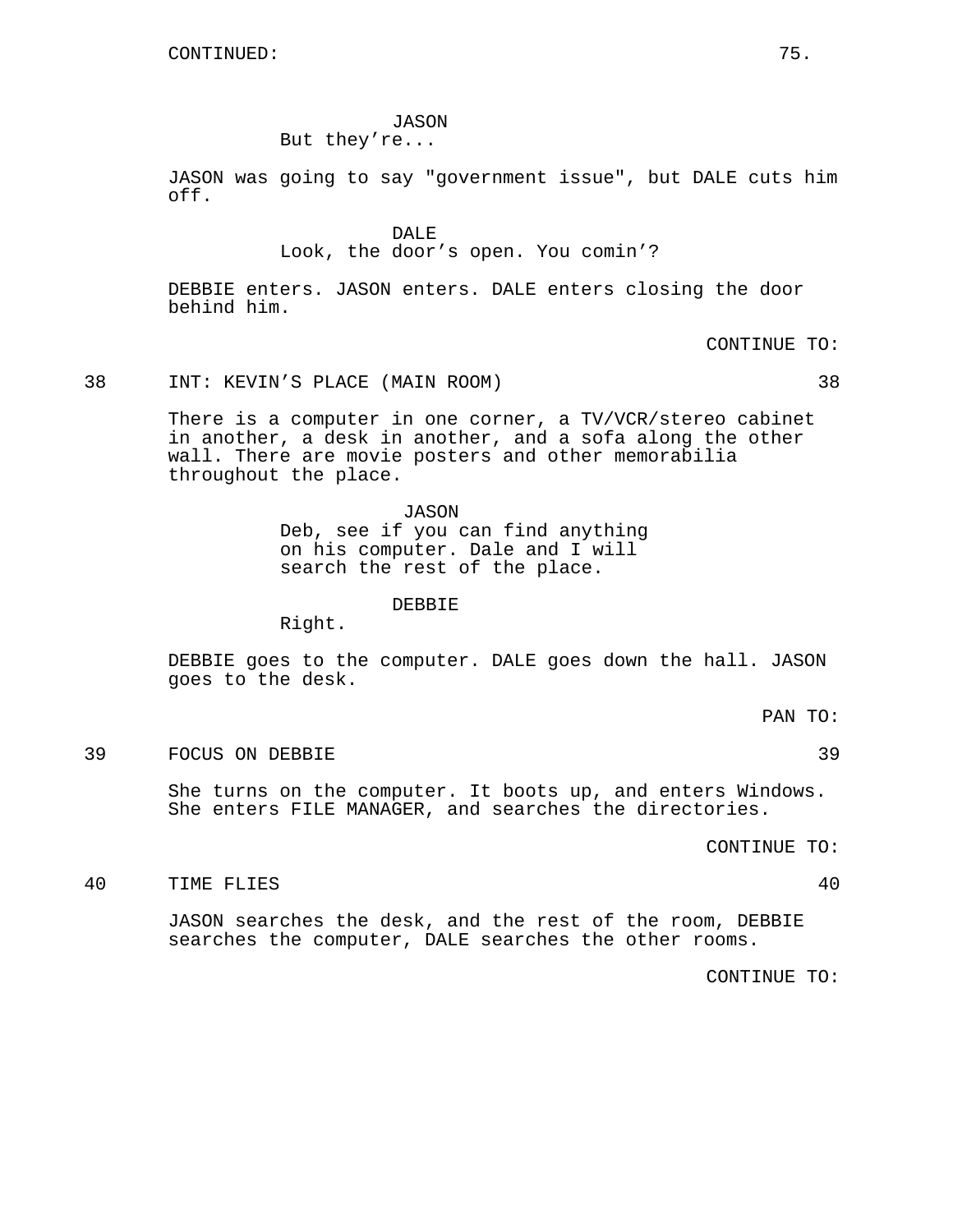CONTINUED:

JASON
But they're...

JASON was going to say "government issue", but DALE cuts him off.

DALE
Look, the door's open. You comin'?

DEBBIE enters. JASON enters. DALE enters closing the door behind him.

CONTINUE TO:

38 INT: KEVIN'S PLACE (MAIN ROOM) 38

There is a computer in one corner, a TV/VCR/stereo cabinet in another, a desk in another, and a sofa along the other wall. There are movie posters and other memorabilia throughout the place.

JASON
Deb, see if you can find anything on his computer. Dale and I will search the rest of the place.

DEBBIE
Right.

DEBBIE goes to the computer. DALE goes down the hall. JASON goes to the desk.

PAN TO:

39 FOCUS ON DEBBIE 39

She turns on the computer. It boots up, and enters Windows. She enters FILE MANAGER, and searches the directories.

CONTINUE TO:

40 TIME FLIES 40

JASON searches the desk, and the rest of the room, DEBBIE searches the computer, DALE searches the other rooms.

CONTINUE TO: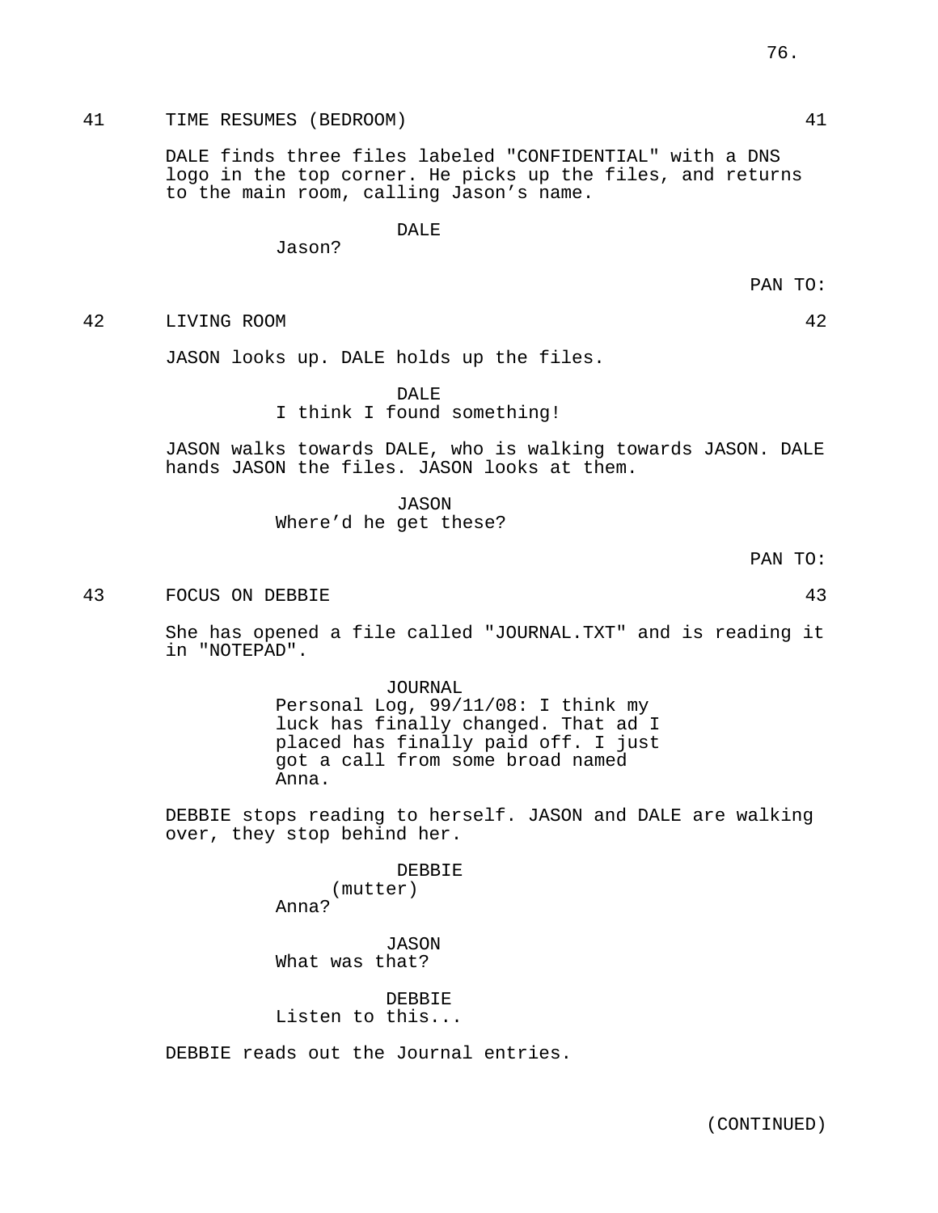41 TIME RESUMES (BEDROOM) 41

DALE finds three files labeled "CONFIDENTIAL" with a DNS logo in the top corner. He picks up the files, and returns to the main room, calling Jason's name.

DALE
Jason?

PAN TO:

42 LIVING ROOM 42

JASON looks up. DALE holds up the files.

DALE
I think I found something!

JASON walks towards DALE, who is walking towards JASON. DALE hands JASON the files. JASON looks at them.

JASON
Where'd he get these?

PAN TO:

43 FOCUS ON DEBBIE 43

She has opened a file called "JOURNAL.TXT" and is reading it in "NOTEPAD".

JOURNAL
Personal Log, 99/11/08: I think my luck has finally changed. That ad I placed has finally paid off. I just got a call from some broad named Anna.

DEBBIE stops reading to herself. JASON and DALE are walking over, they stop behind her.

DEBBIE
(mutter)
Anna?

JASON
What was that?

DEBBIE
Listen to this...

DEBBIE reads out the Journal entries.

(CONTINUED)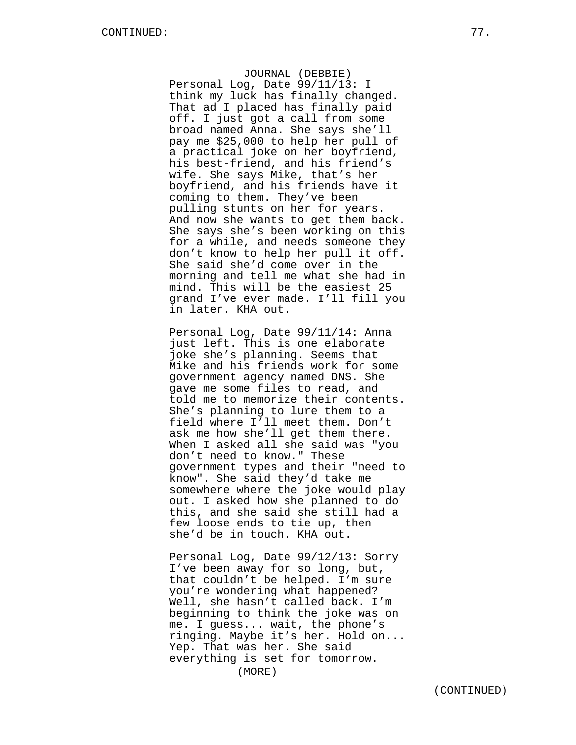JOURNAL (DEBBIE)

Personal Log, Date 99/11/13: I think my luck has finally changed. That ad I placed has finally paid off. I just got a call from some broad named Anna. She says she'll pay me $25,000 to help her pull of a practical joke on her boyfriend, his best-friend, and his friend's wife. She says Mike, that's her boyfriend, and his friends have it coming to them. They've been pulling stunts on her for years. And now she wants to get them back. She says she's been working on this for a while, and needs someone they don't know to help her pull it off. She said she'd come over in the morning and tell me what she had in mind. This will be the easiest 25 grand I've ever made. I'll fill you in later. KHA out.

Personal Log, Date 99/11/14: Anna just left. This is one elaborate joke she's planning. Seems that Mike and his friends work for some government agency named DNS. She gave me some files to read, and told me to memorize their contents. She's planning to lure them to a field where I'll meet them. Don't ask me how she'll get them there. When I asked all she said was "you don't need to know." These government types and their "need to know". She said they'd take me somewhere where the joke would play out. I asked how she planned to do this, and she said she still had a few loose ends to tie up, then she'd be in touch. KHA out.

Personal Log, Date 99/12/13: Sorry I've been away for so long, but, that couldn't be helped. I'm sure you're wondering what happened? Well, she hasn't called back. I'm beginning to think the joke was on me. I guess... wait, the phone's ringing. Maybe it's her. Hold on... Yep. That was her. She said everything is set for tomorrow.

(MORE)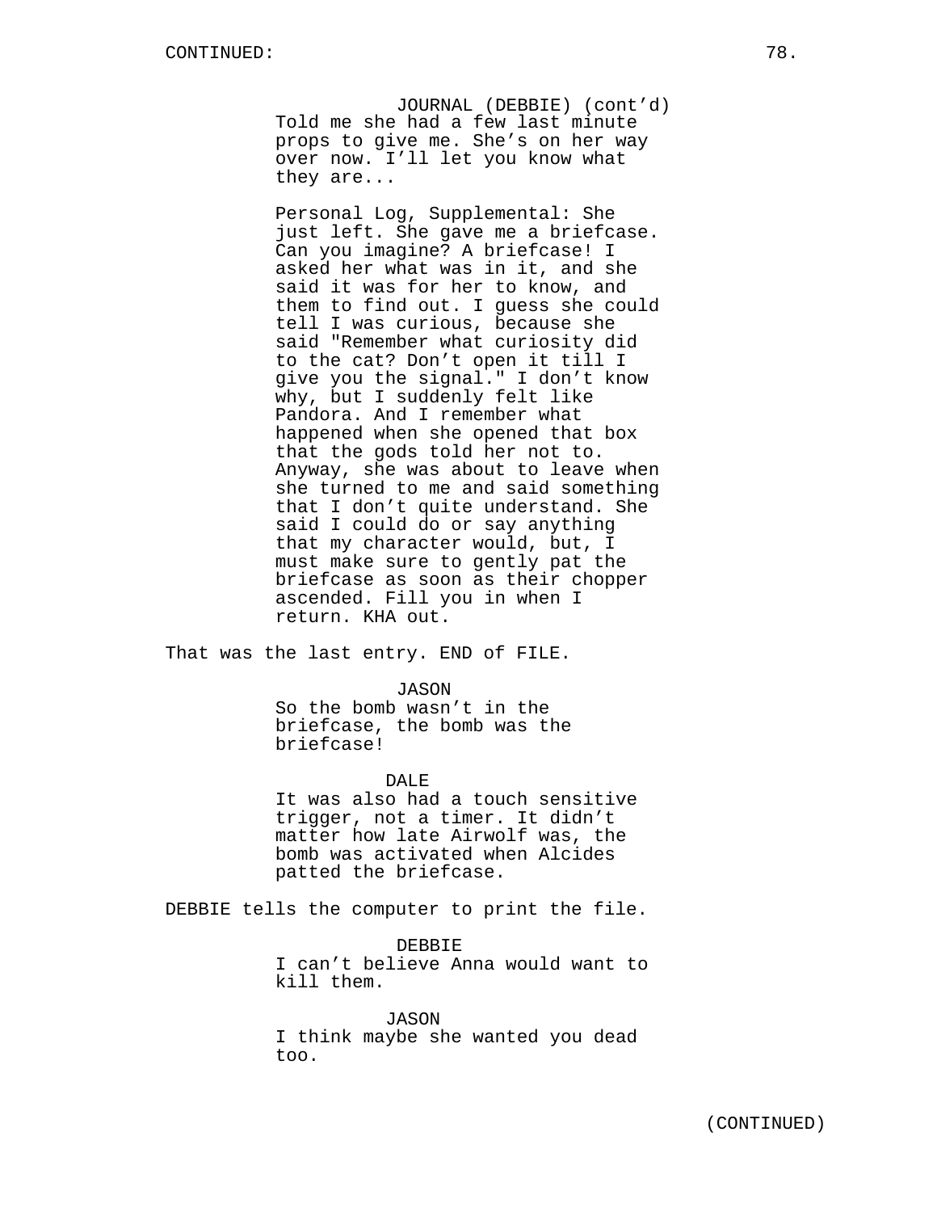CONTINUED:

JOURNAL (DEBBIE) (cont'd)
Told me she had a few last minute props to give me. She's on her way over now. I'll let you know what they are...

Personal Log, Supplemental: She just left. She gave me a briefcase. Can you imagine? A briefcase! I asked her what was in it, and she said it was for her to know, and them to find out. I guess she could tell I was curious, because she said "Remember what curiosity did to the cat? Don't open it till I give you the signal." I don't know why, but I suddenly felt like Pandora. And I remember what happened when she opened that box that the gods told her not to. Anyway, she was about to leave when she turned to me and said something that I don't quite understand. She said I could do or say anything that my character would, but, I must make sure to gently pat the briefcase as soon as their chopper ascended. Fill you in when I return. KHA out.

That was the last entry. END of FILE.

JASON
So the bomb wasn't in the briefcase, the bomb was the briefcase!

DALE
It was also had a touch sensitive trigger, not a timer. It didn't matter how late Airwolf was, the bomb was activated when Alcides patted the briefcase.

DEBBIE tells the computer to print the file.

DEBBIE
I can't believe Anna would want to kill them.

JASON
I think maybe she wanted you dead too.

(CONTINUED)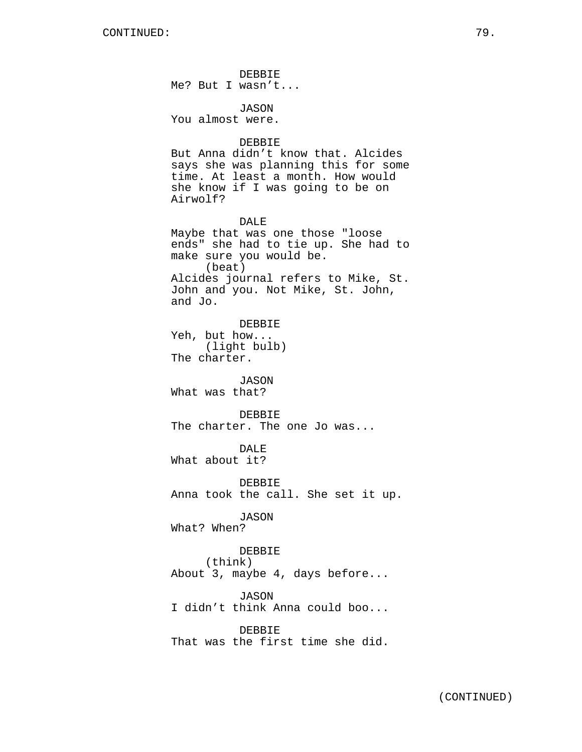DEBBIE
Me? But I wasn't...

JASON
You almost were.

DEBBIE
But Anna didn't know that. Alcides says she was planning this for some time. At least a month. How would she know if I was going to be on Airwolf?

DALE
Maybe that was one those "loose ends" she had to tie up. She had to make sure you would be.
(beat)
Alcides journal refers to Mike, St. John and you. Not Mike, St. John, and Jo.

DEBBIE
Yeh, but how...
(light bulb)
The charter.

JASON
What was that?

DEBBIE
The charter. The one Jo was...

DALE
What about it?

DEBBIE
Anna took the call. She set it up.

JASON
What? When?

DEBBIE
(think)
About 3, maybe 4, days before...

JASON
I didn't think Anna could boo...

DEBBIE
That was the first time she did.

(CONTINUED)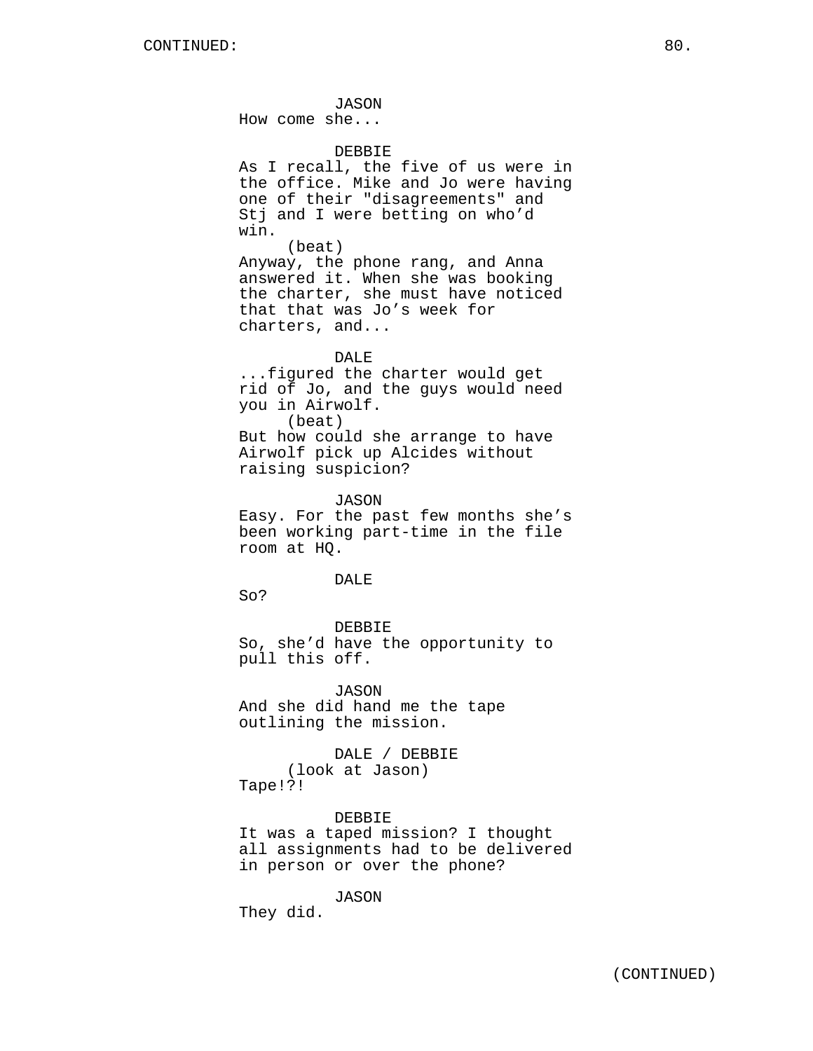JASON
How come she...

DEBBIE
As I recall, the five of us were in the office. Mike and Jo were having one of their "disagreements" and Stj and I were betting on who'd win.
(beat)
Anyway, the phone rang, and Anna answered it. When she was booking the charter, she must have noticed that that was Jo's week for charters, and...

DALE
...figured the charter would get rid of Jo, and the guys would need you in Airwolf.
(beat)
But how could she arrange to have Airwolf pick up Alcides without raising suspicion?

JASON
Easy. For the past few months she's been working part-time in the file room at HQ.

DALE
So?

DEBBIE
So, she'd have the opportunity to pull this off.

JASON
And she did hand me the tape outlining the mission.

DALE / DEBBIE
(look at Jason)
Tape!?!

DEBBIE
It was a taped mission? I thought all assignments had to be delivered in person or over the phone?

JASON
They did.

(CONTINUED)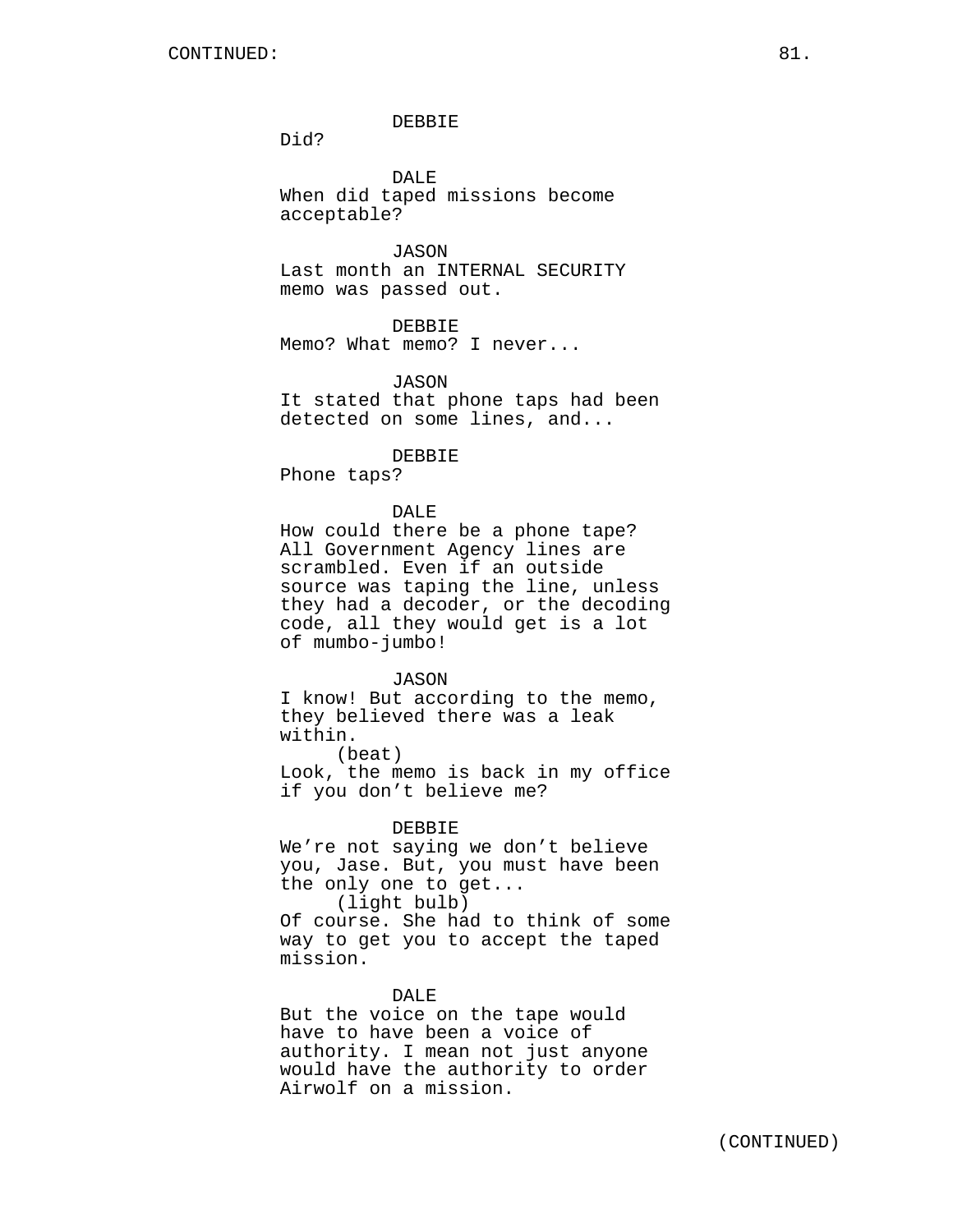DEBBIE
Did?

DALE
When did taped missions become acceptable?

JASON
Last month an INTERNAL SECURITY memo was passed out.

DEBBIE
Memo? What memo? I never...

JASON
It stated that phone taps had been detected on some lines, and...

DEBBIE
Phone taps?

DALE
How could there be a phone tape? All Government Agency lines are scrambled. Even if an outside source was taping the line, unless they had a decoder, or the decoding code, all they would get is a lot of mumbo-jumbo!

JASON
I know! But according to the memo, they believed there was a leak within.
(beat)
Look, the memo is back in my office if you don't believe me?

DEBBIE
We're not saying we don't believe you, Jase. But, you must have been the only one to get...
(light bulb)
Of course. She had to think of some way to get you to accept the taped mission.

DALE
But the voice on the tape would have to have been a voice of authority. I mean not just anyone would have the authority to order Airwolf on a mission.

(CONTINUED)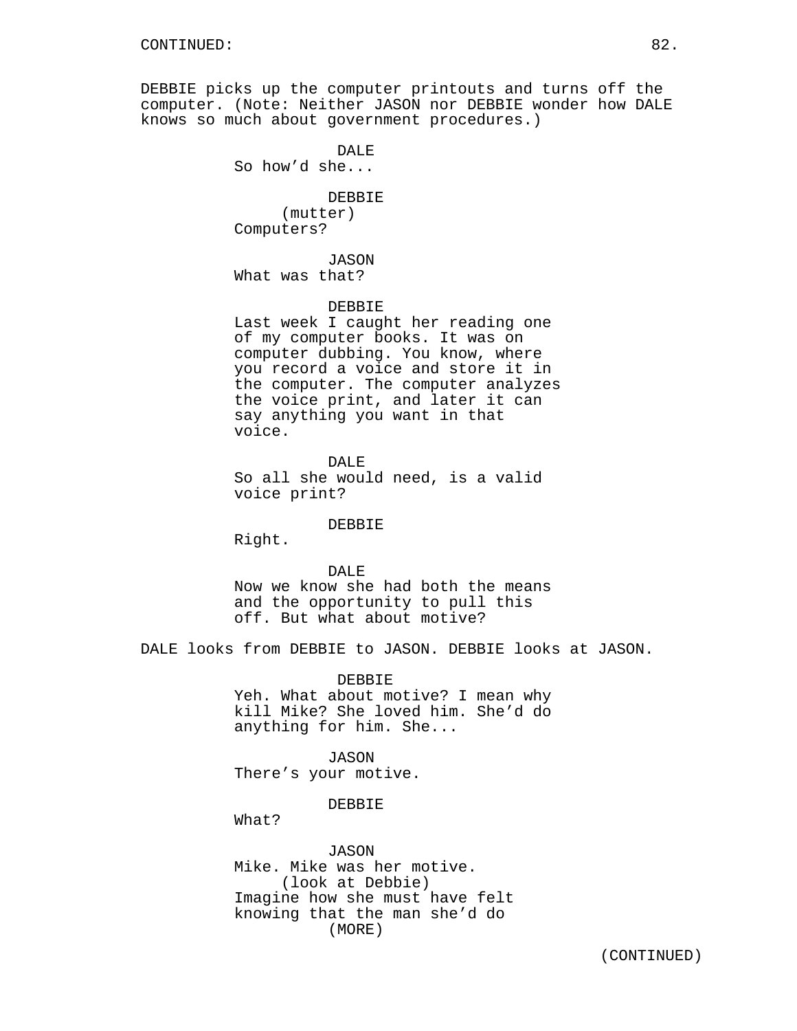CONTINUED:

DEBBIE picks up the computer printouts and turns off the computer. (Note: Neither JASON nor DEBBIE wonder how DALE knows so much about government procedures.)

DALE
So how'd she...

DEBBIE
(mutter)
Computers?

JASON
What was that?

DEBBIE
Last week I caught her reading one of my computer books. It was on computer dubbing. You know, where you record a voice and store it in the computer. The computer analyzes the voice print, and later it can say anything you want in that voice.

DALE
So all she would need, is a valid voice print?

DEBBIE
Right.

DALE
Now we know she had both the means and the opportunity to pull this off. But what about motive?

DALE looks from DEBBIE to JASON. DEBBIE looks at JASON.

DEBBIE
Yeh. What about motive? I mean why kill Mike? She loved him. She'd do anything for him. She...

JASON
There's your motive.

DEBBIE
What?

JASON
Mike. Mike was her motive.
(look at Debbie)
Imagine how she must have felt knowing that the man she'd do
(MORE)

(CONTINUED)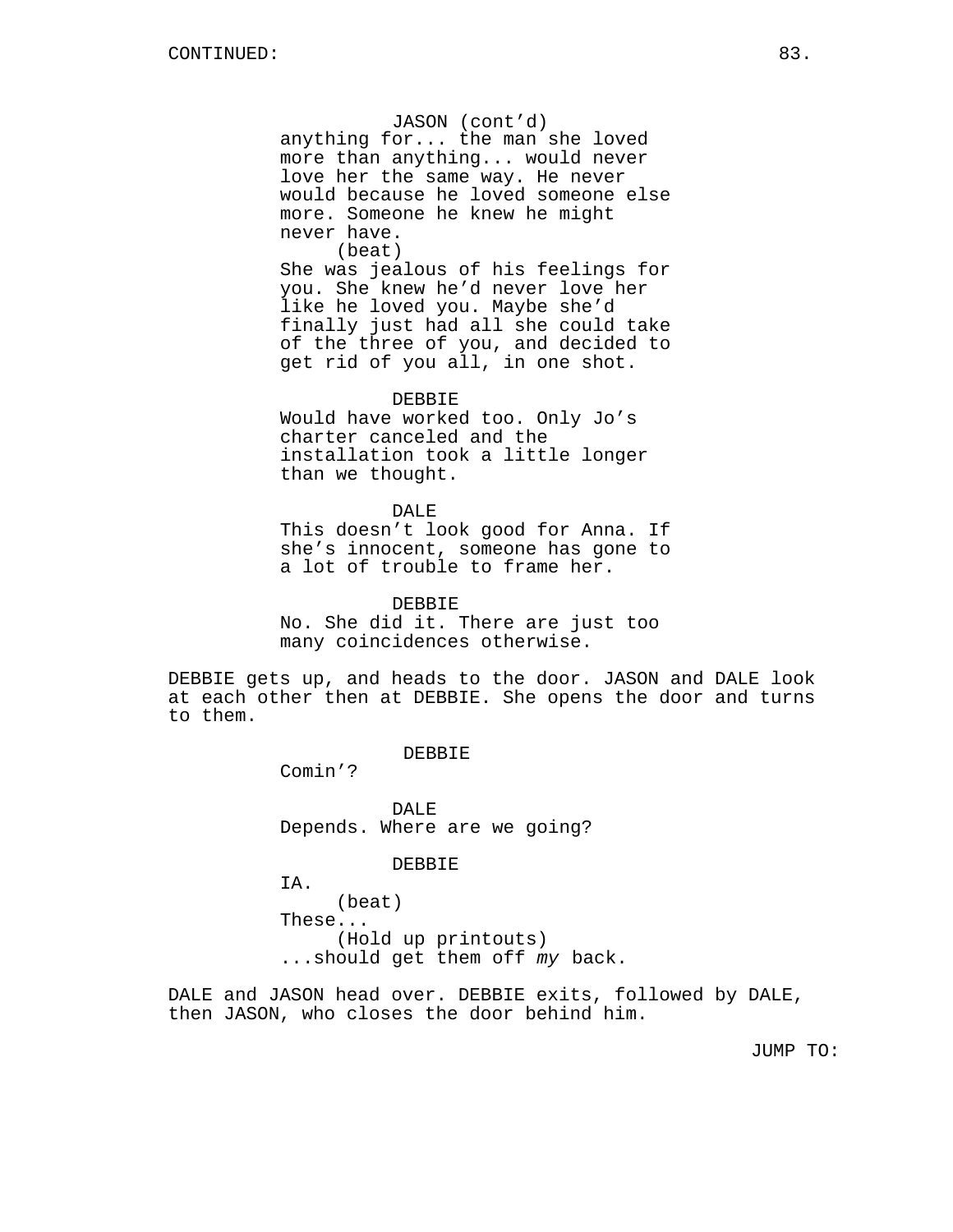CONTINUED:

JASON (cont'd)
anything for... the man she loved more than anything... would never love her the same way. He never would because he loved someone else more. Someone he knew he might never have.
(beat)
She was jealous of his feelings for you. She knew he'd never love her like he loved you. Maybe she'd finally just had all she could take of the three of you, and decided to get rid of you all, in one shot.

DEBBIE
Would have worked too. Only Jo's charter canceled and the installation took a little longer than we thought.

DALE
This doesn't look good for Anna. If she's innocent, someone has gone to a lot of trouble to frame her.

DEBBIE
No. She did it. There are just too many coincidences otherwise.

DEBBIE gets up, and heads to the door. JASON and DALE look at each other then at DEBBIE. She opens the door and turns to them.

DEBBIE
Comin'?

DALE
Depends. Where are we going?

DEBBIE
IA.
(beat)
These...
(Hold up printouts)
...should get them off *my* back.

DALE and JASON head over. DEBBIE exits, followed by DALE, then JASON, who closes the door behind him.

JUMP TO: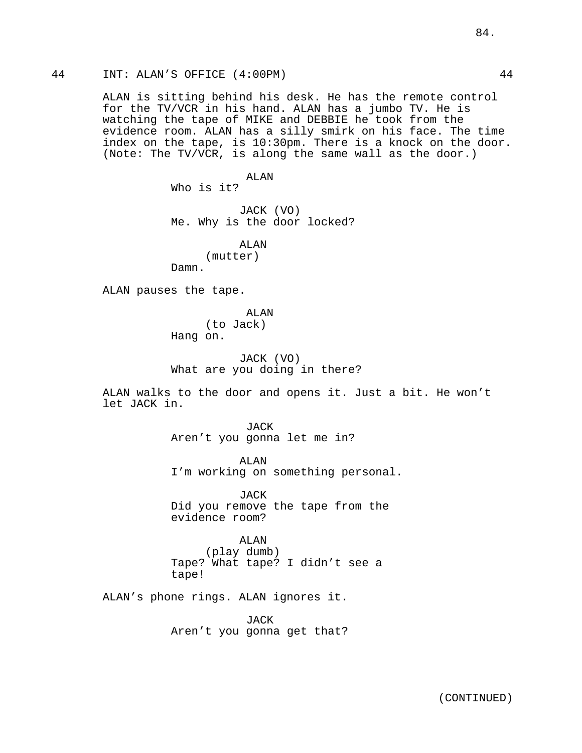44 INT: ALAN'S OFFICE (4:00PM) 44

ALAN is sitting behind his desk. He has the remote control for the TV/VCR in his hand. ALAN has a jumbo TV. He is watching the tape of MIKE and DEBBIE he took from the evidence room. ALAN has a silly smirk on his face. The time index on the tape, is 10:30pm. There is a knock on the door. (Note: The TV/VCR, is along the same wall as the door.)

ALAN
Who is it?

JACK (VO)
Me. Why is the door locked?

ALAN
(mutter)
Damn.

ALAN pauses the tape.

ALAN
(to Jack)
Hang on.

JACK (VO)
What are you doing in there?

ALAN walks to the door and opens it. Just a bit. He won't let JACK in.

JACK
Aren't you gonna let me in?

ALAN
I'm working on something personal.

JACK
Did you remove the tape from the evidence room?

ALAN
(play dumb)
Tape? What tape? I didn't see a tape!

ALAN's phone rings. ALAN ignores it.

JACK
Aren't you gonna get that?

(CONTINUED)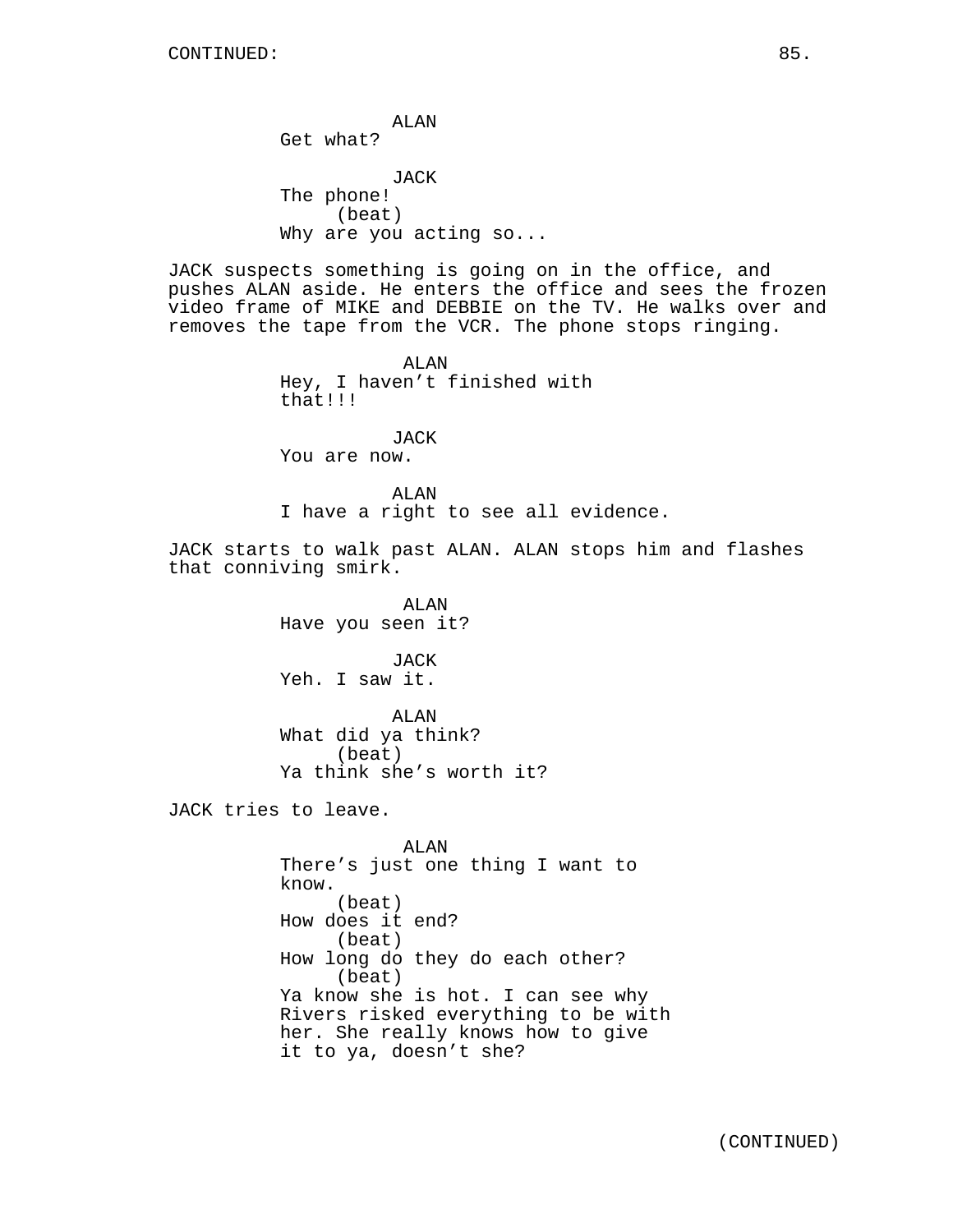CONTINUED:

ALAN
Get what?

JACK
The phone!
(beat)
Why are you acting so...

JACK suspects something is going on in the office, and pushes ALAN aside. He enters the office and sees the frozen video frame of MIKE and DEBBIE on the TV. He walks over and removes the tape from the VCR. The phone stops ringing.

ALAN
Hey, I haven't finished with that!!!

JACK
You are now.

ALAN
I have a right to see all evidence.

JACK starts to walk past ALAN. ALAN stops him and flashes that conniving smirk.

ALAN
Have you seen it?

JACK
Yeh. I saw it.

ALAN
What did ya think?
(beat)
Ya think she's worth it?

JACK tries to leave.

ALAN
There's just one thing I want to know.
(beat)
How does it end?
(beat)
How long do they do each other?
(beat)
Ya know she is hot. I can see why Rivers risked everything to be with her. She really knows how to give it to ya, doesn't she?

(CONTINUED)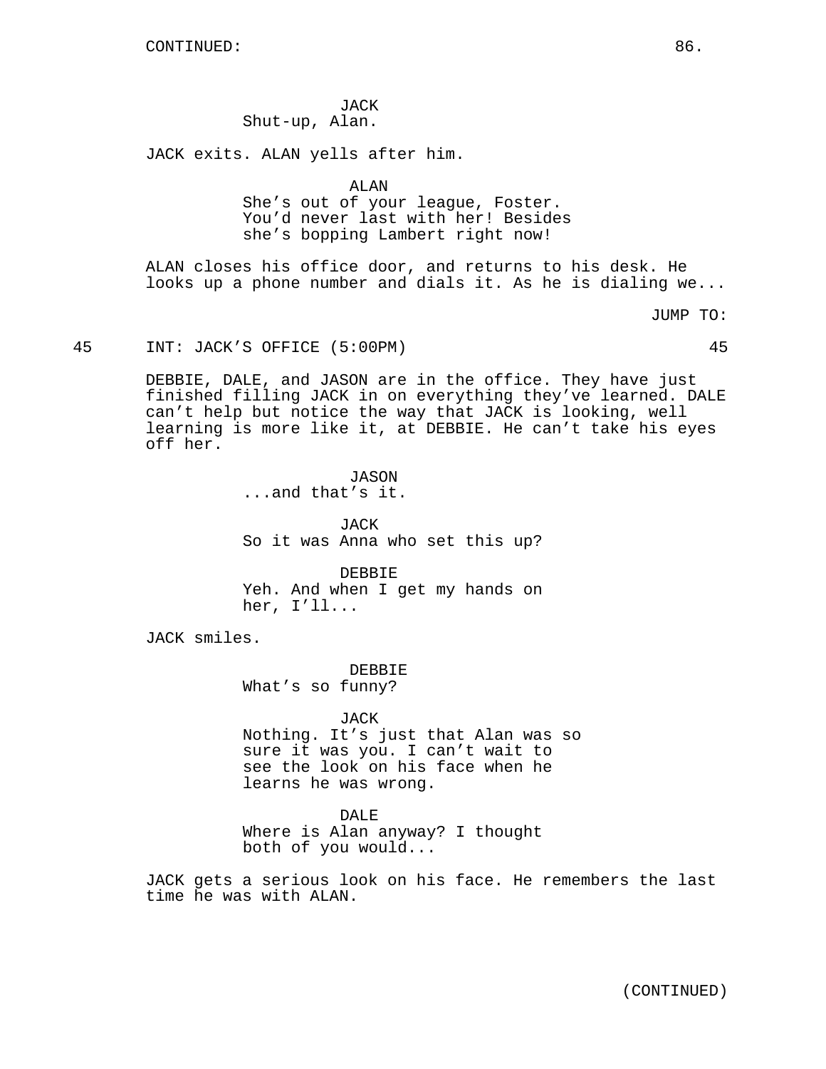JACK
Shut-up, Alan.

JACK exits. ALAN yells after him.

ALAN
She's out of your league, Foster. You'd never last with her! Besides she's bopping Lambert right now!

ALAN closes his office door, and returns to his desk. He looks up a phone number and dials it. As he is dialing we...

JUMP TO:

45 INT: JACK'S OFFICE (5:00PM) 45

DEBBIE, DALE, and JASON are in the office. They have just finished filling JACK in on everything they've learned. DALE can't help but notice the way that JACK is looking, well learning is more like it, at DEBBIE. He can't take his eyes off her.

JASON
...and that's it.

JACK
So it was Anna who set this up?

DEBBIE
Yeh. And when I get my hands on her, I'll...

JACK smiles.

DEBBIE
What's so funny?

JACK
Nothing. It's just that Alan was so sure it was you. I can't wait to see the look on his face when he learns he was wrong.

DALE
Where is Alan anyway? I thought both of you would...

JACK gets a serious look on his face. He remembers the last time he was with ALAN.

(CONTINUED)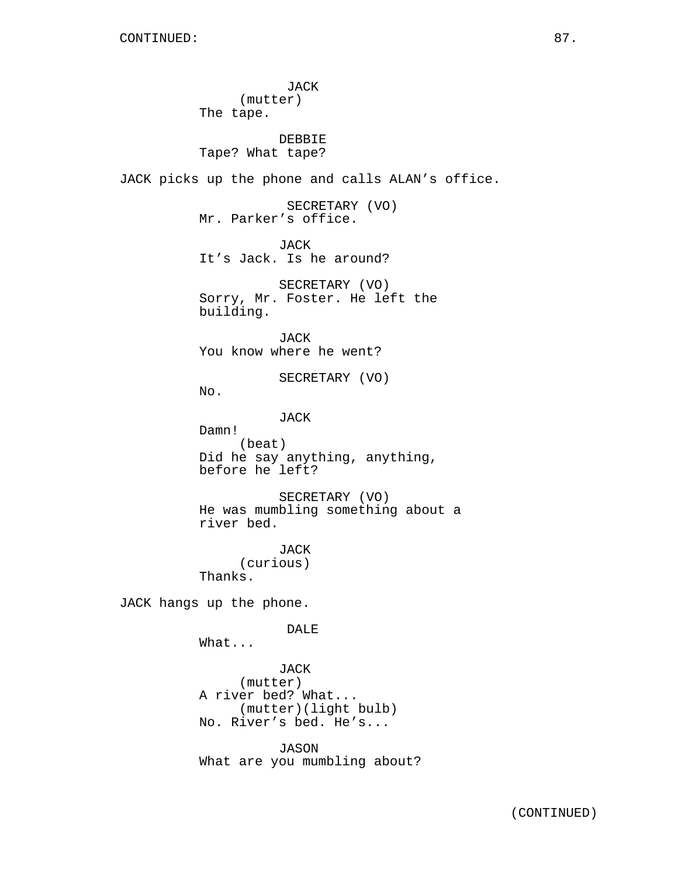CONTINUED:

JACK
(mutter)
The tape.

DEBBIE
Tape? What tape?

JACK picks up the phone and calls ALAN's office.

SECRETARY (VO)
Mr. Parker's office.

JACK
It's Jack. Is he around?

SECRETARY (VO)
Sorry, Mr. Foster. He left the building.

JACK
You know where he went?

SECRETARY (VO)
No.

JACK
Damn!
(beat)
Did he say anything, anything, before he left?

SECRETARY (VO)
He was mumbling something about a river bed.

JACK
(curious)
Thanks.

JACK hangs up the phone.

DALE
What...

JACK
(mutter)
A river bed? What...
(mutter)(light bulb)
No. River's bed. He's...

JASON
What are you mumbling about?

(CONTINUED)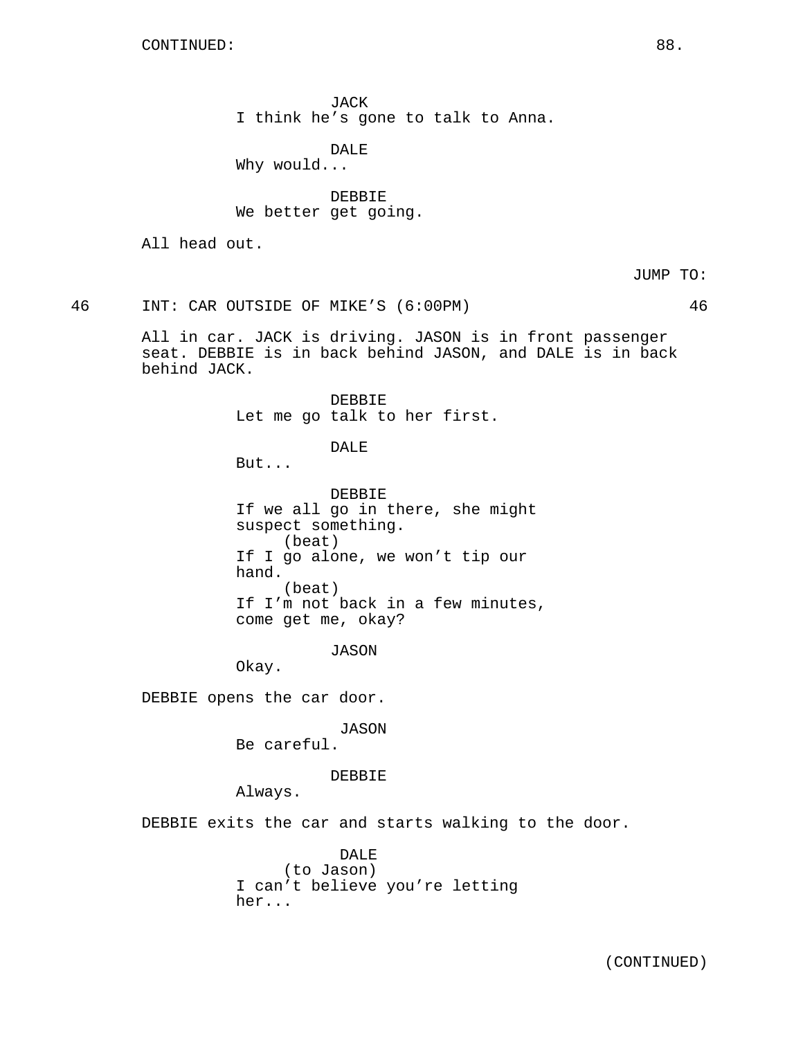CONTINUED:

JACK
I think he's gone to talk to Anna.

DALE
Why would...

DEBBIE
We better get going.

All head out.

JUMP TO:

46 INT: CAR OUTSIDE OF MIKE'S (6:00PM) 46

All in car. JACK is driving. JASON is in front passenger seat. DEBBIE is in back behind JASON, and DALE is in back behind JACK.

DEBBIE
Let me go talk to her first.

DALE
But...

DEBBIE
If we all go in there, she might suspect something.
(beat)
If I go alone, we won't tip our hand.
(beat)
If I'm not back in a few minutes, come get me, okay?

JASON
Okay.

DEBBIE opens the car door.

JASON
Be careful.

DEBBIE
Always.

DEBBIE exits the car and starts walking to the door.

DALE
(to Jason)
I can't believe you're letting her...

(CONTINUED)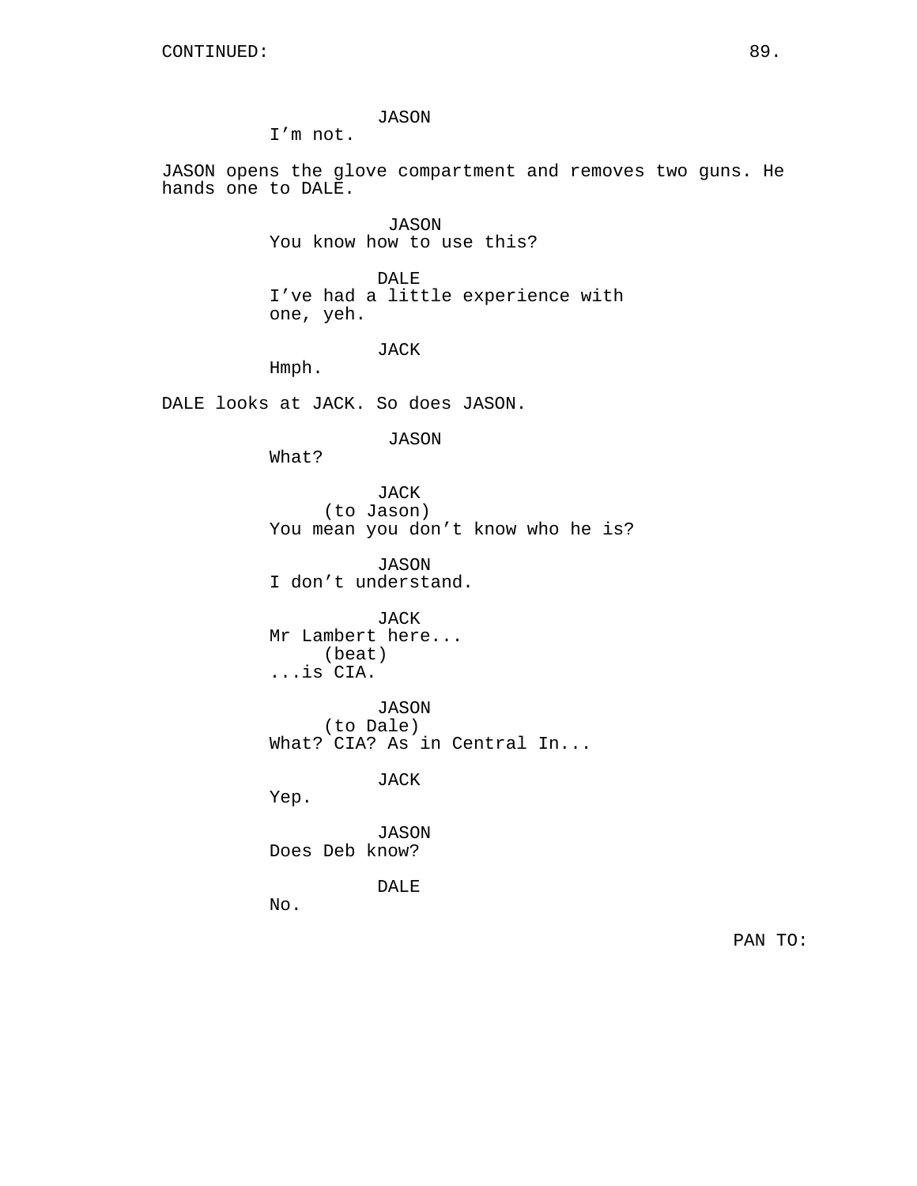CONTINUED:

JASON
I'm not.

JASON opens the glove compartment and removes two guns. He hands one to DALE.

JASON
You know how to use this?

DALE
I've had a little experience with one, yeh.

JACK
Hmph.

DALE looks at JACK. So does JASON.

JASON
What?

JACK
(to Jason)
You mean you don't know who he is?

JASON
I don't understand.

JACK
Mr Lambert here...
(beat)
...is CIA.

JASON
(to Dale)
What? CIA? As in Central In...

JACK
Yep.

JASON
Does Deb know?

DALE
No.

PAN TO: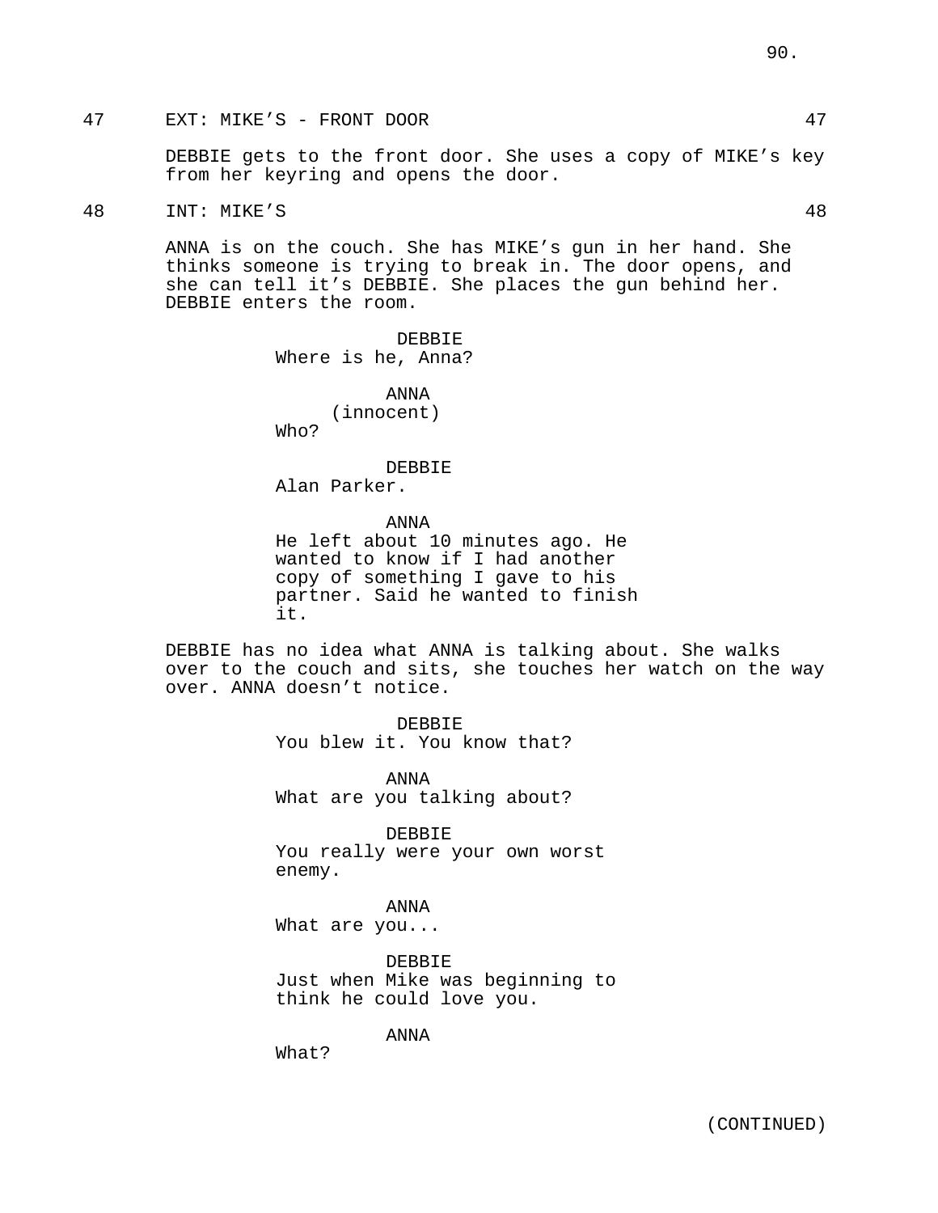47 EXT: MIKE'S - FRONT DOOR 47

DEBBIE gets to the front door. She uses a copy of MIKE's key from her keyring and opens the door.

48 INT: MIKE'S 48

ANNA is on the couch. She has MIKE's gun in her hand. She thinks someone is trying to break in. The door opens, and she can tell it's DEBBIE. She places the gun behind her. DEBBIE enters the room.

DEBBIE
Where is he, Anna?

ANNA
(innocent)
Who?

DEBBIE
Alan Parker.

ANNA
He left about 10 minutes ago. He wanted to know if I had another copy of something I gave to his partner. Said he wanted to finish it.

DEBBIE has no idea what ANNA is talking about. She walks over to the couch and sits, she touches her watch on the way over. ANNA doesn't notice.

DEBBIE
You blew it. You know that?

ANNA
What are you talking about?

DEBBIE
You really were your own worst enemy.

ANNA
What are you...

DEBBIE
Just when Mike was beginning to think he could love you.

ANNA
What?

(CONTINUED)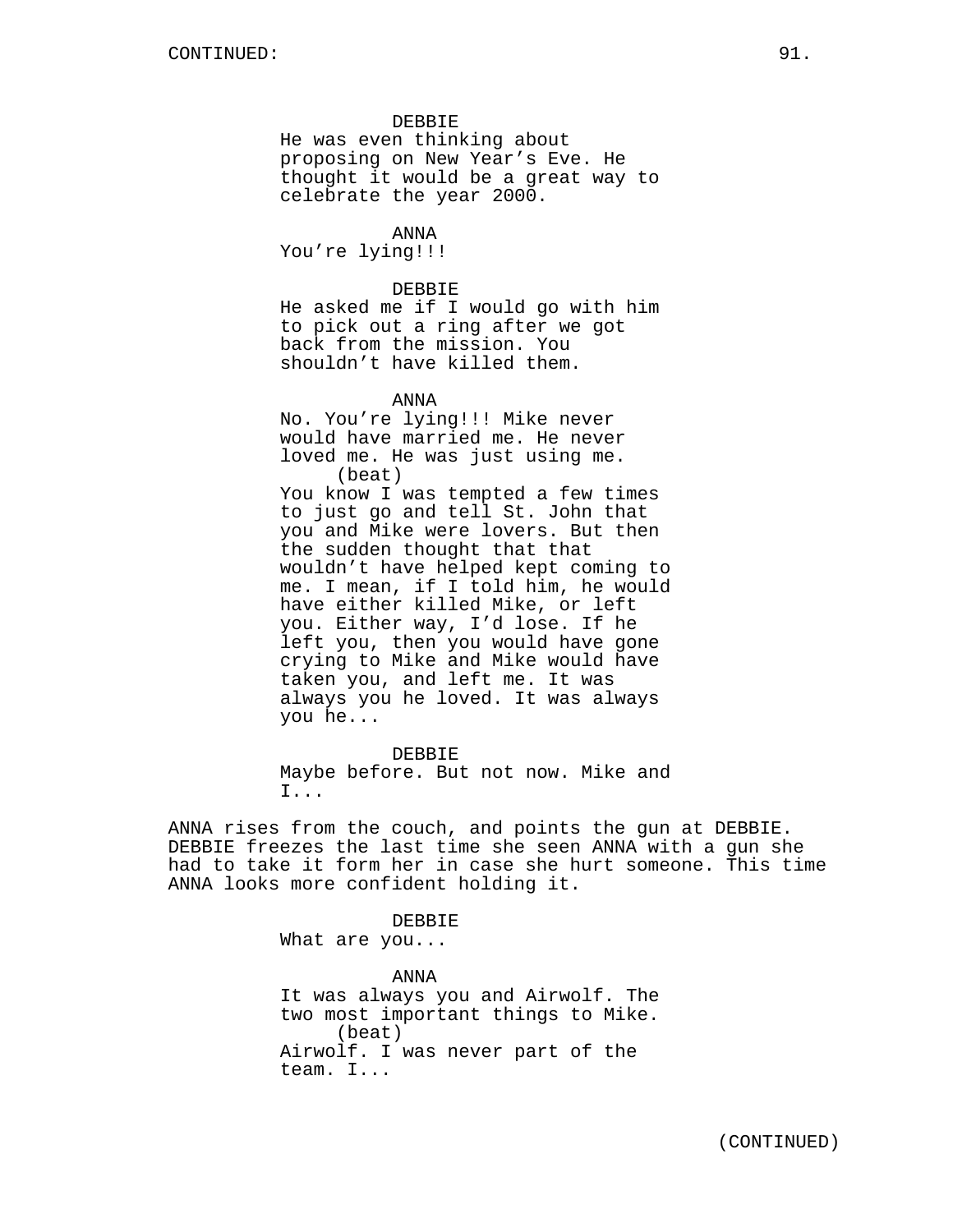DEBBIE
He was even thinking about proposing on New Year's Eve. He thought it would be a great way to celebrate the year 2000.

ANNA
You're lying!!!

DEBBIE
He asked me if I would go with him to pick out a ring after we got back from the mission. You shouldn't have killed them.

ANNA
No. You're lying!!! Mike never would have married me. He never loved me. He was just using me.
(beat)
You know I was tempted a few times to just go and tell St. John that you and Mike were lovers. But then the sudden thought that that wouldn't have helped kept coming to me. I mean, if I told him, he would have either killed Mike, or left you. Either way, I'd lose. If he left you, then you would have gone crying to Mike and Mike would have taken you, and left me. It was always you he loved. It was always you he...

DEBBIE
Maybe before. But not now. Mike and I...

ANNA rises from the couch, and points the gun at DEBBIE. DEBBIE freezes the last time she seen ANNA with a gun she had to take it form her in case she hurt someone. This time ANNA looks more confident holding it.

DEBBIE
What are you...

ANNA
It was always you and Airwolf. The two most important things to Mike.
(beat)
Airwolf. I was never part of the team. I...

(CONTINUED)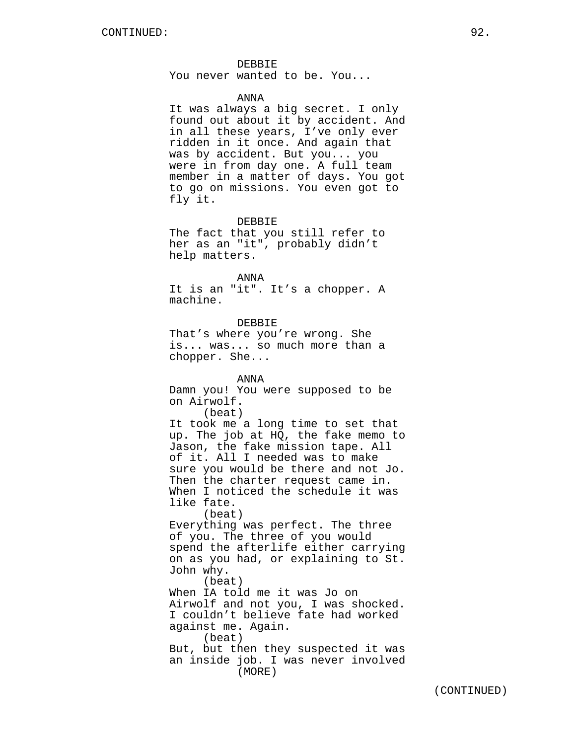DEBBIE
You never wanted to be. You...

ANNA
It was always a big secret. I only found out about it by accident. And in all these years, I've only ever ridden in it once. And again that was by accident. But you... you were in from day one. A full team member in a matter of days. You got to go on missions. You even got to fly it.

DEBBIE
The fact that you still refer to her as an "it", probably didn't help matters.

ANNA
It is an "it". It's a chopper. A machine.

DEBBIE
That's where you're wrong. She is... was... so much more than a chopper. She...

ANNA
Damn you! You were supposed to be on Airwolf.
(beat)
It took me a long time to set that up. The job at HQ, the fake memo to Jason, the fake mission tape. All of it. All I needed was to make sure you would be there and not Jo. Then the charter request came in. When I noticed the schedule it was like fate.
(beat)
Everything was perfect. The three of you. The three of you would spend the afterlife either carrying on as you had, or explaining to St. John why.
(beat)
When IA told me it was Jo on Airwolf and not you, I was shocked. I couldn't believe fate had worked against me. Again.
(beat)
But, but then they suspected it was an inside job. I was never involved
(MORE)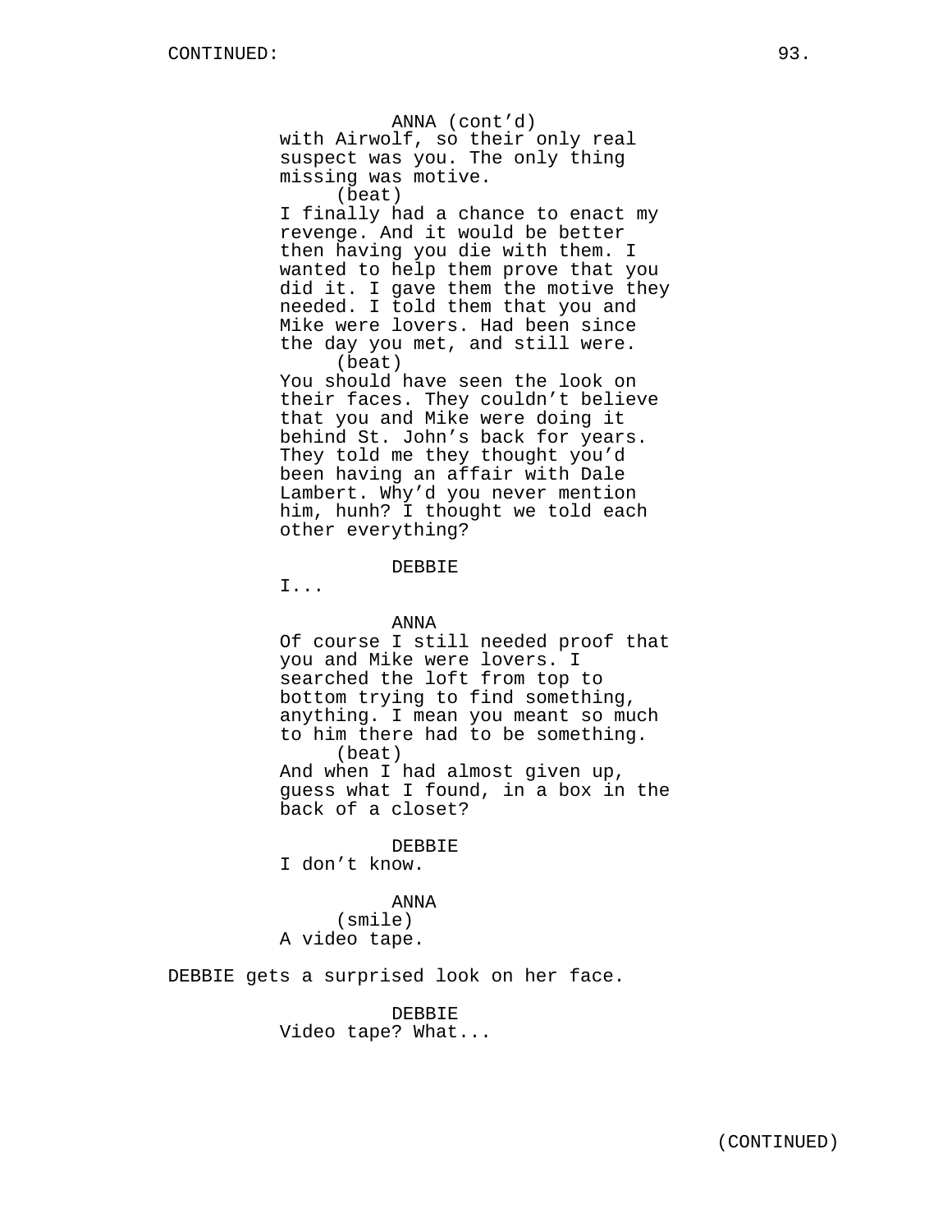ANNA (cont'd)
with Airwolf, so their only real suspect was you. The only thing missing was motive.
(beat)
I finally had a chance to enact my revenge. And it would be better then having you die with them. I wanted to help them prove that you did it. I gave them the motive they needed. I told them that you and Mike were lovers. Had been since the day you met, and still were.
(beat)
You should have seen the look on their faces. They couldn't believe that you and Mike were doing it behind St. John's back for years. They told me they thought you'd been having an affair with Dale Lambert. Why'd you never mention him, hunh? I thought we told each other everything?

DEBBIE
I...

ANNA
Of course I still needed proof that you and Mike were lovers. I searched the loft from top to bottom trying to find something, anything. I mean you meant so much to him there had to be something.
(beat)
And when I had almost given up, guess what I found, in a box in the back of a closet?

DEBBIE
I don't know.

ANNA
(smile)
A video tape.

DEBBIE gets a surprised look on her face.

DEBBIE
Video tape? What...

(CONTINUED)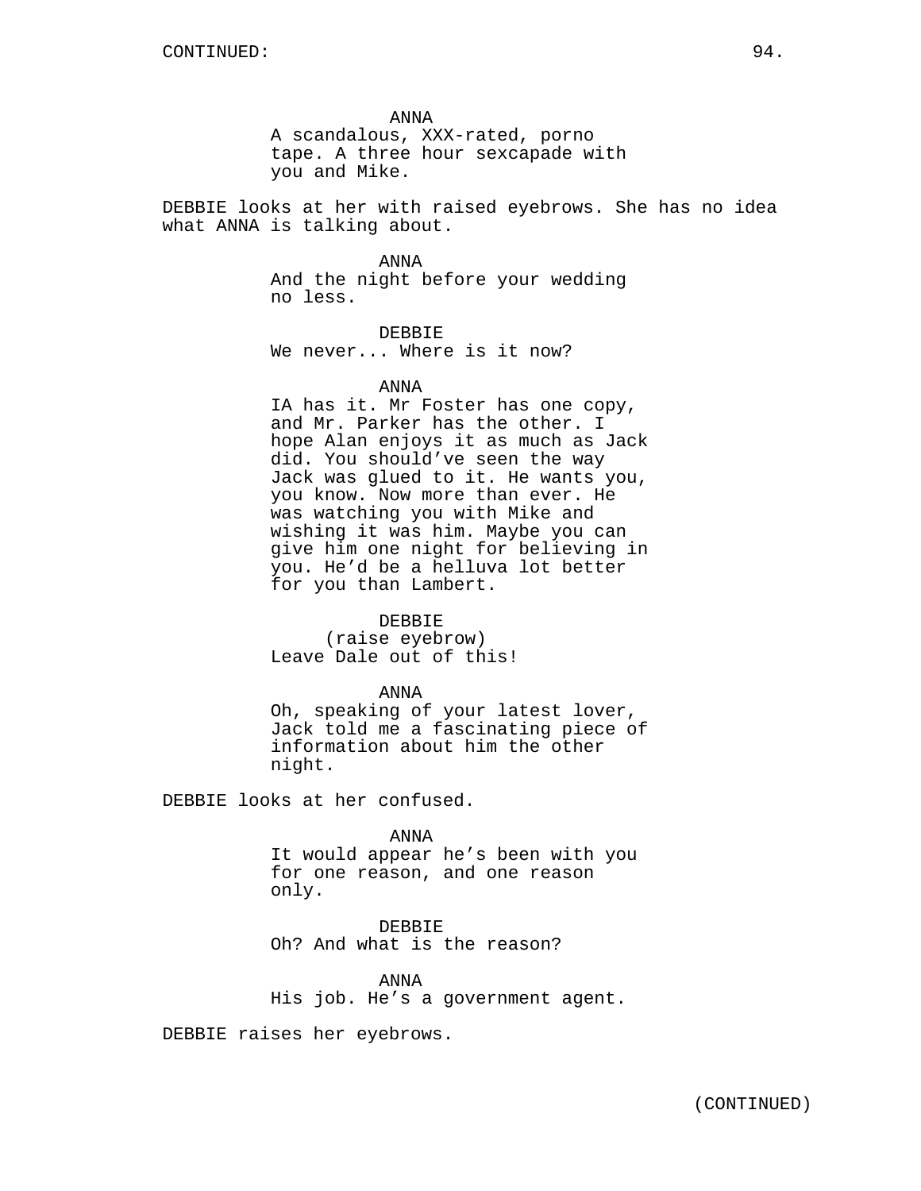ANNA
A scandalous, XXX-rated, porno tape. A three hour sexcapade with you and Mike.

DEBBIE looks at her with raised eyebrows. She has no idea what ANNA is talking about.

ANNA
And the night before your wedding no less.

DEBBIE
We never... Where is it now?

ANNA
IA has it. Mr Foster has one copy, and Mr. Parker has the other. I hope Alan enjoys it as much as Jack did. You should've seen the way Jack was glued to it. He wants you, you know. Now more than ever. He was watching you with Mike and wishing it was him. Maybe you can give him one night for believing in you. He'd be a helluva lot better for you than Lambert.

DEBBIE
(raise eyebrow)
Leave Dale out of this!

ANNA
Oh, speaking of your latest lover, Jack told me a fascinating piece of information about him the other night.

DEBBIE looks at her confused.

ANNA
It would appear he's been with you for one reason, and one reason only.

DEBBIE
Oh? And what is the reason?

ANNA
His job. He's a government agent.

DEBBIE raises her eyebrows.

(CONTINUED)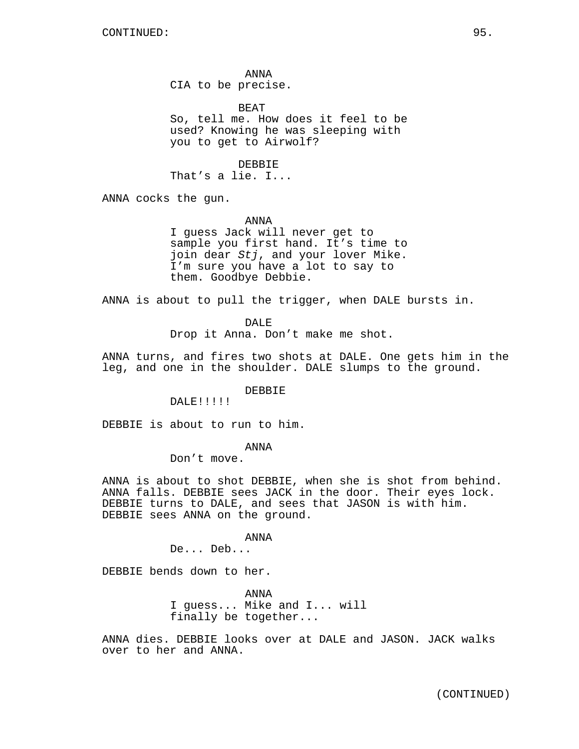ANNA
CIA to be precise.

BEAT
So, tell me. How does it feel to be used? Knowing he was sleeping with you to get to Airwolf?

DEBBIE
That’s a lie. I...

ANNA cocks the gun.

ANNA
I guess Jack will never get to sample you first hand. It’s time to join dear *Stj*, and your lover Mike. I’m sure you have a lot to say to them. Goodbye Debbie.

ANNA is about to pull the trigger, when DALE bursts in.

DALE
Drop it Anna. Don’t make me shot.

ANNA turns, and fires two shots at DALE. One gets him in the leg, and one in the shoulder. DALE slumps to the ground.

DEBBIE
DALE!!!!!

DEBBIE is about to run to him.

ANNA
Don’t move.

ANNA is about to shot DEBBIE, when she is shot from behind. ANNA falls. DEBBIE sees JACK in the door. Their eyes lock. DEBBIE turns to DALE, and sees that JASON is with him. DEBBIE sees ANNA on the ground.

ANNA
De... Deb...

DEBBIE bends down to her.

ANNA
I guess... Mike and I... will finally be together...

ANNA dies. DEBBIE looks over at DALE and JASON. JACK walks over to her and ANNA.

(CONTINUED)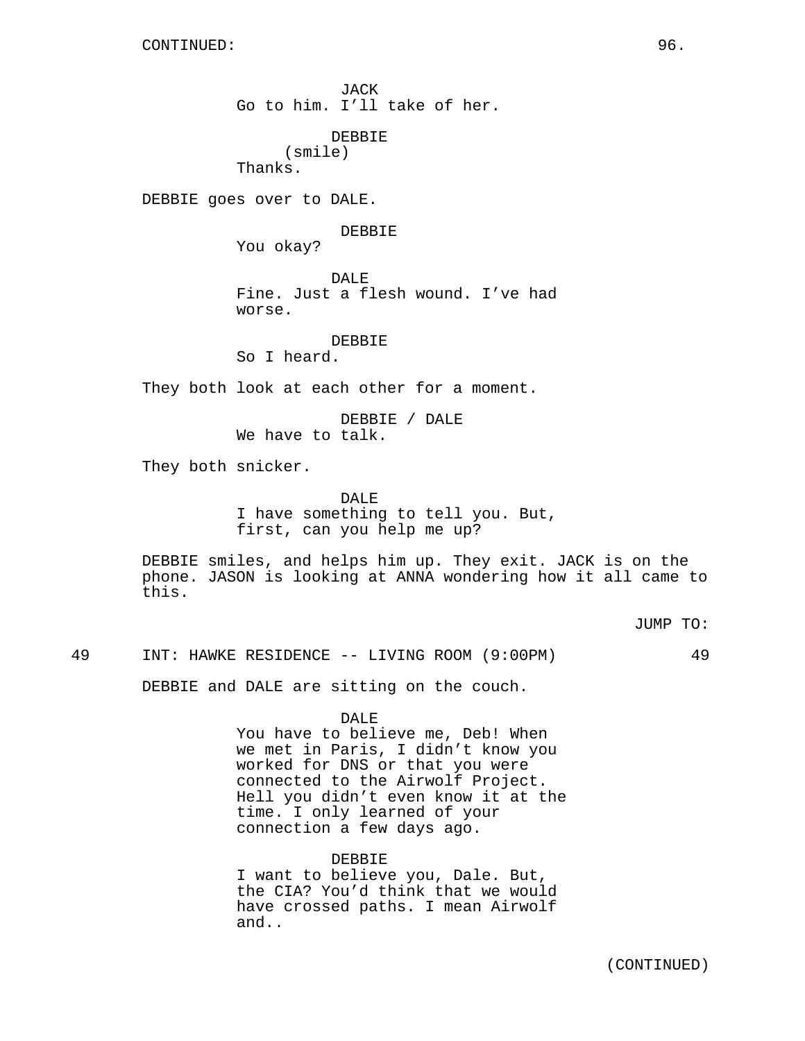CONTINUED:

JACK
Go to him. I'll take of her.

DEBBIE
(smile)
Thanks.

DEBBIE goes over to DALE.

DEBBIE
You okay?

DALE
Fine. Just a flesh wound. I've had worse.

DEBBIE
So I heard.

They both look at each other for a moment.

DEBBIE / DALE
We have to talk.

They both snicker.

DALE
I have something to tell you. But, first, can you help me up?

DEBBIE smiles, and helps him up. They exit. JACK is on the phone. JASON is looking at ANNA wondering how it all came to this.

JUMP TO:

49 INT: HAWKE RESIDENCE -- LIVING ROOM (9:00PM) 49

DEBBIE and DALE are sitting on the couch.

DALE
You have to believe me, Deb! When we met in Paris, I didn't know you worked for DNS or that you were connected to the Airwolf Project. Hell you didn't even know it at the time. I only learned of your connection a few days ago.

DEBBIE
I want to believe you, Dale. But, the CIA? You'd think that we would have crossed paths. I mean Airwolf and..

(CONTINUED)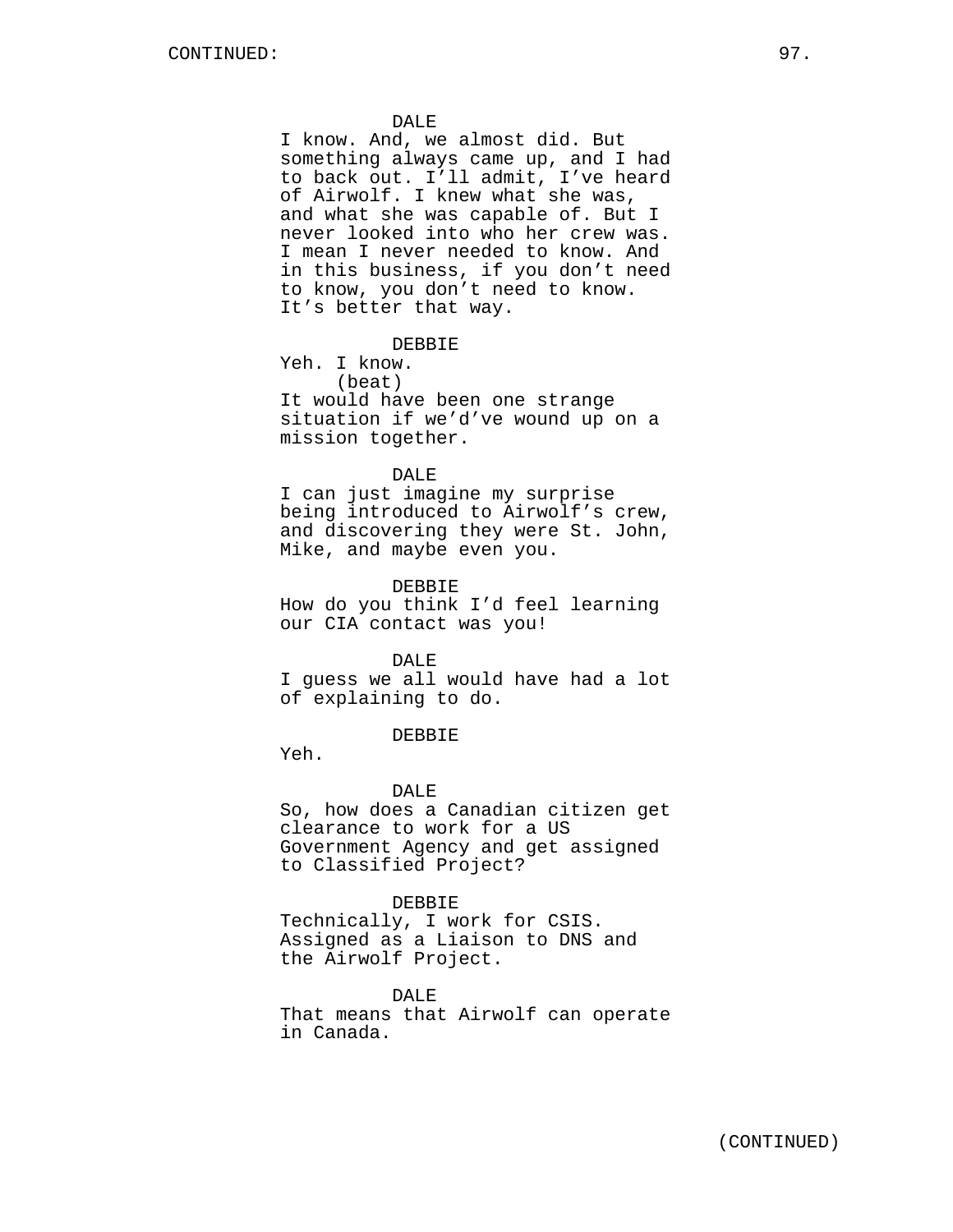DALE
I know. And, we almost did. But something always came up, and I had to back out. I'll admit, I've heard of Airwolf. I knew what she was, and what she was capable of. But I never looked into who her crew was. I mean I never needed to know. And in this business, if you don't need to know, you don't need to know. It's better that way.

DEBBIE
Yeh. I know.
(beat)
It would have been one strange situation if we'd've wound up on a mission together.

DALE
I can just imagine my surprise being introduced to Airwolf's crew, and discovering they were St. John, Mike, and maybe even you.

DEBBIE
How do you think I'd feel learning our CIA contact was you!

DALE
I guess we all would have had a lot of explaining to do.

DEBBIE
Yeh.

DALE
So, how does a Canadian citizen get clearance to work for a US Government Agency and get assigned to Classified Project?

DEBBIE
Technically, I work for CSIS. Assigned as a Liaison to DNS and the Airwolf Project.

DALE
That means that Airwolf can operate in Canada.

(CONTINUED)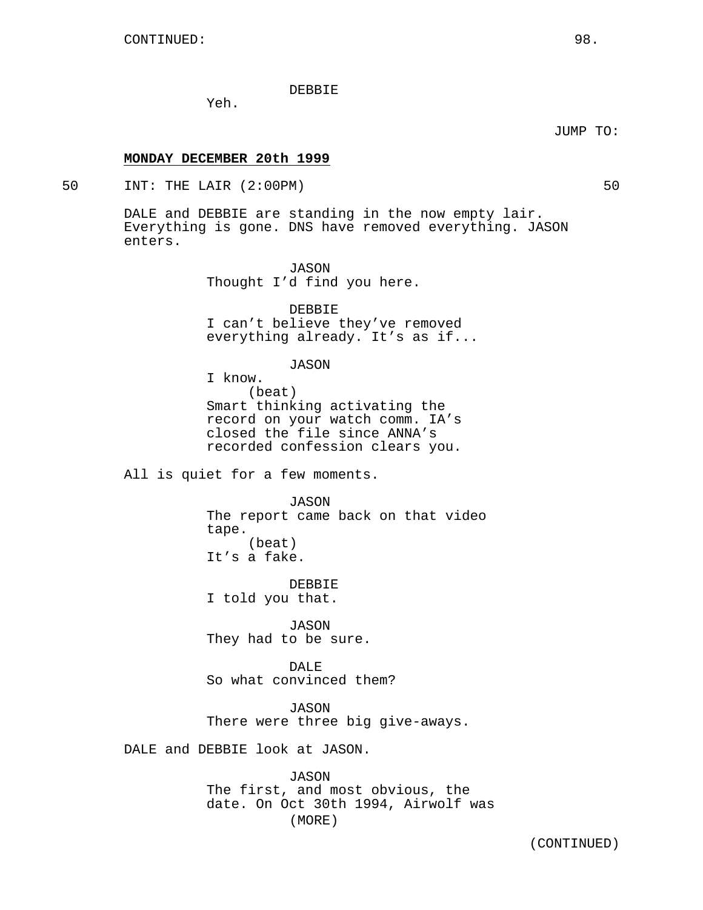CONTINUED:

DEBBIE
Yeh.

JUMP TO:

**MONDAY DECEMBER 20th 1999**

50 INT: THE LAIR (2:00PM) 50

DALE and DEBBIE are standing in the now empty lair. Everything is gone. DNS have removed everything. JASON enters.

JASON
Thought I'd find you here.

DEBBIE
I can't believe they've removed everything already. It's as if...

JASON
I know.
(beat)
Smart thinking activating the record on your watch comm. IA's closed the file since ANNA's recorded confession clears you.

All is quiet for a few moments.

JASON
The report came back on that video tape.
(beat)
It's a fake.

DEBBIE
I told you that.

JASON
They had to be sure.

DALE
So what convinced them?

JASON
There were three big give-aways.

DALE and DEBBIE look at JASON.

JASON
The first, and most obvious, the date. On Oct 30th 1994, Airwolf was
(MORE)

(CONTINUED)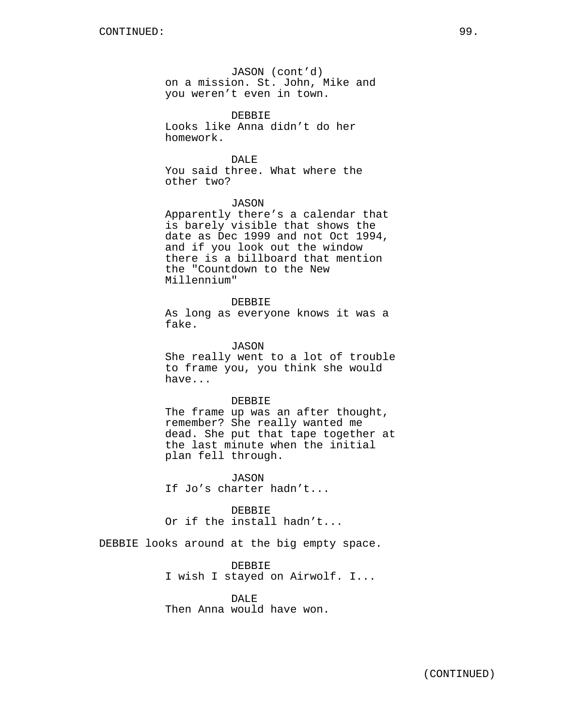CONTINUED:

JASON (cont'd)
on a mission. St. John, Mike and you weren't even in town.

DEBBIE
Looks like Anna didn't do her homework.

DALE
You said three. What where the other two?

JASON
Apparently there's a calendar that is barely visible that shows the date as Dec 1999 and not Oct 1994, and if you look out the window there is a billboard that mention the "Countdown to the New Millennium"

DEBBIE
As long as everyone knows it was a fake.

JASON
She really went to a lot of trouble to frame you, you think she would have...

DEBBIE
The frame up was an after thought, remember? She really wanted me dead. She put that tape together at the last minute when the initial plan fell through.

JASON
If Jo's charter hadn't...

DEBBIE
Or if the install hadn't...

DEBBIE looks around at the big empty space.

DEBBIE
I wish I stayed on Airwolf. I...

DALE
Then Anna would have won.

(CONTINUED)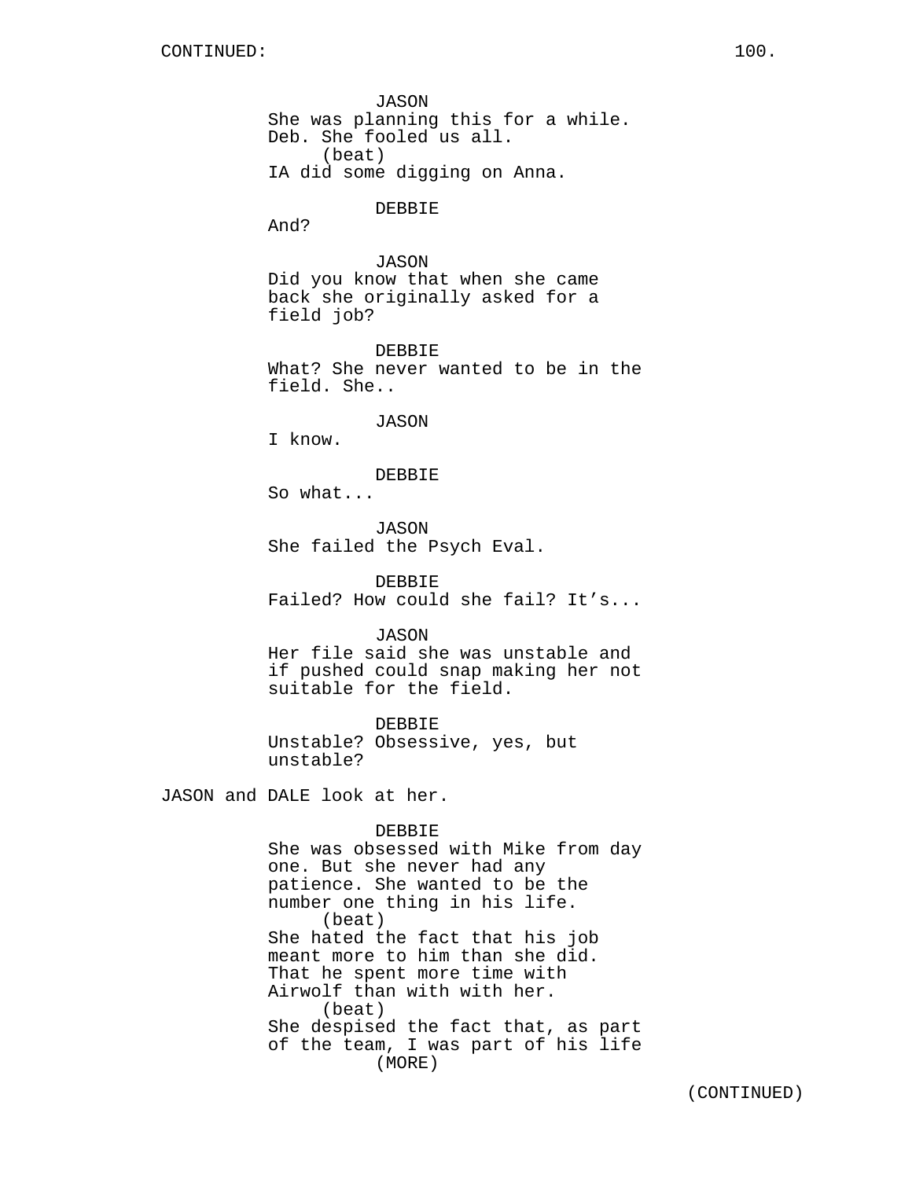JASON
She was planning this for a while. Deb. She fooled us all.
(beat)
IA did some digging on Anna.

DEBBIE
And?

JASON
Did you know that when she came back she originally asked for a field job?

DEBBIE
What? She never wanted to be in the field. She..

JASON
I know.

DEBBIE
So what...

JASON
She failed the Psych Eval.

DEBBIE
Failed? How could she fail? It's...

JASON
Her file said she was unstable and if pushed could snap making her not suitable for the field.

DEBBIE
Unstable? Obsessive, yes, but unstable?

JASON and DALE look at her.

DEBBIE
She was obsessed with Mike from day one. But she never had any patience. She wanted to be the number one thing in his life.
(beat)
She hated the fact that his job meant more to him than she did. That he spent more time with Airwolf than with with her.
(beat)
She despised the fact that, as part of the team, I was part of his life
(MORE)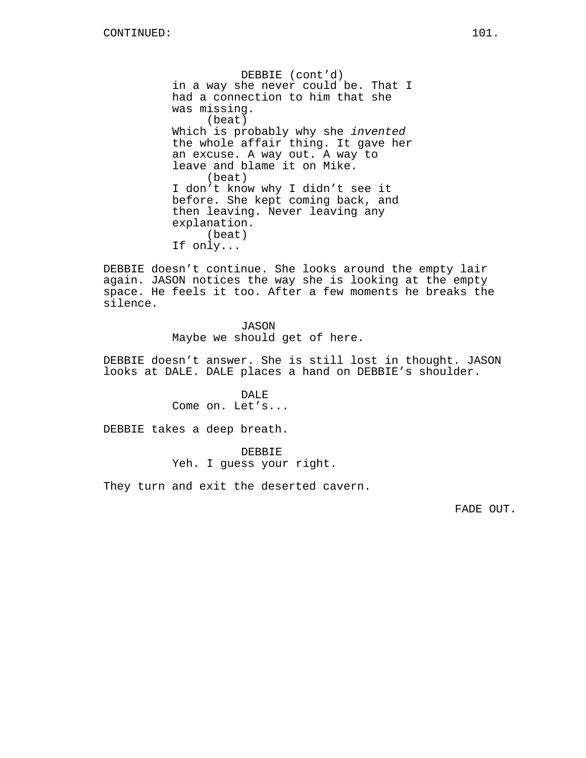CONTINUED:

DEBBIE (cont'd)
in a way she never could be. That I had a connection to him that she was missing.
(beat)
Which is probably why she *invented* the whole affair thing. It gave her an excuse. A way out. A way to leave and blame it on Mike.
(beat)
I don't know why I didn't see it before. She kept coming back, and then leaving. Never leaving any explanation.
(beat)
If only...

DEBBIE doesn't continue. She looks around the empty lair again. JASON notices the way she is looking at the empty space. He feels it too. After a few moments he breaks the silence.

JASON
Maybe we should get of here.

DEBBIE doesn't answer. She is still lost in thought. JASON looks at DALE. DALE places a hand on DEBBIE's shoulder.

DALE
Come on. Let's...

DEBBIE takes a deep breath.

DEBBIE
Yeh. I guess your right.

They turn and exit the deserted cavern.

FADE OUT.